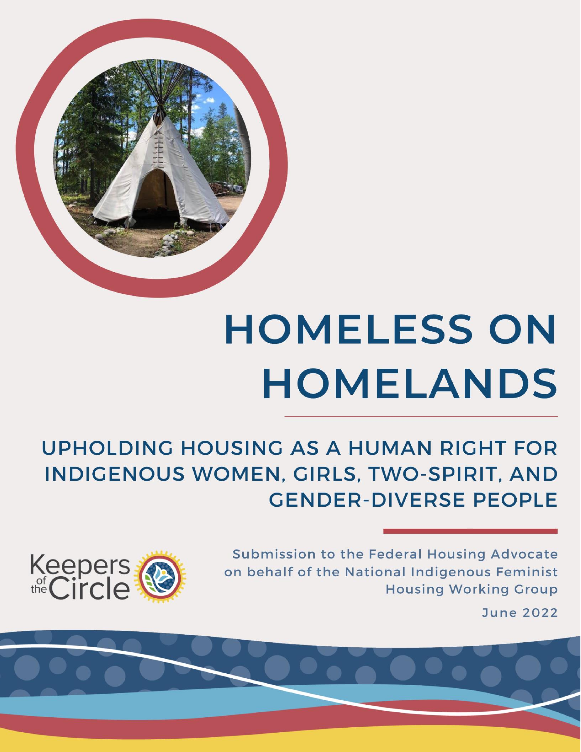# HOMELESS ON HOMELANDS

## UPHOLDING HOUSING AS A HUMAN RIGHT FOR INDIGENOUS WOMEN, GIRLS, TWO-SPIRIT, AND GENDER-DIVERSE PEOPLE

Keepers of the Circle

Submission to the Federal Housing Advocate on behalf of the National Indigenous Feminist Housing Working Group

June 2022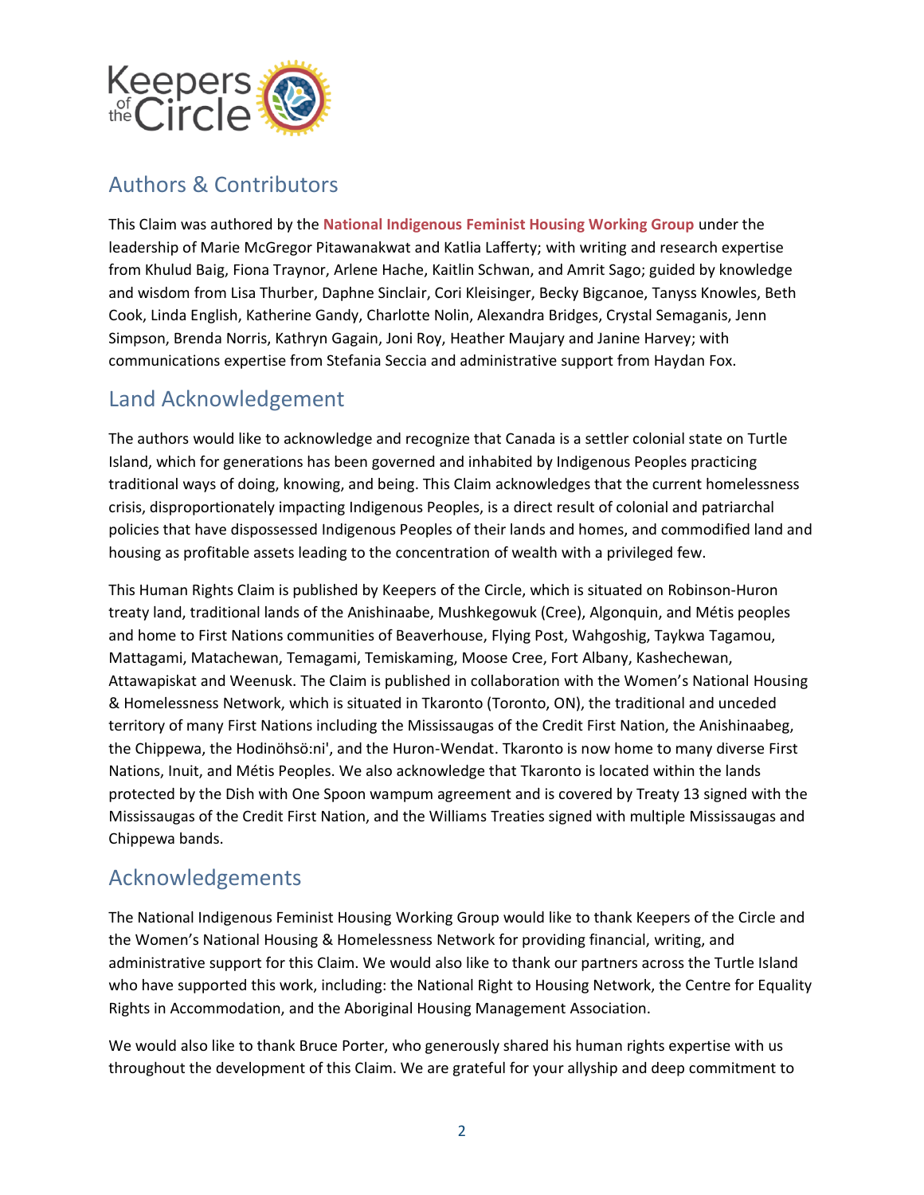## Authors & Contributors

This Claim was authored by the **National Indigenous Feminist Housing Working Group** under the leadership of Marie McGregor Pitawanakwat and Katlia Lafferty; with writing and research expertise from Khulud Baig, Fiona Traynor, Arlene Hache, Kaitlin Schwan, and Amrit Sago; guided by knowledge and wisdom from Lisa Thurber, Daphne Sinclair, Cori Kleisinger, Becky Bigcanoe, Tanyss Knowles, Beth Cook, Linda English, Katherine Gandy, Charlotte Nolin, Alexandra Bridges, Crystal Semaganis, Jenn Simpson, Brenda Norris, Kathryn Gagain, Joni Roy, Heather Maujary and Janine Harvey; with communications expertise from Stefania Seccia and administrative support from Haydan Fox.

## Land Acknowledgement

The authors would like to acknowledge and recognize that Canada is a settler colonial state on Turtle Island, which for generations has been governed and inhabited by Indigenous Peoples practicing traditional ways of doing, knowing, and being. This Claim acknowledges that the current homelessness crisis, disproportionately impacting Indigenous Peoples, is a direct result of colonial and patriarchal policies that have dispossessed Indigenous Peoples of their lands and homes, and commodified land and housing as profitable assets leading to the concentration of wealth with a privileged few.

This Human Rights Claim is published by Keepers of the Circle, which is situated on Robinson-Huron treaty land, traditional lands of the Anishinaabe, Mushkegowuk (Cree), Algonquin, and Métis peoples and home to First Nations communities of Beaverhouse, Flying Post, Wahgoshig, Taykwa Tagamou, Mattagami, Matachewan, Temagami, Temiskaming, Moose Cree, Fort Albany, Kashechewan, Attawapiskat and Weenusk. The Claim is published in collaboration with the Women's National Housing & Homelessness Network, which is situated in Tkaronto (Toronto, ON), the traditional and unceded territory of many First Nations including the Mississaugas of the Credit First Nation, the Anishinaabeg, the Chippewa, the Hodinöhsö:ni', and the Huron-Wendat. Tkaronto is now home to many diverse First Nations, Inuit, and Métis Peoples. We also acknowledge that Tkaronto is located within the lands protected by the Dish with One Spoon wampum agreement and is covered by Treaty 13 signed with the Mississaugas of the Credit First Nation, and the Williams Treaties signed with multiple Mississaugas and Chippewa bands.

## Acknowledgements

The National Indigenous Feminist Housing Working Group would like to thank Keepers of the Circle and the Women's National Housing & Homelessness Network for providing financial, writing, and administrative support for this Claim. We would also like to thank our partners across the Turtle Island who have supported this work, including: the National Right to Housing Network, the Centre for Equality Rights in Accommodation, and the Aboriginal Housing Management Association.

We would also like to thank Bruce Porter, who generously shared his human rights expertise with us throughout the development of this Claim. We are grateful for your allyship and deep commitment to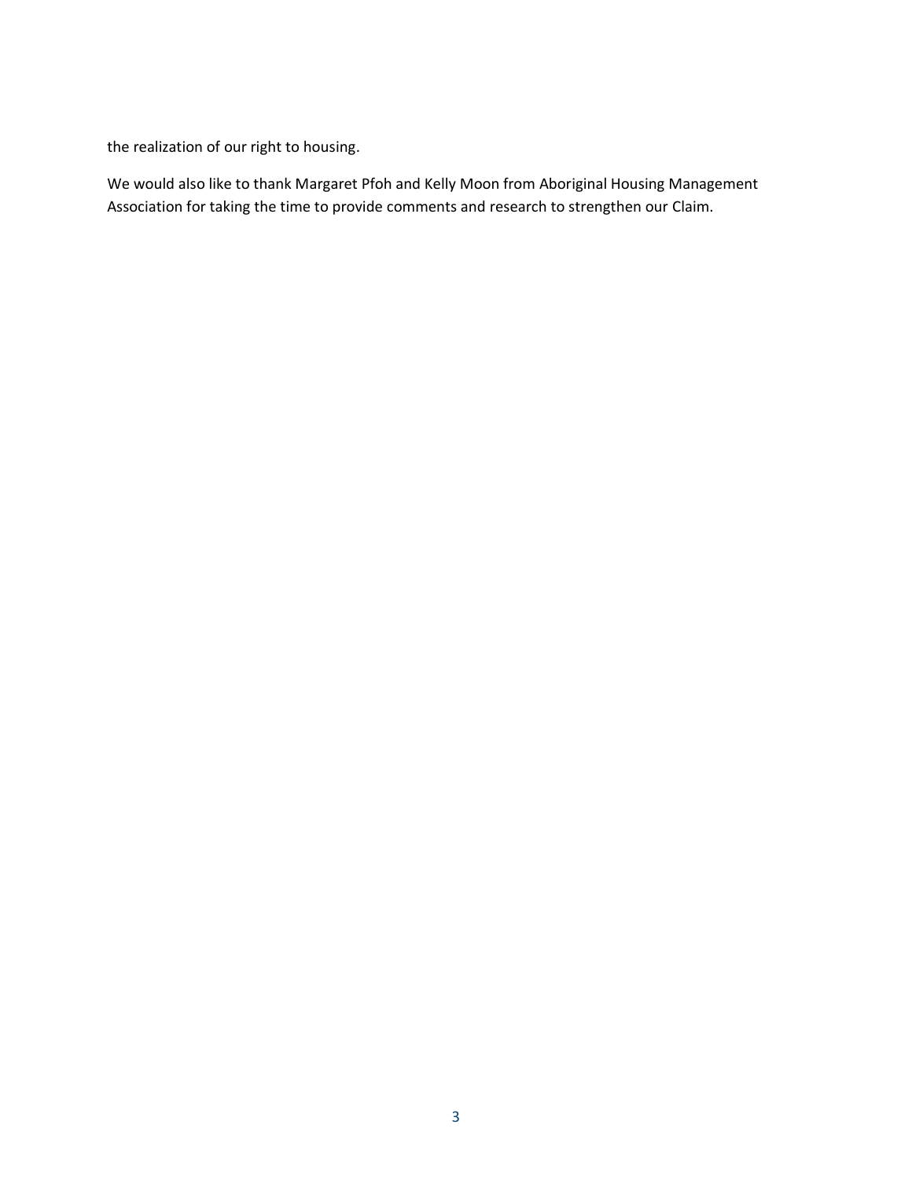the realization of our right to housing.

We would also like to thank Margaret Pfoh and Kelly Moon from Aboriginal Housing Management Association for taking the time to provide comments and research to strengthen our Claim.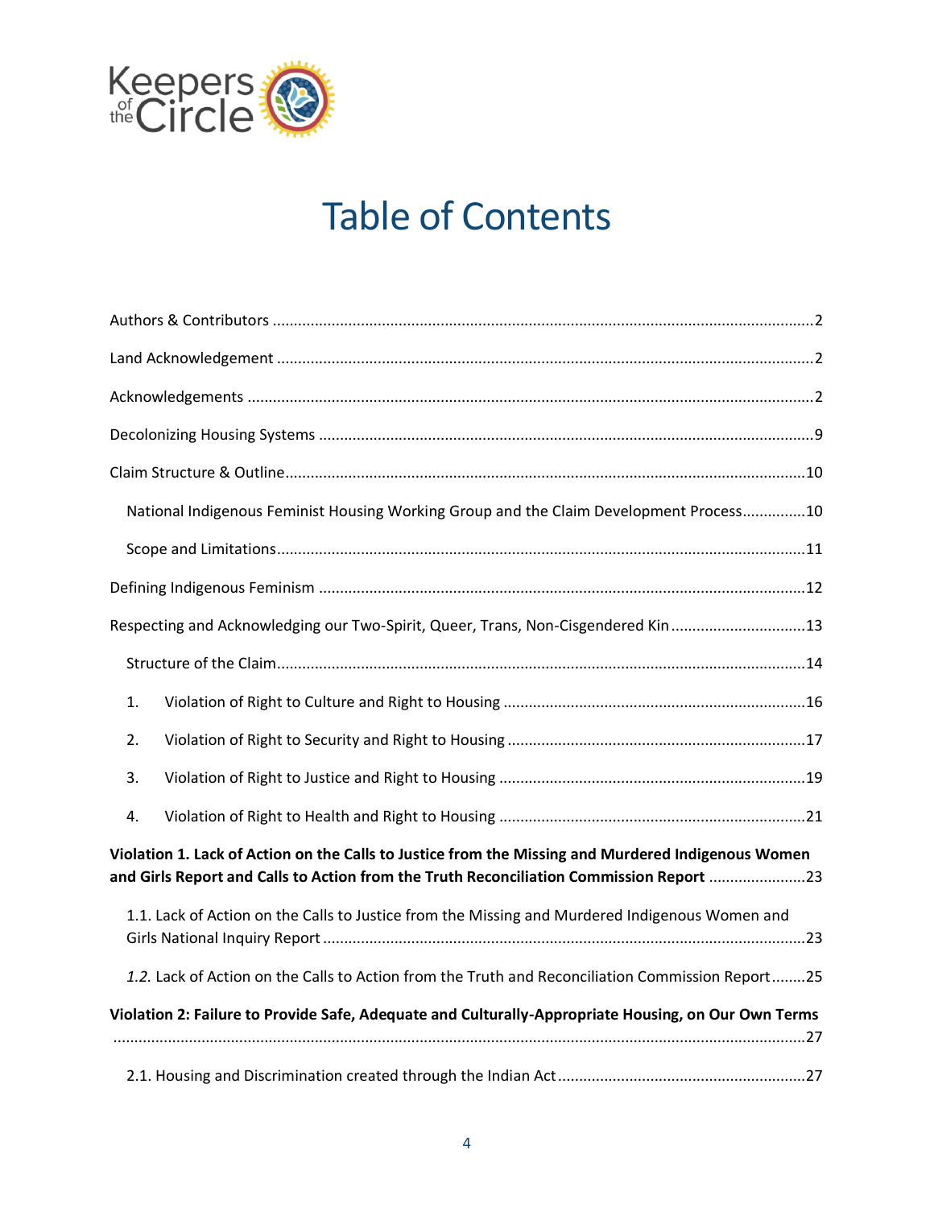# Table of Contents

Authors & Contributors ........ 2

Land Acknowledgement ........ 2

Acknowledgements ........ 2

Decolonizing Housing Systems ........ 9

Claim Structure & Outline ........ 10

- National Indigenous Feminist Housing Working Group and the Claim Development Process ........ 10
- Scope and Limitations ........ 11

Defining Indigenous Feminism ........ 12

Respecting and Acknowledging our Two-Spirit, Queer, Trans, Non-Cisgendered Kin ........ 13

- Structure of the Claim ........ 14
  1. Violation of Right to Culture and Right to Housing ........ 16
  2. Violation of Right to Security and Right to Housing ........ 17
  3. Violation of Right to Justice and Right to Housing ........ 19
  4. Violation of Right to Health and Right to Housing ........ 21

**Violation 1. Lack of Action on the Calls to Justice from the Missing and Murdered Indigenous Women and Girls Report and Calls to Action from the Truth Reconciliation Commission Report** ........ 23

- 1.1. Lack of Action on the Calls to Justice from the Missing and Murdered Indigenous Women and Girls National Inquiry Report ........ 23
- *1.2.* Lack of Action on the Calls to Action from the Truth and Reconciliation Commission Report ........ 25

**Violation 2: Failure to Provide Safe, Adequate and Culturally-Appropriate Housing, on Our Own Terms** ........ 27

- 2.1. Housing and Discrimination created through the Indian Act ........ 27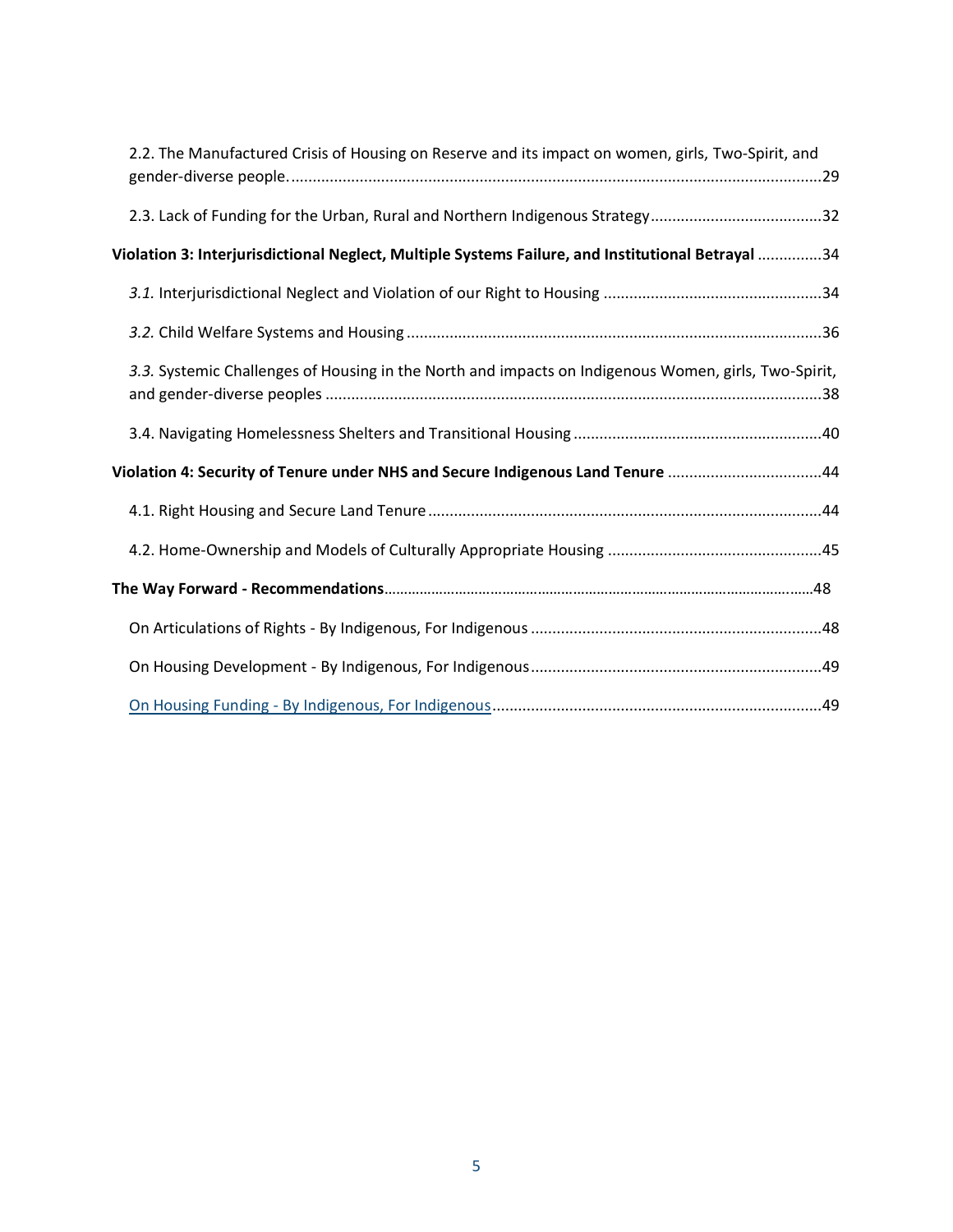2.2. The Manufactured Crisis of Housing on Reserve and its impact on women, girls, Two-Spirit, and gender-diverse people. ............................................................................................................................29

2.3. Lack of Funding for the Urban, Rural and Northern Indigenous Strategy........................................32

**Violation 3: Interjurisdictional Neglect, Multiple Systems Failure, and Institutional Betrayal** ...............34

*3.1.* Interjurisdictional Neglect and Violation of our Right to Housing ...................................................34

*3.2.* Child Welfare Systems and Housing .................................................................................................36

*3.3.* Systemic Challenges of Housing in the North and impacts on Indigenous Women, girls, Two-Spirit, and gender-diverse peoples ....................................................................................................................38

3.4. Navigating Homelessness Shelters and Transitional Housing ..........................................................40

**Violation 4: Security of Tenure under NHS and Secure Indigenous Land Tenure** ....................................44

4.1. Right Housing and Secure Land Tenure ............................................................................................44

4.2. Home-Ownership and Models of Culturally Appropriate Housing ..................................................45

**The Way Forward - Recommendations**.............................................................................................................48

On Articulations of Rights - By Indigenous, For Indigenous ....................................................................48

On Housing Development - By Indigenous, For Indigenous....................................................................49

On Housing Funding - By Indigenous, For Indigenous.............................................................................49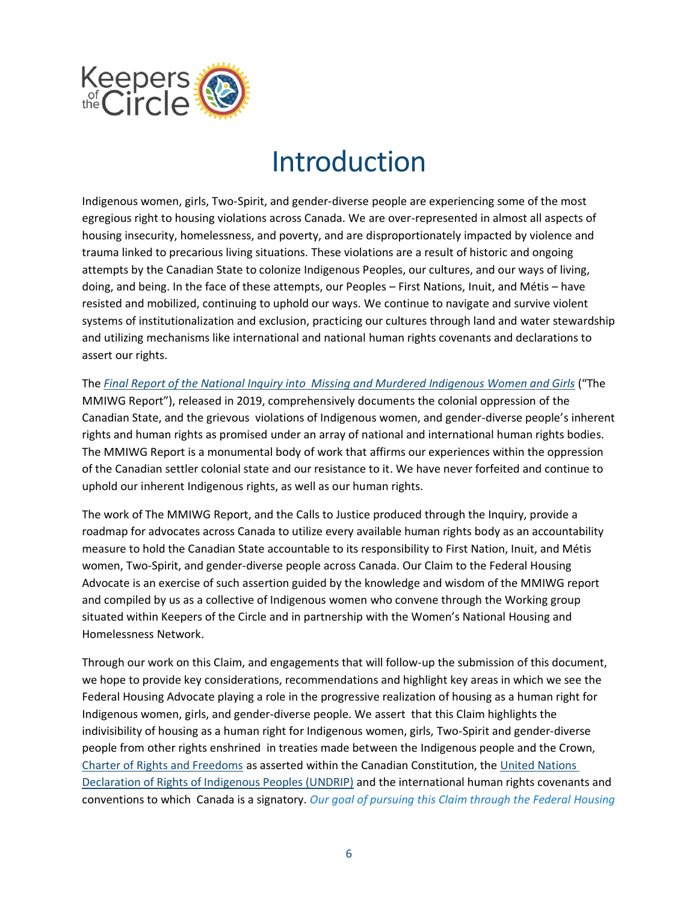# Introduction

Indigenous women, girls, Two-Spirit, and gender-diverse people are experiencing some of the most egregious right to housing violations across Canada. We are over-represented in almost all aspects of housing insecurity, homelessness, and poverty, and are disproportionately impacted by violence and trauma linked to precarious living situations. These violations are a result of historic and ongoing attempts by the Canadian State to colonize Indigenous Peoples, our cultures, and our ways of living, doing, and being. In the face of these attempts, our Peoples – First Nations, Inuit, and Métis – have resisted and mobilized, continuing to uphold our ways. We continue to navigate and survive violent systems of institutionalization and exclusion, practicing our cultures through land and water stewardship and utilizing mechanisms like international and national human rights covenants and declarations to assert our rights.

The *Final Report of the National Inquiry into Missing and Murdered Indigenous Women and Girls* ("The MMIWG Report"), released in 2019, comprehensively documents the colonial oppression of the Canadian State, and the grievous violations of Indigenous women, and gender-diverse people's inherent rights and human rights as promised under an array of national and international human rights bodies. The MMIWG Report is a monumental body of work that affirms our experiences within the oppression of the Canadian settler colonial state and our resistance to it. We have never forfeited and continue to uphold our inherent Indigenous rights, as well as our human rights.

The work of The MMIWG Report, and the Calls to Justice produced through the Inquiry, provide a roadmap for advocates across Canada to utilize every available human rights body as an accountability measure to hold the Canadian State accountable to its responsibility to First Nation, Inuit, and Métis women, Two-Spirit, and gender-diverse people across Canada. Our Claim to the Federal Housing Advocate is an exercise of such assertion guided by the knowledge and wisdom of the MMIWG report and compiled by us as a collective of Indigenous women who convene through the Working group situated within Keepers of the Circle and in partnership with the Women's National Housing and Homelessness Network.

Through our work on this Claim, and engagements that will follow-up the submission of this document, we hope to provide key considerations, recommendations and highlight key areas in which we see the Federal Housing Advocate playing a role in the progressive realization of housing as a human right for Indigenous women, girls, and gender-diverse people. We assert that this Claim highlights the indivisibility of housing as a human right for Indigenous women, girls, Two-Spirit and gender-diverse people from other rights enshrined in treaties made between the Indigenous people and the Crown, Charter of Rights and Freedoms as asserted within the Canadian Constitution, the United Nations Declaration of Rights of Indigenous Peoples (UNDRIP) and the international human rights covenants and conventions to which Canada is a signatory. *Our goal of pursuing this Claim through the Federal Housing*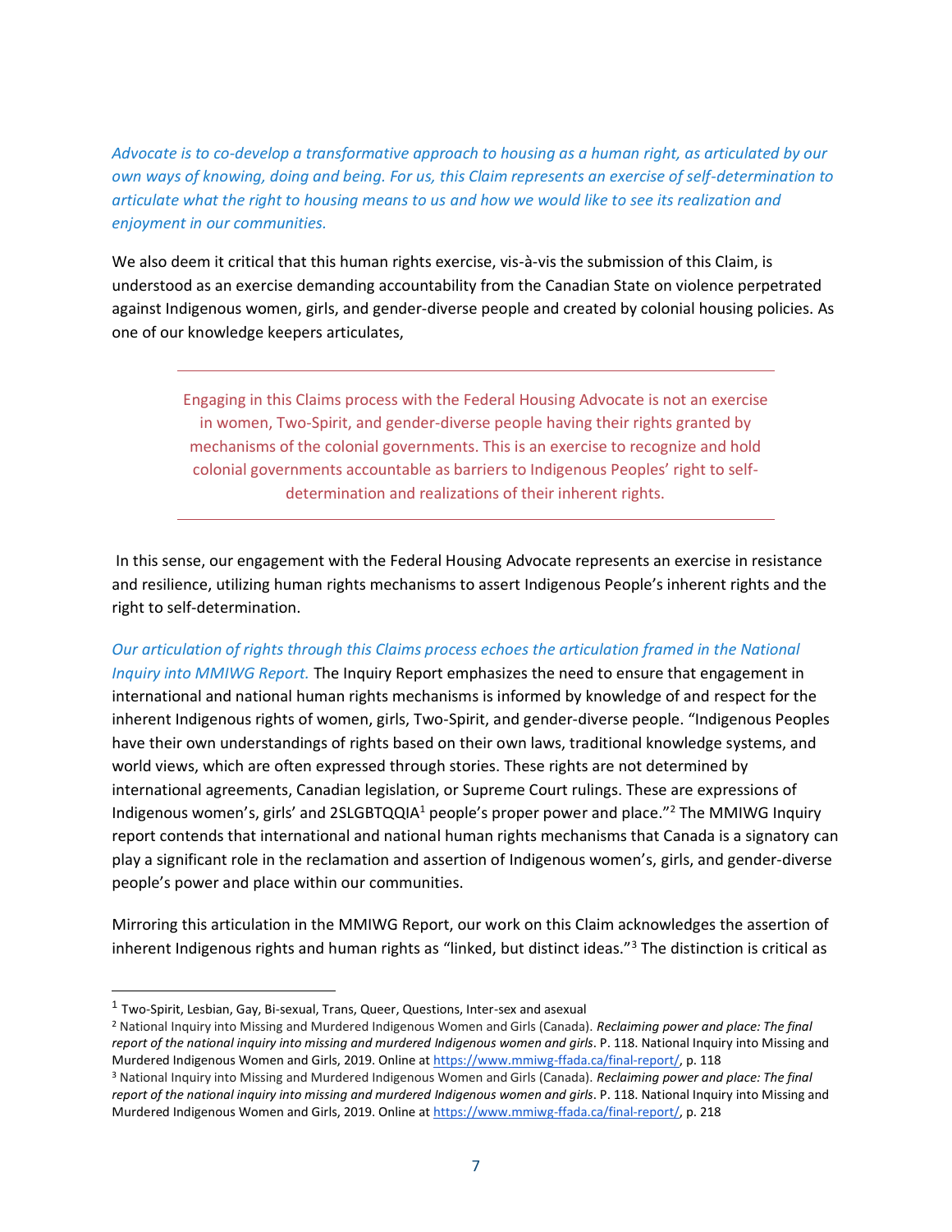*Advocate is to co-develop a transformative approach to housing as a human right, as articulated by our own ways of knowing, doing and being. For us, this Claim represents an exercise of self-determination to articulate what the right to housing means to us and how we would like to see its realization and enjoyment in our communities.*

We also deem it critical that this human rights exercise, vis-à-vis the submission of this Claim, is understood as an exercise demanding accountability from the Canadian State on violence perpetrated against Indigenous women, girls, and gender-diverse people and created by colonial housing policies. As one of our knowledge keepers articulates,

---

> Engaging in this Claims process with the Federal Housing Advocate is not an exercise in women, Two-Spirit, and gender-diverse people having their rights granted by mechanisms of the colonial governments. This is an exercise to recognize and hold colonial governments accountable as barriers to Indigenous Peoples' right to self-determination and realizations of their inherent rights.

---

In this sense, our engagement with the Federal Housing Advocate represents an exercise in resistance and resilience, utilizing human rights mechanisms to assert Indigenous People's inherent rights and the right to self-determination.

*Our articulation of rights through this Claims process echoes the articulation framed in the National Inquiry into MMIWG Report.* The Inquiry Report emphasizes the need to ensure that engagement in international and national human rights mechanisms is informed by knowledge of and respect for the inherent Indigenous rights of women, girls, Two-Spirit, and gender-diverse people. "Indigenous Peoples have their own understandings of rights based on their own laws, traditional knowledge systems, and world views, which are often expressed through stories. These rights are not determined by international agreements, Canadian legislation, or Supreme Court rulings. These are expressions of Indigenous women's, girls' and 2SLGBTQQIA[1] people's proper power and place."[2] The MMIWG Inquiry report contends that international and national human rights mechanisms that Canada is a signatory can play a significant role in the reclamation and assertion of Indigenous women's, girls, and gender-diverse people's power and place within our communities.

Mirroring this articulation in the MMIWG Report, our work on this Claim acknowledges the assertion of inherent Indigenous rights and human rights as "linked, but distinct ideas."[3] The distinction is critical as

---

[1] Two-Spirit, Lesbian, Gay, Bi-sexual, Trans, Queer, Questions, Inter-sex and asexual

[2] National Inquiry into Missing and Murdered Indigenous Women and Girls (Canada). *Reclaiming power and place: The final report of the national inquiry into missing and murdered Indigenous women and girls*. P. 118. National Inquiry into Missing and Murdered Indigenous Women and Girls, 2019. Online at https://www.mmiwg-ffada.ca/final-report/, p. 118

[3] National Inquiry into Missing and Murdered Indigenous Women and Girls (Canada). *Reclaiming power and place: The final report of the national inquiry into missing and murdered Indigenous women and girls*. P. 118. National Inquiry into Missing and Murdered Indigenous Women and Girls, 2019. Online at https://www.mmiwg-ffada.ca/final-report/, p. 218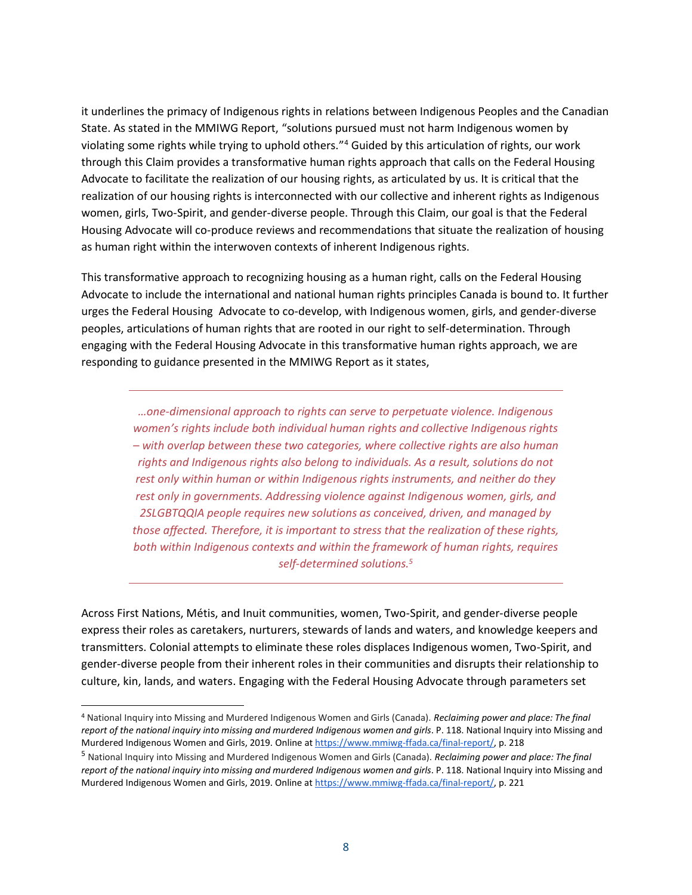it underlines the primacy of Indigenous rights in relations between Indigenous Peoples and the Canadian State. As stated in the MMIWG Report, "solutions pursued must not harm Indigenous women by violating some rights while trying to uphold others."[4] Guided by this articulation of rights, our work through this Claim provides a transformative human rights approach that calls on the Federal Housing Advocate to facilitate the realization of our housing rights, as articulated by us. It is critical that the realization of our housing rights is interconnected with our collective and inherent rights as Indigenous women, girls, Two-Spirit, and gender-diverse people. Through this Claim, our goal is that the Federal Housing Advocate will co-produce reviews and recommendations that situate the realization of housing as human right within the interwoven contexts of inherent Indigenous rights.

This transformative approach to recognizing housing as a human right, calls on the Federal Housing Advocate to include the international and national human rights principles Canada is bound to. It further urges the Federal Housing Advocate to co-develop, with Indigenous women, girls, and gender-diverse peoples, articulations of human rights that are rooted in our right to self-determination. Through engaging with the Federal Housing Advocate in this transformative human rights approach, we are responding to guidance presented in the MMIWG Report as it states,

> *…one-dimensional approach to rights can serve to perpetuate violence. Indigenous women's rights include both individual human rights and collective Indigenous rights – with overlap between these two categories, where collective rights are also human rights and Indigenous rights also belong to individuals. As a result, solutions do not rest only within human or within Indigenous rights instruments, and neither do they rest only in governments. Addressing violence against Indigenous women, girls, and 2SLGBTQQIA people requires new solutions as conceived, driven, and managed by those affected. Therefore, it is important to stress that the realization of these rights, both within Indigenous contexts and within the framework of human rights, requires self-determined solutions.*[5]

Across First Nations, Métis, and Inuit communities, women, Two-Spirit, and gender-diverse people express their roles as caretakers, nurturers, stewards of lands and waters, and knowledge keepers and transmitters. Colonial attempts to eliminate these roles displaces Indigenous women, Two-Spirit, and gender-diverse people from their inherent roles in their communities and disrupts their relationship to culture, kin, lands, and waters. Engaging with the Federal Housing Advocate through parameters set

---

[4] National Inquiry into Missing and Murdered Indigenous Women and Girls (Canada). *Reclaiming power and place: The final report of the national inquiry into missing and murdered Indigenous women and girls*. P. 118. National Inquiry into Missing and Murdered Indigenous Women and Girls, 2019. Online at https://www.mmiwg-ffada.ca/final-report/, p. 218

[5] National Inquiry into Missing and Murdered Indigenous Women and Girls (Canada). *Reclaiming power and place: The final report of the national inquiry into missing and murdered Indigenous women and girls*. P. 118. National Inquiry into Missing and Murdered Indigenous Women and Girls, 2019. Online at https://www.mmiwg-ffada.ca/final-report/, p. 221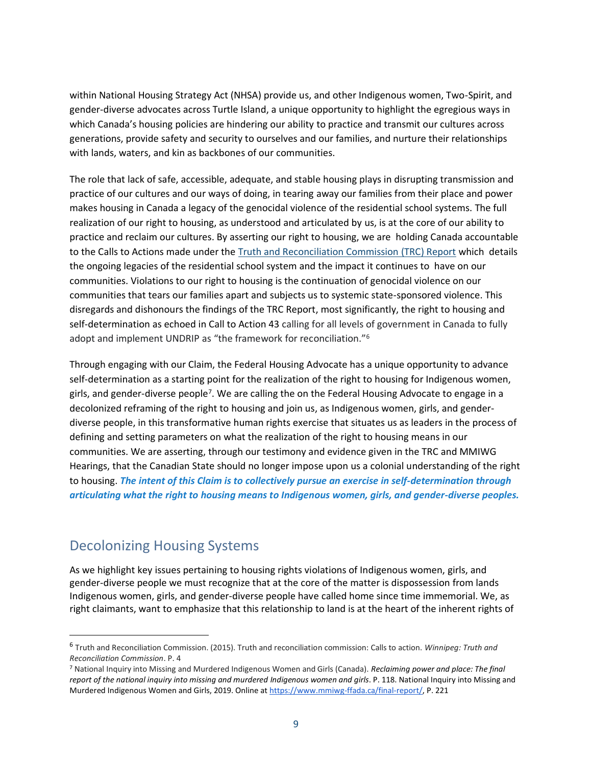within National Housing Strategy Act (NHSA) provide us, and other Indigenous women, Two-Spirit, and gender-diverse advocates across Turtle Island, a unique opportunity to highlight the egregious ways in which Canada's housing policies are hindering our ability to practice and transmit our cultures across generations, provide safety and security to ourselves and our families, and nurture their relationships with lands, waters, and kin as backbones of our communities.

The role that lack of safe, accessible, adequate, and stable housing plays in disrupting transmission and practice of our cultures and our ways of doing, in tearing away our families from their place and power makes housing in Canada a legacy of the genocidal violence of the residential school systems. The full realization of our right to housing, as understood and articulated by us, is at the core of our ability to practice and reclaim our cultures. By asserting our right to housing, we are holding Canada accountable to the Calls to Actions made under the [Truth and Reconciliation Commission (TRC) Report] which details the ongoing legacies of the residential school system and the impact it continues to have on our communities. Violations to our right to housing is the continuation of genocidal violence on our communities that tears our families apart and subjects us to systemic state-sponsored violence. This disregards and dishonours the findings of the TRC Report, most significantly, the right to housing and self-determination as echoed in Call to Action 43 calling for all levels of government in Canada to fully adopt and implement UNDRIP as "the framework for reconciliation."[6]

Through engaging with our Claim, the Federal Housing Advocate has a unique opportunity to advance self-determination as a starting point for the realization of the right to housing for Indigenous women, girls, and gender-diverse people[7]. We are calling the on the Federal Housing Advocate to engage in a decolonized reframing of the right to housing and join us, as Indigenous women, girls, and gender-diverse people, in this transformative human rights exercise that situates us as leaders in the process of defining and setting parameters on what the realization of the right to housing means in our communities. We are asserting, through our testimony and evidence given in the TRC and MMIWG Hearings, that the Canadian State should no longer impose upon us a colonial understanding of the right to housing. ***The intent of this Claim is to collectively pursue an exercise in self-determination through articulating what the right to housing means to Indigenous women, girls, and gender-diverse peoples.***

## Decolonizing Housing Systems

As we highlight key issues pertaining to housing rights violations of Indigenous women, girls, and gender-diverse people we must recognize that at the core of the matter is dispossession from lands Indigenous women, girls, and gender-diverse people have called home since time immemorial. We, as right claimants, want to emphasize that this relationship to land is at the heart of the inherent rights of

---

[6] Truth and Reconciliation Commission. (2015). Truth and reconciliation commission: Calls to action. *Winnipeg: Truth and Reconciliation Commission*. P. 4

[7] National Inquiry into Missing and Murdered Indigenous Women and Girls (Canada). ***Reclaiming power and place:** The final report of the national inquiry into missing and murdered Indigenous women and girls*. P. 118. National Inquiry into Missing and Murdered Indigenous Women and Girls, 2019. Online at https://www.mmiwg-ffada.ca/final-report/, P. 221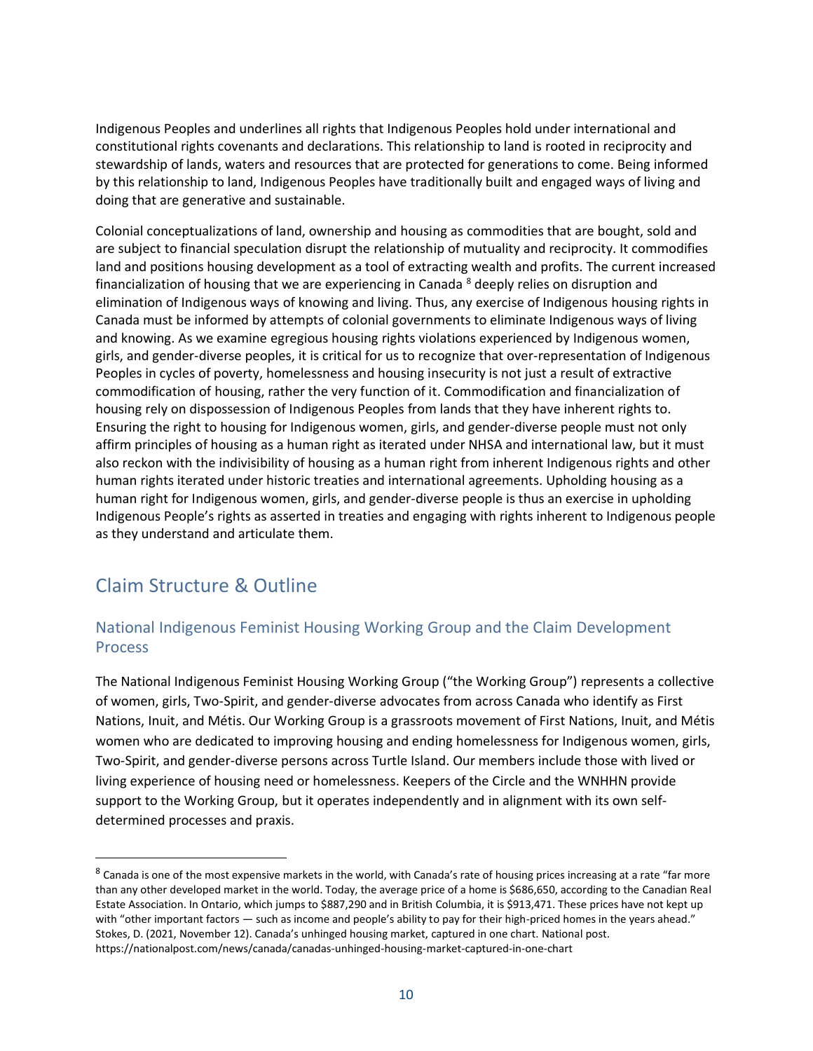Indigenous Peoples and underlines all rights that Indigenous Peoples hold under international and constitutional rights covenants and declarations. This relationship to land is rooted in reciprocity and stewardship of lands, waters and resources that are protected for generations to come. Being informed by this relationship to land, Indigenous Peoples have traditionally built and engaged ways of living and doing that are generative and sustainable.

Colonial conceptualizations of land, ownership and housing as commodities that are bought, sold and are subject to financial speculation disrupt the relationship of mutuality and reciprocity. It commodifies land and positions housing development as a tool of extracting wealth and profits. The current increased financialization of housing that we are experiencing in Canada [8] deeply relies on disruption and elimination of Indigenous ways of knowing and living. Thus, any exercise of Indigenous housing rights in Canada must be informed by attempts of colonial governments to eliminate Indigenous ways of living and knowing. As we examine egregious housing rights violations experienced by Indigenous women, girls, and gender-diverse peoples, it is critical for us to recognize that over-representation of Indigenous Peoples in cycles of poverty, homelessness and housing insecurity is not just a result of extractive commodification of housing, rather the very function of it. Commodification and financialization of housing rely on dispossession of Indigenous Peoples from lands that they have inherent rights to. Ensuring the right to housing for Indigenous women, girls, and gender-diverse people must not only affirm principles of housing as a human right as iterated under NHSA and international law, but it must also reckon with the indivisibility of housing as a human right from inherent Indigenous rights and other human rights iterated under historic treaties and international agreements. Upholding housing as a human right for Indigenous women, girls, and gender-diverse people is thus an exercise in upholding Indigenous People's rights as asserted in treaties and engaging with rights inherent to Indigenous people as they understand and articulate them.

## Claim Structure & Outline

### National Indigenous Feminist Housing Working Group and the Claim Development Process

The National Indigenous Feminist Housing Working Group ("the Working Group") represents a collective of women, girls, Two-Spirit, and gender-diverse advocates from across Canada who identify as First Nations, Inuit, and Métis. Our Working Group is a grassroots movement of First Nations, Inuit, and Métis women who are dedicated to improving housing and ending homelessness for Indigenous women, girls, Two-Spirit, and gender-diverse persons across Turtle Island. Our members include those with lived or living experience of housing need or homelessness. Keepers of the Circle and the WNHHN provide support to the Working Group, but it operates independently and in alignment with its own self-determined processes and praxis.

---

[8] Canada is one of the most expensive markets in the world, with Canada's rate of housing prices increasing at a rate "far more than any other developed market in the world. Today, the average price of a home is $686,650, according to the Canadian Real Estate Association. In Ontario, which jumps to $887,290 and in British Columbia, it is $913,471. These prices have not kept up with "other important factors — such as income and people's ability to pay for their high-priced homes in the years ahead." Stokes, D. (2021, November 12). Canada's unhinged housing market, captured in one chart. National post. https://nationalpost.com/news/canada/canadas-unhinged-housing-market-captured-in-one-chart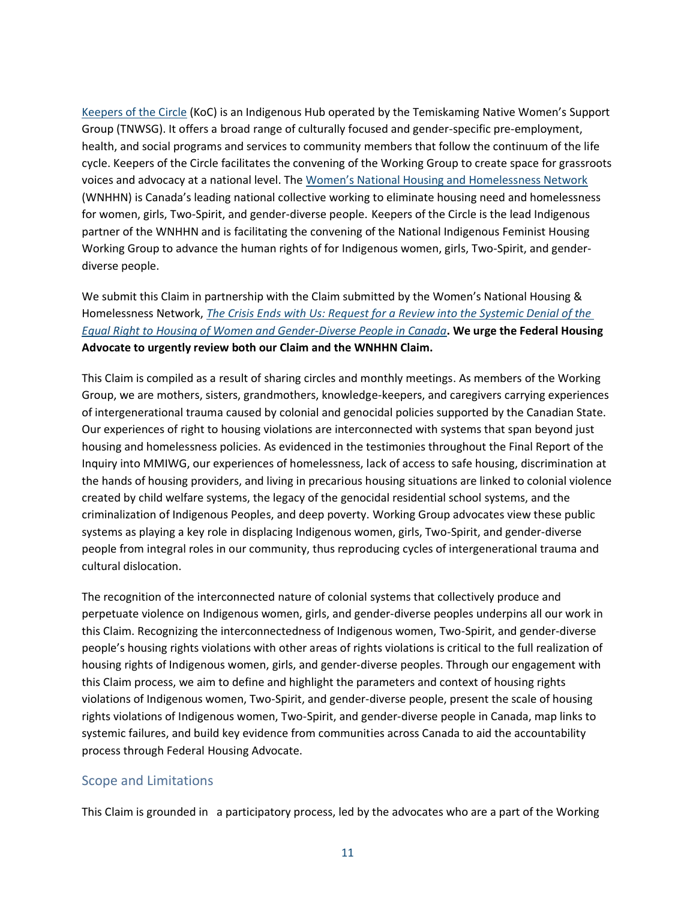[Keepers of the Circle](#) (KoC) is an Indigenous Hub operated by the Temiskaming Native Women's Support Group (TNWSG). It offers a broad range of culturally focused and gender-specific pre-employment, health, and social programs and services to community members that follow the continuum of the life cycle. Keepers of the Circle facilitates the convening of the Working Group to create space for grassroots voices and advocacy at a national level. The [Women's National Housing and Homelessness Network](#) (WNHHN) is Canada's leading national collective working to eliminate housing need and homelessness for women, girls, Two-Spirit, and gender-diverse people. Keepers of the Circle is the lead Indigenous partner of the WNHHN and is facilitating the convening of the National Indigenous Feminist Housing Working Group to advance the human rights of for Indigenous women, girls, Two-Spirit, and gender-diverse people.

We submit this Claim in partnership with the Claim submitted by the Women's National Housing & Homelessness Network, *[The Crisis Ends with Us: Request for a Review into the Systemic Denial of the Equal Right to Housing of Women and Gender-Diverse People in Canada](#)*. **We urge the Federal Housing Advocate to urgently review both our Claim and the WNHHN Claim.**

This Claim is compiled as a result of sharing circles and monthly meetings. As members of the Working Group, we are mothers, sisters, grandmothers, knowledge-keepers, and caregivers carrying experiences of intergenerational trauma caused by colonial and genocidal policies supported by the Canadian State. Our experiences of right to housing violations are interconnected with systems that span beyond just housing and homelessness policies. As evidenced in the testimonies throughout the Final Report of the Inquiry into MMIWG, our experiences of homelessness, lack of access to safe housing, discrimination at the hands of housing providers, and living in precarious housing situations are linked to colonial violence created by child welfare systems, the legacy of the genocidal residential school systems, and the criminalization of Indigenous Peoples, and deep poverty. Working Group advocates view these public systems as playing a key role in displacing Indigenous women, girls, Two-Spirit, and gender-diverse people from integral roles in our community, thus reproducing cycles of intergenerational trauma and cultural dislocation.

The recognition of the interconnected nature of colonial systems that collectively produce and perpetuate violence on Indigenous women, girls, and gender-diverse peoples underpins all our work in this Claim. Recognizing the interconnectedness of Indigenous women, Two-Spirit, and gender-diverse people's housing rights violations with other areas of rights violations is critical to the full realization of housing rights of Indigenous women, girls, and gender-diverse peoples. Through our engagement with this Claim process, we aim to define and highlight the parameters and context of housing rights violations of Indigenous women, Two-Spirit, and gender-diverse people, present the scale of housing rights violations of Indigenous women, Two-Spirit, and gender-diverse people in Canada, map links to systemic failures, and build key evidence from communities across Canada to aid the accountability process through Federal Housing Advocate.

## Scope and Limitations

This Claim is grounded in a participatory process, led by the advocates who are a part of the Working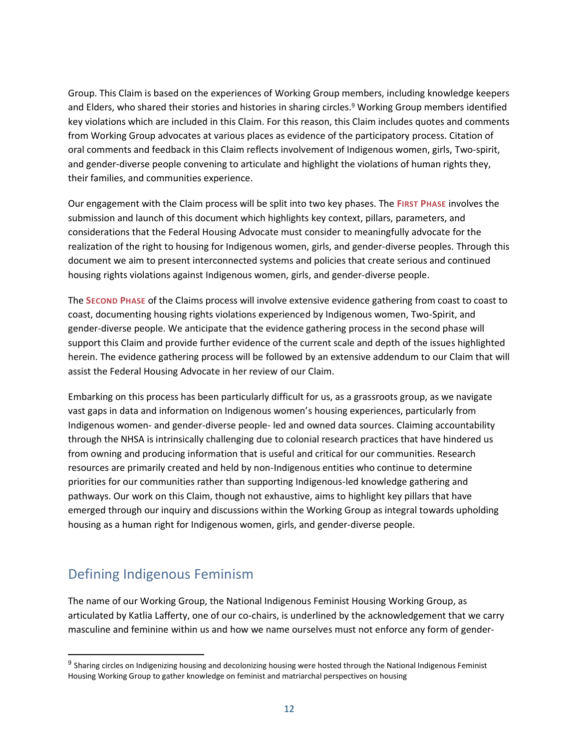Group. This Claim is based on the experiences of Working Group members, including knowledge keepers and Elders, who shared their stories and histories in sharing circles.[9] Working Group members identified key violations which are included in this Claim. For this reason, this Claim includes quotes and comments from Working Group advocates at various places as evidence of the participatory process. Citation of oral comments and feedback in this Claim reflects involvement of Indigenous women, girls, Two-spirit, and gender-diverse people convening to articulate and highlight the violations of human rights they, their families, and communities experience.

Our engagement with the Claim process will be split into two key phases. The **FIRST PHASE** involves the submission and launch of this document which highlights key context, pillars, parameters, and considerations that the Federal Housing Advocate must consider to meaningfully advocate for the realization of the right to housing for Indigenous women, girls, and gender-diverse peoples. Through this document we aim to present interconnected systems and policies that create serious and continued housing rights violations against Indigenous women, girls, and gender-diverse people.

The **SECOND PHASE** of the Claims process will involve extensive evidence gathering from coast to coast to coast, documenting housing rights violations experienced by Indigenous women, Two-Spirit, and gender-diverse people. We anticipate that the evidence gathering process in the second phase will support this Claim and provide further evidence of the current scale and depth of the issues highlighted herein. The evidence gathering process will be followed by an extensive addendum to our Claim that will assist the Federal Housing Advocate in her review of our Claim.

Embarking on this process has been particularly difficult for us, as a grassroots group, as we navigate vast gaps in data and information on Indigenous women's housing experiences, particularly from Indigenous women- and gender-diverse people- led and owned data sources. Claiming accountability through the NHSA is intrinsically challenging due to colonial research practices that have hindered us from owning and producing information that is useful and critical for our communities. Research resources are primarily created and held by non-Indigenous entities who continue to determine priorities for our communities rather than supporting Indigenous-led knowledge gathering and pathways. Our work on this Claim, though not exhaustive, aims to highlight key pillars that have emerged through our inquiry and discussions within the Working Group as integral towards upholding housing as a human right for Indigenous women, girls, and gender-diverse people.

## Defining Indigenous Feminism

The name of our Working Group, the National Indigenous Feminist Housing Working Group, as articulated by Katlia Lafferty, one of our co-chairs, is underlined by the acknowledgement that we carry masculine and feminine within us and how we name ourselves must not enforce any form of gender-

[9] Sharing circles on Indigenizing housing and decolonizing housing were hosted through the National Indigenous Feminist Housing Working Group to gather knowledge on feminist and matriarchal perspectives on housing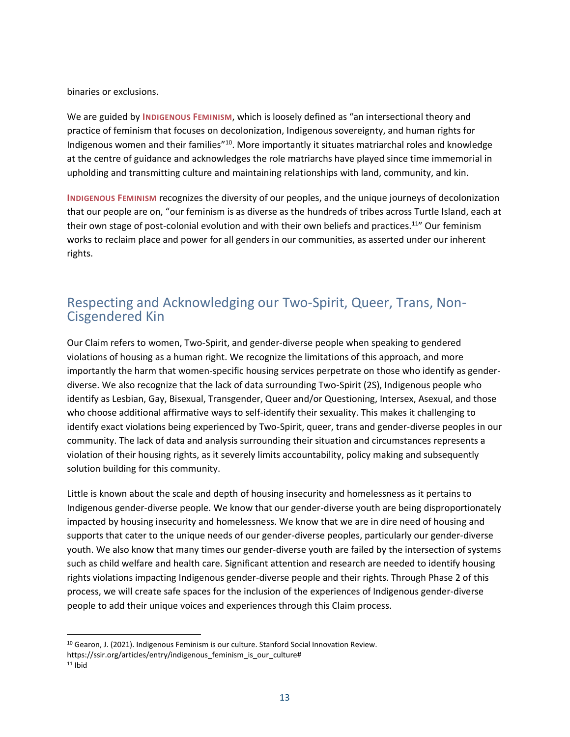binaries or exclusions.

We are guided by **Indigenous Feminism**, which is loosely defined as "an intersectional theory and practice of feminism that focuses on decolonization, Indigenous sovereignty, and human rights for Indigenous women and their families"[10]. More importantly it situates matriarchal roles and knowledge at the centre of guidance and acknowledges the role matriarchs have played since time immemorial in upholding and transmitting culture and maintaining relationships with land, community, and kin.

**Indigenous Feminism** recognizes the diversity of our peoples, and the unique journeys of decolonization that our people are on, "our feminism is as diverse as the hundreds of tribes across Turtle Island, each at their own stage of post-colonial evolution and with their own beliefs and practices.[11]" Our feminism works to reclaim place and power for all genders in our communities, as asserted under our inherent rights.

## Respecting and Acknowledging our Two-Spirit, Queer, Trans, Non-Cisgendered Kin

Our Claim refers to women, Two-Spirit, and gender-diverse people when speaking to gendered violations of housing as a human right. We recognize the limitations of this approach, and more importantly the harm that women-specific housing services perpetrate on those who identify as gender-diverse. We also recognize that the lack of data surrounding Two-Spirit (2S), Indigenous people who identify as Lesbian, Gay, Bisexual, Transgender, Queer and/or Questioning, Intersex, Asexual, and those who choose additional affirmative ways to self-identify their sexuality. This makes it challenging to identify exact violations being experienced by Two-Spirit, queer, trans and gender-diverse peoples in our community. The lack of data and analysis surrounding their situation and circumstances represents a violation of their housing rights, as it severely limits accountability, policy making and subsequently solution building for this community.

Little is known about the scale and depth of housing insecurity and homelessness as it pertains to Indigenous gender-diverse people. We know that our gender-diverse youth are being disproportionately impacted by housing insecurity and homelessness. We know that we are in dire need of housing and supports that cater to the unique needs of our gender-diverse peoples, particularly our gender-diverse youth. We also know that many times our gender-diverse youth are failed by the intersection of systems such as child welfare and health care. Significant attention and research are needed to identify housing rights violations impacting Indigenous gender-diverse people and their rights. Through Phase 2 of this process, we will create safe spaces for the inclusion of the experiences of Indigenous gender-diverse people to add their unique voices and experiences through this Claim process.

---

[10] Gearon, J. (2021). Indigenous Feminism is our culture. Stanford Social Innovation Review. https://ssir.org/articles/entry/indigenous_feminism_is_our_culture#

[11] Ibid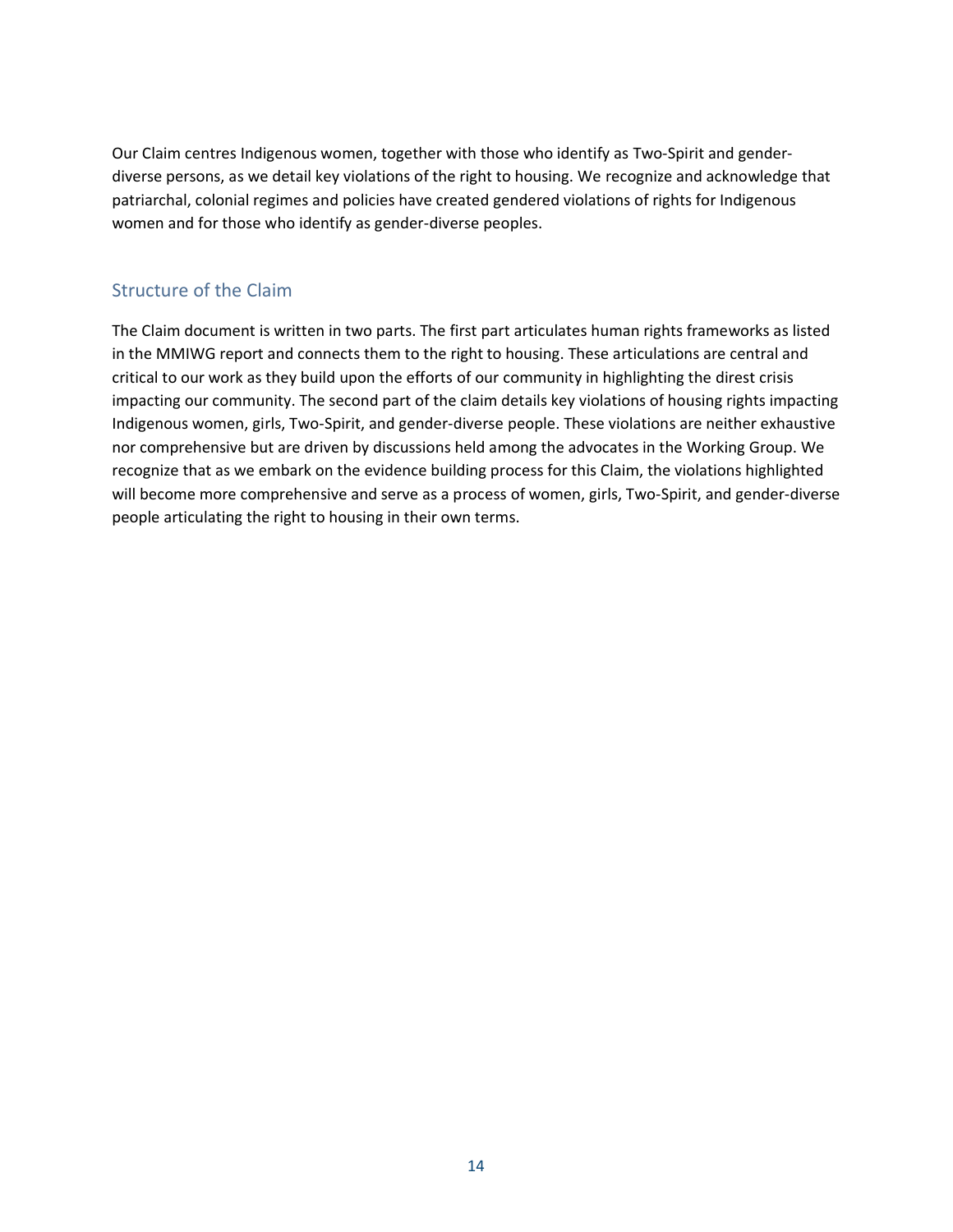Our Claim centres Indigenous women, together with those who identify as Two-Spirit and gender-diverse persons, as we detail key violations of the right to housing. We recognize and acknowledge that patriarchal, colonial regimes and policies have created gendered violations of rights for Indigenous women and for those who identify as gender-diverse peoples.

## Structure of the Claim

The Claim document is written in two parts. The first part articulates human rights frameworks as listed in the MMIWG report and connects them to the right to housing. These articulations are central and critical to our work as they build upon the efforts of our community in highlighting the direst crisis impacting our community. The second part of the claim details key violations of housing rights impacting Indigenous women, girls, Two-Spirit, and gender-diverse people. These violations are neither exhaustive nor comprehensive but are driven by discussions held among the advocates in the Working Group. We recognize that as we embark on the evidence building process for this Claim, the violations highlighted will become more comprehensive and serve as a process of women, girls, Two-Spirit, and gender-diverse people articulating the right to housing in their own terms.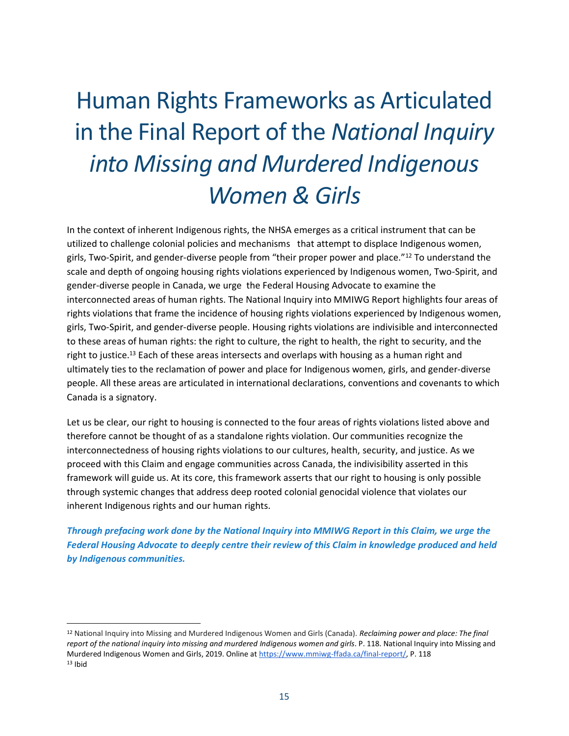# Human Rights Frameworks as Articulated in the Final Report of the *National Inquiry into Missing and Murdered Indigenous Women & Girls*

In the context of inherent Indigenous rights, the NHSA emerges as a critical instrument that can be utilized to challenge colonial policies and mechanisms that attempt to displace Indigenous women, girls, Two-Spirit, and gender-diverse people from "their proper power and place."[12] To understand the scale and depth of ongoing housing rights violations experienced by Indigenous women, Two-Spirit, and gender-diverse people in Canada, we urge the Federal Housing Advocate to examine the interconnected areas of human rights. The National Inquiry into MMIWG Report highlights four areas of rights violations that frame the incidence of housing rights violations experienced by Indigenous women, girls, Two-Spirit, and gender-diverse people. Housing rights violations are indivisible and interconnected to these areas of human rights: the right to culture, the right to health, the right to security, and the right to justice.[13] Each of these areas intersects and overlaps with housing as a human right and ultimately ties to the reclamation of power and place for Indigenous women, girls, and gender-diverse people. All these areas are articulated in international declarations, conventions and covenants to which Canada is a signatory.

Let us be clear, our right to housing is connected to the four areas of rights violations listed above and therefore cannot be thought of as a standalone rights violation. Our communities recognize the interconnectedness of housing rights violations to our cultures, health, security, and justice. As we proceed with this Claim and engage communities across Canada, the indivisibility asserted in this framework will guide us. At its core, this framework asserts that our right to housing is only possible through systemic changes that address deep rooted colonial genocidal violence that violates our inherent Indigenous rights and our human rights.

***Through prefacing work done by the National Inquiry into MMIWG Report in this Claim, we urge the Federal Housing Advocate to deeply centre their review of this Claim in knowledge produced and held by Indigenous communities.***

---

[12] National Inquiry into Missing and Murdered Indigenous Women and Girls (Canada). *Reclaiming power and place: The final report of the national inquiry into missing and murdered Indigenous women and girls*. P. 118. National Inquiry into Missing and Murdered Indigenous Women and Girls, 2019. Online at https://www.mmiwg-ffada.ca/final-report/, P. 118

[13] Ibid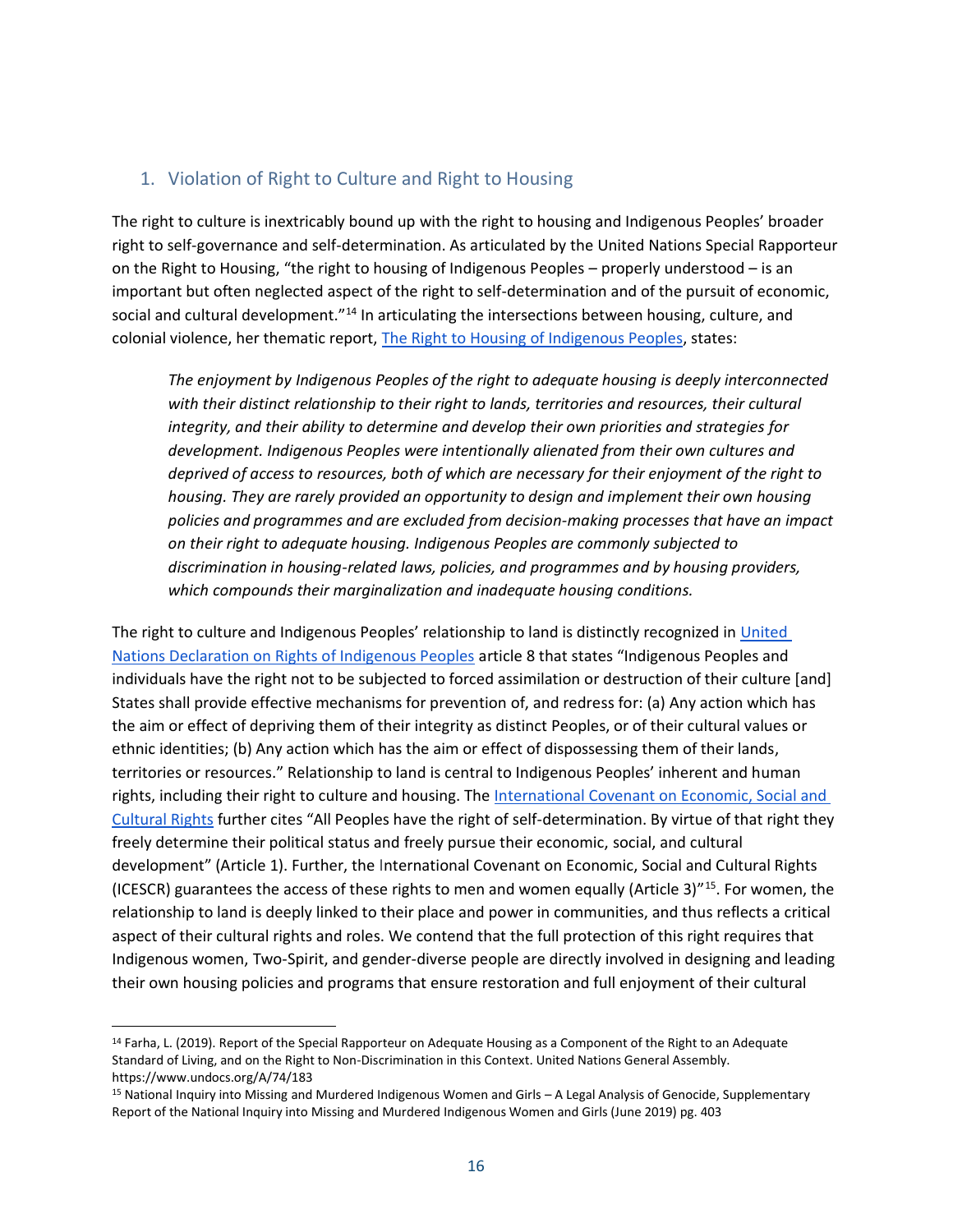## 1. Violation of Right to Culture and Right to Housing

The right to culture is inextricably bound up with the right to housing and Indigenous Peoples' broader right to self-governance and self-determination. As articulated by the United Nations Special Rapporteur on the Right to Housing, "the right to housing of Indigenous Peoples – properly understood – is an important but often neglected aspect of the right to self-determination and of the pursuit of economic, social and cultural development."[14] In articulating the intersections between housing, culture, and colonial violence, her thematic report, [The Right to Housing of Indigenous Peoples](), states:

> *The enjoyment by Indigenous Peoples of the right to adequate housing is deeply interconnected with their distinct relationship to their right to lands, territories and resources, their cultural integrity, and their ability to determine and develop their own priorities and strategies for development. Indigenous Peoples were intentionally alienated from their own cultures and deprived of access to resources, both of which are necessary for their enjoyment of the right to housing. They are rarely provided an opportunity to design and implement their own housing policies and programmes and are excluded from decision-making processes that have an impact on their right to adequate housing. Indigenous Peoples are commonly subjected to discrimination in housing-related laws, policies, and programmes and by housing providers, which compounds their marginalization and inadequate housing conditions.*

The right to culture and Indigenous Peoples' relationship to land is distinctly recognized in [United Nations Declaration on Rights of Indigenous Peoples]() article 8 that states "Indigenous Peoples and individuals have the right not to be subjected to forced assimilation or destruction of their culture [and] States shall provide effective mechanisms for prevention of, and redress for: (a) Any action which has the aim or effect of depriving them of their integrity as distinct Peoples, or of their cultural values or ethnic identities; (b) Any action which has the aim or effect of dispossessing them of their lands, territories or resources." Relationship to land is central to Indigenous Peoples' inherent and human rights, including their right to culture and housing. The [International Covenant on Economic, Social and Cultural Rights]() further cites "All Peoples have the right of self-determination. By virtue of that right they freely determine their political status and freely pursue their economic, social, and cultural development" (Article 1). Further, the International Covenant on Economic, Social and Cultural Rights (ICESCR) guarantees the access of these rights to men and women equally (Article 3)"[15]. For women, the relationship to land is deeply linked to their place and power in communities, and thus reflects a critical aspect of their cultural rights and roles. We contend that the full protection of this right requires that Indigenous women, Two-Spirit, and gender-diverse people are directly involved in designing and leading their own housing policies and programs that ensure restoration and full enjoyment of their cultural

---

[14] Farha, L. (2019). Report of the Special Rapporteur on Adequate Housing as a Component of the Right to an Adequate Standard of Living, and on the Right to Non-Discrimination in this Context. United Nations General Assembly. https://www.undocs.org/A/74/183

[15] National Inquiry into Missing and Murdered Indigenous Women and Girls – A Legal Analysis of Genocide, Supplementary Report of the National Inquiry into Missing and Murdered Indigenous Women and Girls (June 2019) pg. 403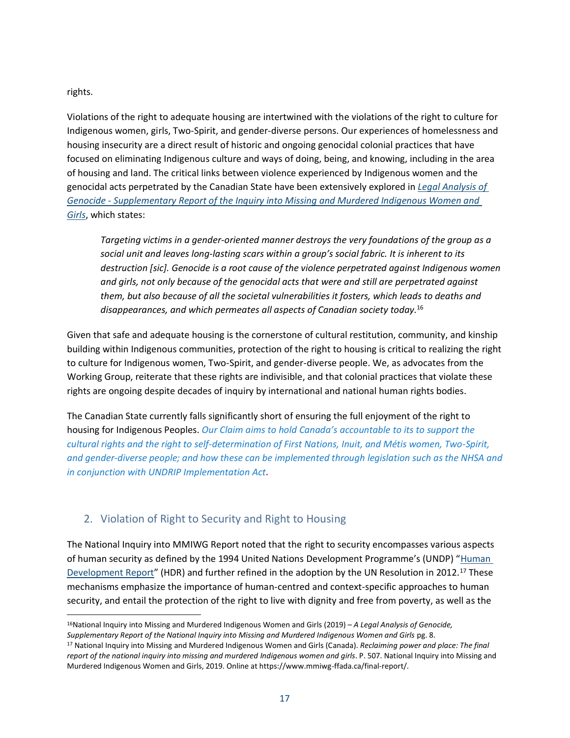rights.

Violations of the right to adequate housing are intertwined with the violations of the right to culture for Indigenous women, girls, Two-Spirit, and gender-diverse persons. Our experiences of homelessness and housing insecurity are a direct result of historic and ongoing genocidal colonial practices that have focused on eliminating Indigenous culture and ways of doing, being, and knowing, including in the area of housing and land. The critical links between violence experienced by Indigenous women and the genocidal acts perpetrated by the Canadian State have been extensively explored in *Legal Analysis of Genocide - Supplementary Report of the Inquiry into Missing and Murdered Indigenous Women and Girls*, which states:

> *Targeting victims in a gender-oriented manner destroys the very foundations of the group as a social unit and leaves long-lasting scars within a group's social fabric. It is inherent to its destruction [sic]. Genocide is a root cause of the violence perpetrated against Indigenous women and girls, not only because of the genocidal acts that were and still are perpetrated against them, but also because of all the societal vulnerabilities it fosters, which leads to deaths and disappearances, and which permeates all aspects of Canadian society today.*[16]

Given that safe and adequate housing is the cornerstone of cultural restitution, community, and kinship building within Indigenous communities, protection of the right to housing is critical to realizing the right to culture for Indigenous women, Two-Spirit, and gender-diverse people. We, as advocates from the Working Group, reiterate that these rights are indivisible, and that colonial practices that violate these rights are ongoing despite decades of inquiry by international and national human rights bodies.

The Canadian State currently falls significantly short of ensuring the full enjoyment of the right to housing for Indigenous Peoples. *Our Claim aims to hold Canada's accountable to its to support the cultural rights and the right to self-determination of First Nations, Inuit, and Métis women, Two-Spirit, and gender-diverse people; and how these can be implemented through legislation such as the NHSA and in conjunction with UNDRIP Implementation Act.*

## 2. Violation of Right to Security and Right to Housing

The National Inquiry into MMIWG Report noted that the right to security encompasses various aspects of human security as defined by the 1994 United Nations Development Programme's (UNDP) "Human Development Report" (HDR) and further refined in the adoption by the UN Resolution in 2012.[17] These mechanisms emphasize the importance of human-centred and context-specific approaches to human security, and entail the protection of the right to live with dignity and free from poverty, as well as the

---

[16] National Inquiry into Missing and Murdered Indigenous Women and Girls (2019) – *A Legal Analysis of Genocide, Supplementary Report of the National Inquiry into Missing and Murdered Indigenous Women and Girls* pg. 8.

[17] National Inquiry into Missing and Murdered Indigenous Women and Girls (Canada). *Reclaiming power and place: The final report of the national inquiry into missing and murdered Indigenous women and girls*. P. 507. National Inquiry into Missing and Murdered Indigenous Women and Girls, 2019. Online at https://www.mmiwg-ffada.ca/final-report/.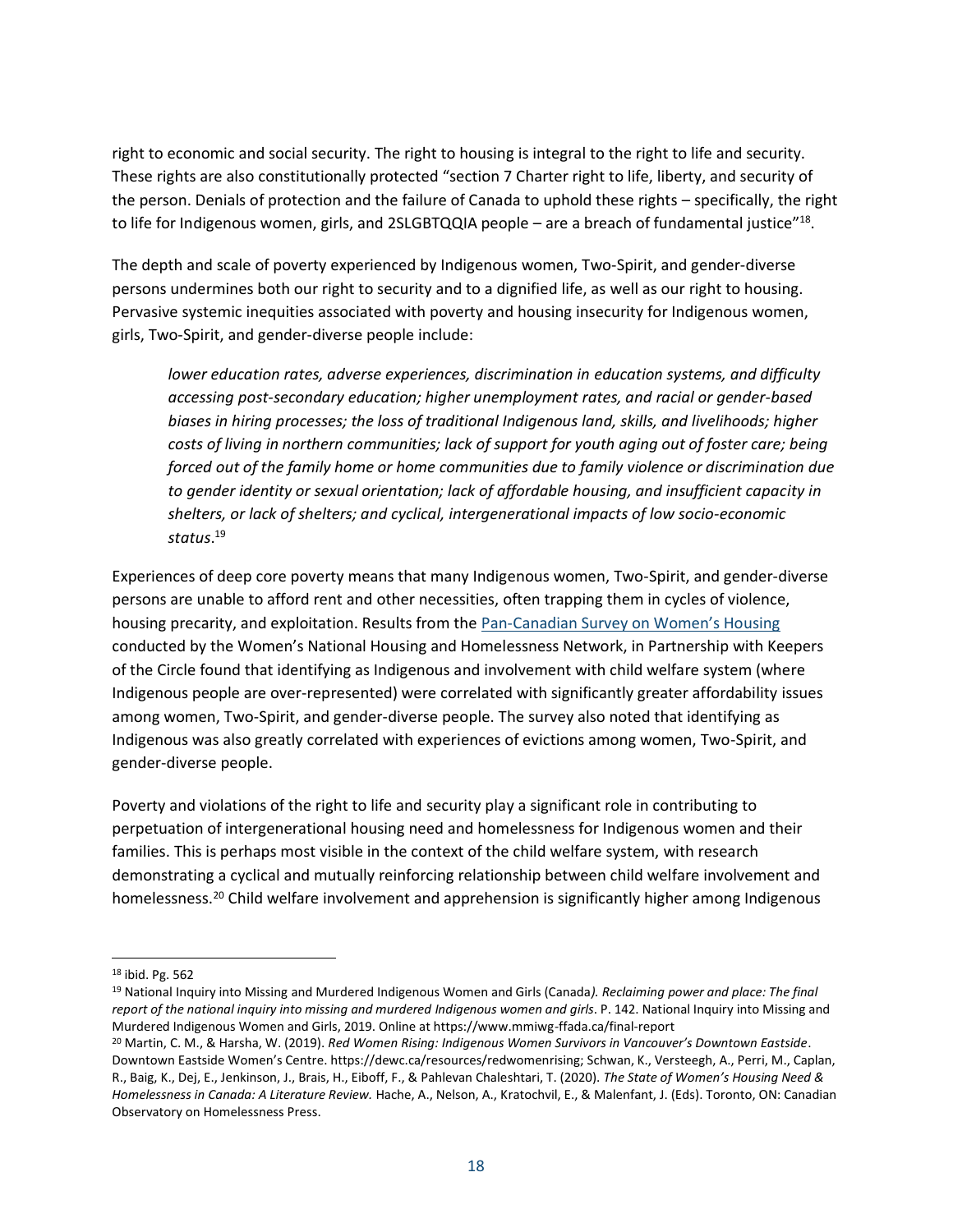right to economic and social security. The right to housing is integral to the right to life and security. These rights are also constitutionally protected "section 7 Charter right to life, liberty, and security of the person. Denials of protection and the failure of Canada to uphold these rights – specifically, the right to life for Indigenous women, girls, and 2SLGBTQQIA people – are a breach of fundamental justice"[18].

The depth and scale of poverty experienced by Indigenous women, Two-Spirit, and gender-diverse persons undermines both our right to security and to a dignified life, as well as our right to housing. Pervasive systemic inequities associated with poverty and housing insecurity for Indigenous women, girls, Two-Spirit, and gender-diverse people include:

> *lower education rates, adverse experiences, discrimination in education systems, and difficulty accessing post-secondary education; higher unemployment rates, and racial or gender-based biases in hiring processes; the loss of traditional Indigenous land, skills, and livelihoods; higher costs of living in northern communities; lack of support for youth aging out of foster care; being forced out of the family home or home communities due to family violence or discrimination due to gender identity or sexual orientation; lack of affordable housing, and insufficient capacity in shelters, or lack of shelters; and cyclical, intergenerational impacts of low socio-economic status*.[19]

Experiences of deep core poverty means that many Indigenous women, Two-Spirit, and gender-diverse persons are unable to afford rent and other necessities, often trapping them in cycles of violence, housing precarity, and exploitation. Results from the [Pan-Canadian Survey on Women's Housing] conducted by the Women's National Housing and Homelessness Network, in Partnership with Keepers of the Circle found that identifying as Indigenous and involvement with child welfare system (where Indigenous people are over-represented) were correlated with significantly greater affordability issues among women, Two-Spirit, and gender-diverse people. The survey also noted that identifying as Indigenous was also greatly correlated with experiences of evictions among women, Two-Spirit, and gender-diverse people.

Poverty and violations of the right to life and security play a significant role in contributing to perpetuation of intergenerational housing need and homelessness for Indigenous women and their families. This is perhaps most visible in the context of the child welfare system, with research demonstrating a cyclical and mutually reinforcing relationship between child welfare involvement and homelessness.[20] Child welfare involvement and apprehension is significantly higher among Indigenous

---

[18] ibid. Pg. 562

[19] National Inquiry into Missing and Murdered Indigenous Women and Girls (Canada*). Reclaiming power and place: The final report of the national inquiry into missing and murdered Indigenous women and girls*. P. 142. National Inquiry into Missing and Murdered Indigenous Women and Girls, 2019. Online at https://www.mmiwg-ffada.ca/final-report

[20] Martin, C. M., & Harsha, W. (2019). *Red Women Rising: Indigenous Women Survivors in Vancouver's Downtown Eastside*. Downtown Eastside Women's Centre. https://dewc.ca/resources/redwomenrising; Schwan, K., Versteegh, A., Perri, M., Caplan, R., Baig, K., Dej, E., Jenkinson, J., Brais, H., Eiboff, F., & Pahlevan Chaleshtari, T. (2020). *The State of Women's Housing Need & Homelessness in Canada: A Literature Review.* Hache, A., Nelson, A., Kratochvil, E., & Malenfant, J. (Eds). Toronto, ON: Canadian Observatory on Homelessness Press.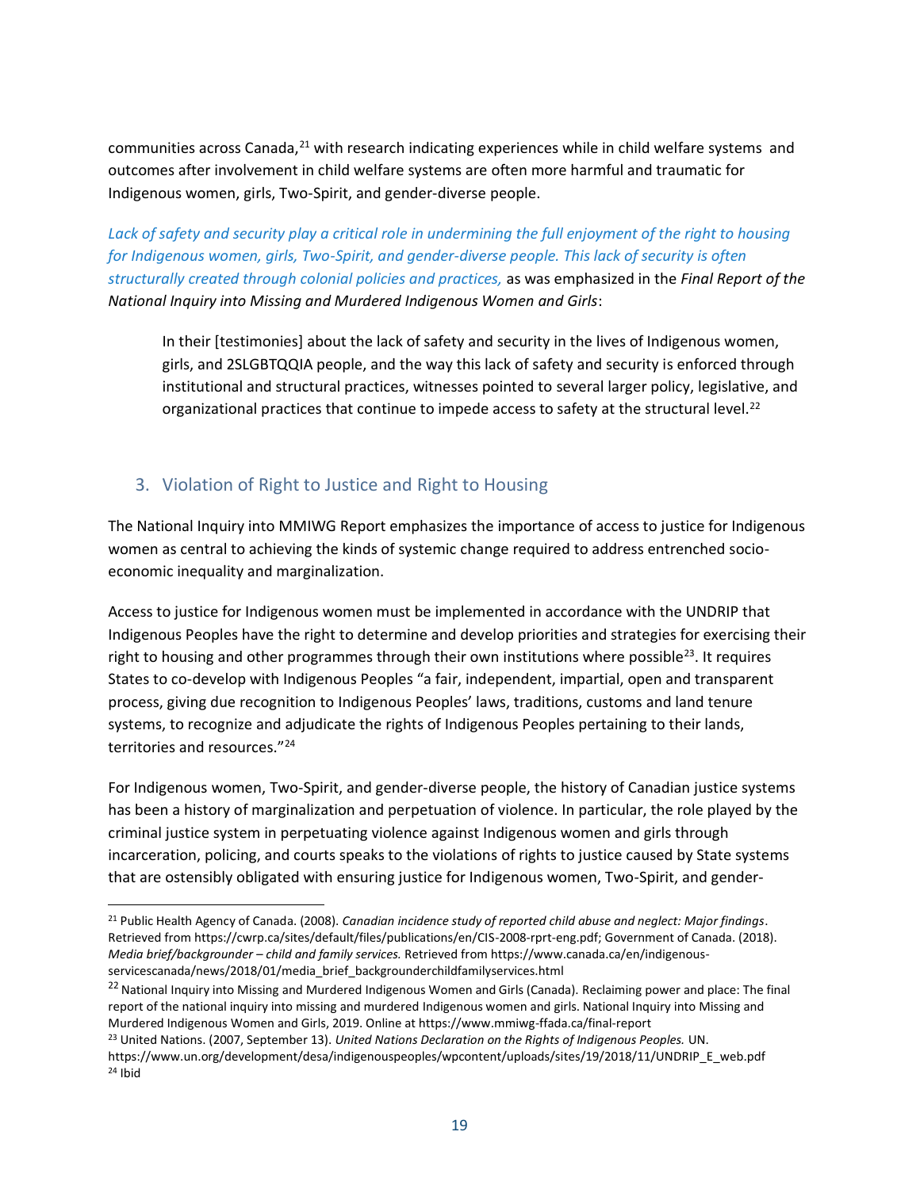communities across Canada,[21] with research indicating experiences while in child welfare systems and outcomes after involvement in child welfare systems are often more harmful and traumatic for Indigenous women, girls, Two-Spirit, and gender-diverse people.

*Lack of safety and security play a critical role in undermining the full enjoyment of the right to housing for Indigenous women, girls, Two-Spirit, and gender-diverse people. This lack of security is often structurally created through colonial policies and practices,* as was emphasized in the *Final Report of the National Inquiry into Missing and Murdered Indigenous Women and Girls*:

> In their [testimonies] about the lack of safety and security in the lives of Indigenous women, girls, and 2SLGBTQQIA people, and the way this lack of safety and security is enforced through institutional and structural practices, witnesses pointed to several larger policy, legislative, and organizational practices that continue to impede access to safety at the structural level.[22]

## 3. Violation of Right to Justice and Right to Housing

The National Inquiry into MMIWG Report emphasizes the importance of access to justice for Indigenous women as central to achieving the kinds of systemic change required to address entrenched socio-economic inequality and marginalization.

Access to justice for Indigenous women must be implemented in accordance with the UNDRIP that Indigenous Peoples have the right to determine and develop priorities and strategies for exercising their right to housing and other programmes through their own institutions where possible[23]. It requires States to co-develop with Indigenous Peoples "a fair, independent, impartial, open and transparent process, giving due recognition to Indigenous Peoples' laws, traditions, customs and land tenure systems, to recognize and adjudicate the rights of Indigenous Peoples pertaining to their lands, territories and resources."[24]

For Indigenous women, Two-Spirit, and gender-diverse people, the history of Canadian justice systems has been a history of marginalization and perpetuation of violence. In particular, the role played by the criminal justice system in perpetuating violence against Indigenous women and girls through incarceration, policing, and courts speaks to the violations of rights to justice caused by State systems that are ostensibly obligated with ensuring justice for Indigenous women, Two-Spirit, and gender-

---

[21] Public Health Agency of Canada. (2008). *Canadian incidence study of reported child abuse and neglect: Major findings*. Retrieved from https://cwrp.ca/sites/default/files/publications/en/CIS-2008-rprt-eng.pdf; Government of Canada. (2018). *Media brief/backgrounder – child and family services.* Retrieved from https://www.canada.ca/en/indigenous-servicescanada/news/2018/01/media_brief_backgrounderchildfamilyservices.html

[22] National Inquiry into Missing and Murdered Indigenous Women and Girls (Canada). Reclaiming power and place: The final report of the national inquiry into missing and murdered Indigenous women and girls. National Inquiry into Missing and Murdered Indigenous Women and Girls, 2019. Online at https://www.mmiwg-ffada.ca/final-report

[23] United Nations. (2007, September 13). *United Nations Declaration on the Rights of Indigenous Peoples.* UN. https://www.un.org/development/desa/indigenouspeoples/wpcontent/uploads/sites/19/2018/11/UNDRIP_E_web.pdf

[24] Ibid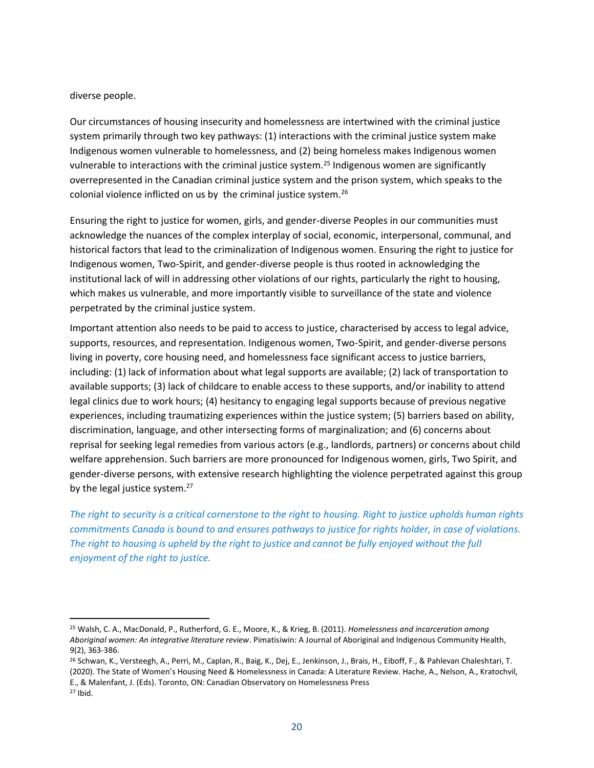diverse people.

Our circumstances of housing insecurity and homelessness are intertwined with the criminal justice system primarily through two key pathways: (1) interactions with the criminal justice system make Indigenous women vulnerable to homelessness, and (2) being homeless makes Indigenous women vulnerable to interactions with the criminal justice system.[25] Indigenous women are significantly overrepresented in the Canadian criminal justice system and the prison system, which speaks to the colonial violence inflicted on us by the criminal justice system.[26]

Ensuring the right to justice for women, girls, and gender-diverse Peoples in our communities must acknowledge the nuances of the complex interplay of social, economic, interpersonal, communal, and historical factors that lead to the criminalization of Indigenous women. Ensuring the right to justice for Indigenous women, Two-Spirit, and gender-diverse people is thus rooted in acknowledging the institutional lack of will in addressing other violations of our rights, particularly the right to housing, which makes us vulnerable, and more importantly visible to surveillance of the state and violence perpetrated by the criminal justice system.

Important attention also needs to be paid to access to justice, characterised by access to legal advice, supports, resources, and representation. Indigenous women, Two-Spirit, and gender-diverse persons living in poverty, core housing need, and homelessness face significant access to justice barriers, including: (1) lack of information about what legal supports are available; (2) lack of transportation to available supports; (3) lack of childcare to enable access to these supports, and/or inability to attend legal clinics due to work hours; (4) hesitancy to engaging legal supports because of previous negative experiences, including traumatizing experiences within the justice system; (5) barriers based on ability, discrimination, language, and other intersecting forms of marginalization; and (6) concerns about reprisal for seeking legal remedies from various actors (e.g., landlords, partners) or concerns about child welfare apprehension. Such barriers are more pronounced for Indigenous women, girls, Two Spirit, and gender-diverse persons, with extensive research highlighting the violence perpetrated against this group by the legal justice system.[27]

*The right to security is a critical cornerstone to the right to housing. Right to justice upholds human rights commitments Canada is bound to and ensures pathways to justice for rights holder, in case of violations. The right to housing is upheld by the right to justice and cannot be fully enjoyed without the full enjoyment of the right to justice.*

---

[25] Walsh, C. A., MacDonald, P., Rutherford, G. E., Moore, K., & Krieg, B. (2011). *Homelessness and incarceration among Aboriginal women: An integrative literature review*. Pimatisiwin: A Journal of Aboriginal and Indigenous Community Health, 9(2), 363-386.

[26] Schwan, K., Versteegh, A., Perri, M., Caplan, R., Baig, K., Dej, E., Jenkinson, J., Brais, H., Eiboff, F., & Pahlevan Chaleshtari, T. (2020). The State of Women's Housing Need & Homelessness in Canada: A Literature Review. Hache, A., Nelson, A., Kratochvil, E., & Malenfant, J. (Eds). Toronto, ON: Canadian Observatory on Homelessness Press

[27] Ibid.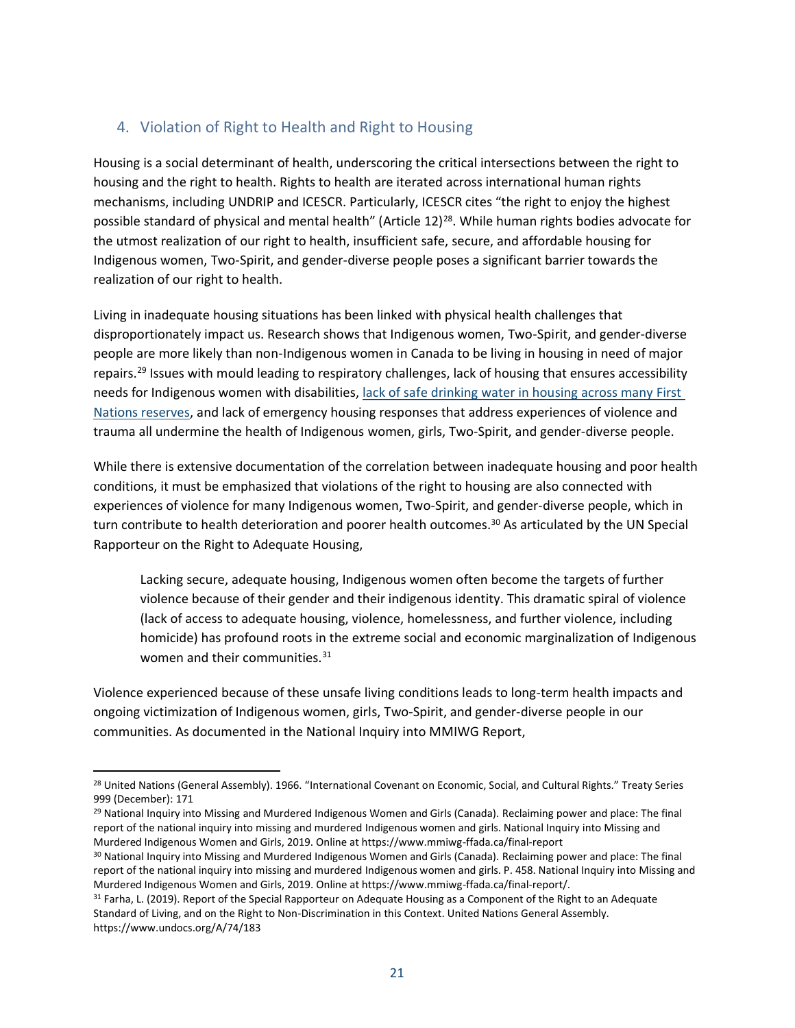## 4. Violation of Right to Health and Right to Housing

Housing is a social determinant of health, underscoring the critical intersections between the right to housing and the right to health. Rights to health are iterated across international human rights mechanisms, including UNDRIP and ICESCR. Particularly, ICESCR cites "the right to enjoy the highest possible standard of physical and mental health" (Article 12)[28]. While human rights bodies advocate for the utmost realization of our right to health, insufficient safe, secure, and affordable housing for Indigenous women, Two-Spirit, and gender-diverse people poses a significant barrier towards the realization of our right to health.

Living in inadequate housing situations has been linked with physical health challenges that disproportionately impact us. Research shows that Indigenous women, Two-Spirit, and gender-diverse people are more likely than non-Indigenous women in Canada to be living in housing in need of major repairs.[29] Issues with mould leading to respiratory challenges, lack of housing that ensures accessibility needs for Indigenous women with disabilities, lack of safe drinking water in housing across many First Nations reserves, and lack of emergency housing responses that address experiences of violence and trauma all undermine the health of Indigenous women, girls, Two-Spirit, and gender-diverse people.

While there is extensive documentation of the correlation between inadequate housing and poor health conditions, it must be emphasized that violations of the right to housing are also connected with experiences of violence for many Indigenous women, Two-Spirit, and gender-diverse people, which in turn contribute to health deterioration and poorer health outcomes.[30] As articulated by the UN Special Rapporteur on the Right to Adequate Housing,

> Lacking secure, adequate housing, Indigenous women often become the targets of further violence because of their gender and their indigenous identity. This dramatic spiral of violence (lack of access to adequate housing, violence, homelessness, and further violence, including homicide) has profound roots in the extreme social and economic marginalization of Indigenous women and their communities.[31]

Violence experienced because of these unsafe living conditions leads to long-term health impacts and ongoing victimization of Indigenous women, girls, Two-Spirit, and gender-diverse people in our communities. As documented in the National Inquiry into MMIWG Report,

---

[28] United Nations (General Assembly). 1966. "International Covenant on Economic, Social, and Cultural Rights." Treaty Series 999 (December): 171

[29] National Inquiry into Missing and Murdered Indigenous Women and Girls (Canada). Reclaiming power and place: The final report of the national inquiry into missing and murdered Indigenous women and girls. National Inquiry into Missing and Murdered Indigenous Women and Girls, 2019. Online at https://www.mmiwg-ffada.ca/final-report

[30] National Inquiry into Missing and Murdered Indigenous Women and Girls (Canada). Reclaiming power and place: The final report of the national inquiry into missing and murdered Indigenous women and girls. P. 458. National Inquiry into Missing and Murdered Indigenous Women and Girls, 2019. Online at https://www.mmiwg-ffada.ca/final-report/.

[31] Farha, L. (2019). Report of the Special Rapporteur on Adequate Housing as a Component of the Right to an Adequate Standard of Living, and on the Right to Non-Discrimination in this Context. United Nations General Assembly. https://www.undocs.org/A/74/183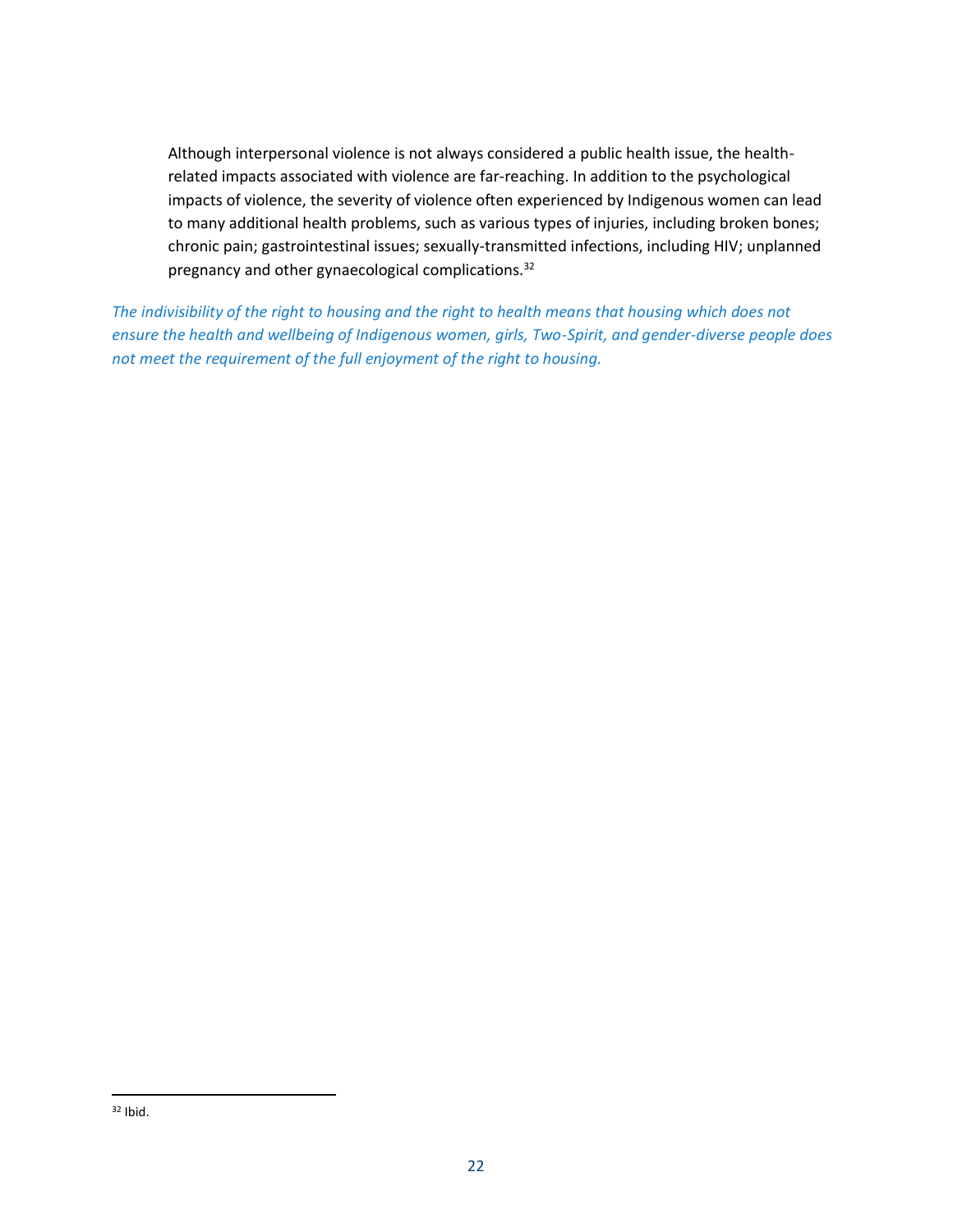> Although interpersonal violence is not always considered a public health issue, the health-related impacts associated with violence are far-reaching. In addition to the psychological impacts of violence, the severity of violence often experienced by Indigenous women can lead to many additional health problems, such as various types of injuries, including broken bones; chronic pain; gastrointestinal issues; sexually-transmitted infections, including HIV; unplanned pregnancy and other gynaecological complications.[32]

*The indivisibility of the right to housing and the right to health means that housing which does not ensure the health and wellbeing of Indigenous women, girls, Two-Spirit, and gender-diverse people does not meet the requirement of the full enjoyment of the right to housing.*

[32] Ibid.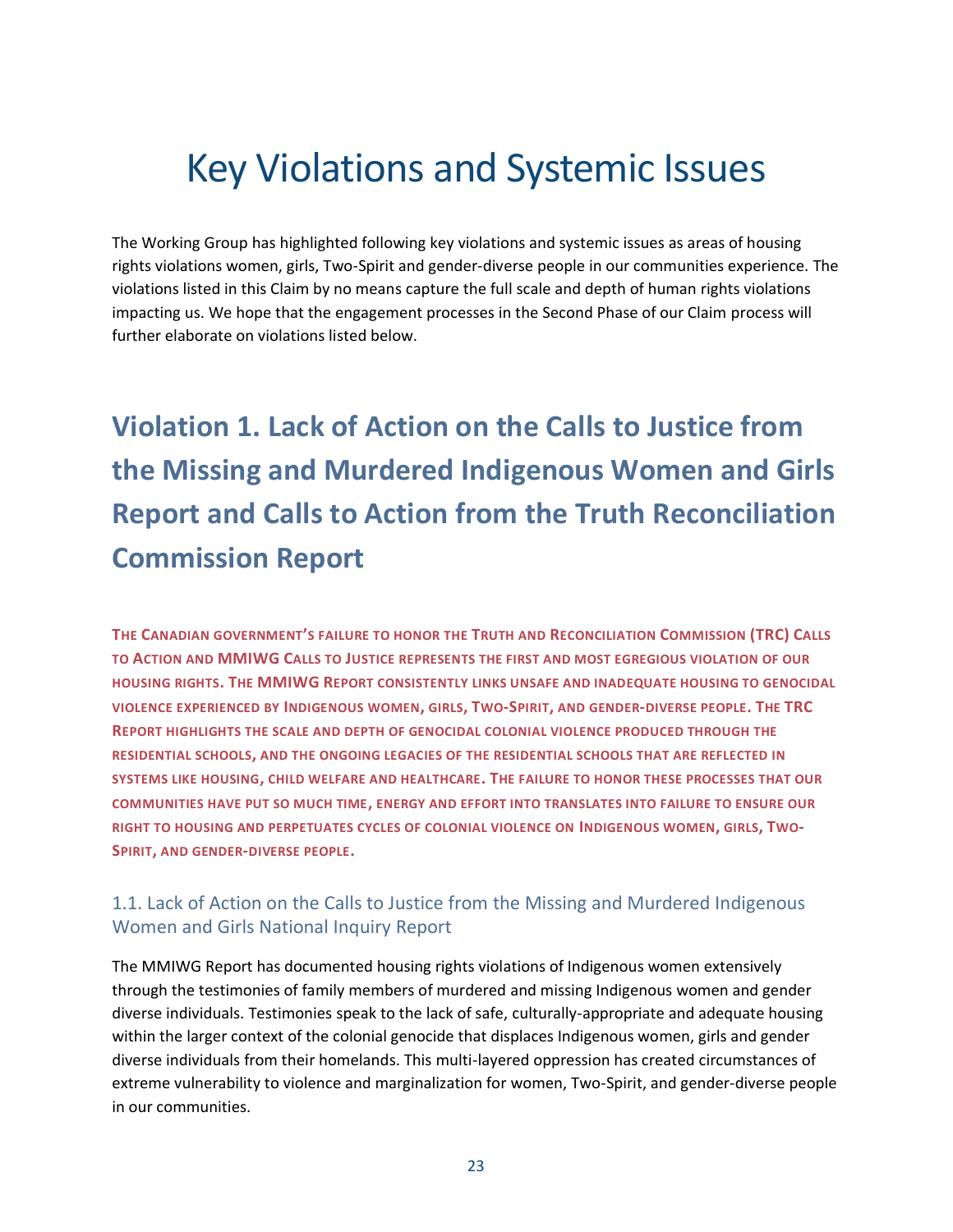# Key Violations and Systemic Issues

The Working Group has highlighted following key violations and systemic issues as areas of housing rights violations women, girls, Two-Spirit and gender-diverse people in our communities experience. The violations listed in this Claim by no means capture the full scale and depth of human rights violations impacting us. We hope that the engagement processes in the Second Phase of our Claim process will further elaborate on violations listed below.

## Violation 1. Lack of Action on the Calls to Justice from the Missing and Murdered Indigenous Women and Girls Report and Calls to Action from the Truth Reconciliation Commission Report

**The Canadian government's failure to honor the Truth and Reconciliation Commission (TRC) Calls to Action and MMIWG Calls to Justice represents the first and most egregious violation of our housing rights. The MMIWG Report consistently links unsafe and inadequate housing to genocidal violence experienced by Indigenous women, girls, Two-Spirit, and gender-diverse people. The TRC Report highlights the scale and depth of genocidal colonial violence produced through the residential schools, and the ongoing legacies of the residential schools that are reflected in systems like housing, child welfare and healthcare. The failure to honor these processes that our communities have put so much time, energy and effort into translates into failure to ensure our right to housing and perpetuates cycles of colonial violence on Indigenous women, girls, Two-Spirit, and gender-diverse people.**

### 1.1. Lack of Action on the Calls to Justice from the Missing and Murdered Indigenous Women and Girls National Inquiry Report

The MMIWG Report has documented housing rights violations of Indigenous women extensively through the testimonies of family members of murdered and missing Indigenous women and gender diverse individuals. Testimonies speak to the lack of safe, culturally-appropriate and adequate housing within the larger context of the colonial genocide that displaces Indigenous women, girls and gender diverse individuals from their homelands. This multi-layered oppression has created circumstances of extreme vulnerability to violence and marginalization for women, Two-Spirit, and gender-diverse people in our communities.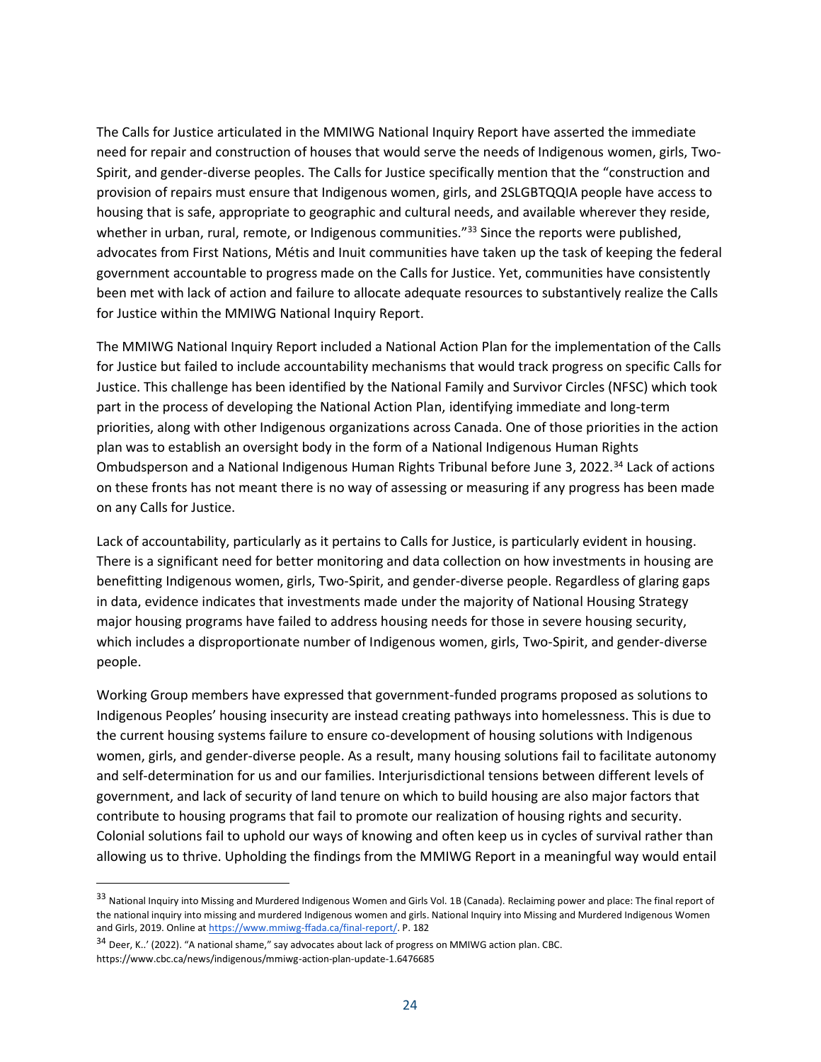The Calls for Justice articulated in the MMIWG National Inquiry Report have asserted the immediate need for repair and construction of houses that would serve the needs of Indigenous women, girls, Two-Spirit, and gender-diverse peoples. The Calls for Justice specifically mention that the "construction and provision of repairs must ensure that Indigenous women, girls, and 2SLGBTQQIA people have access to housing that is safe, appropriate to geographic and cultural needs, and available wherever they reside, whether in urban, rural, remote, or Indigenous communities."[33] Since the reports were published, advocates from First Nations, Métis and Inuit communities have taken up the task of keeping the federal government accountable to progress made on the Calls for Justice. Yet, communities have consistently been met with lack of action and failure to allocate adequate resources to substantively realize the Calls for Justice within the MMIWG National Inquiry Report.

The MMIWG National Inquiry Report included a National Action Plan for the implementation of the Calls for Justice but failed to include accountability mechanisms that would track progress on specific Calls for Justice. This challenge has been identified by the National Family and Survivor Circles (NFSC) which took part in the process of developing the National Action Plan, identifying immediate and long-term priorities, along with other Indigenous organizations across Canada. One of those priorities in the action plan was to establish an oversight body in the form of a National Indigenous Human Rights Ombudsperson and a National Indigenous Human Rights Tribunal before June 3, 2022.[34] Lack of actions on these fronts has not meant there is no way of assessing or measuring if any progress has been made on any Calls for Justice.

Lack of accountability, particularly as it pertains to Calls for Justice, is particularly evident in housing. There is a significant need for better monitoring and data collection on how investments in housing are benefitting Indigenous women, girls, Two-Spirit, and gender-diverse people. Regardless of glaring gaps in data, evidence indicates that investments made under the majority of National Housing Strategy major housing programs have failed to address housing needs for those in severe housing security, which includes a disproportionate number of Indigenous women, girls, Two-Spirit, and gender-diverse people.

Working Group members have expressed that government-funded programs proposed as solutions to Indigenous Peoples' housing insecurity are instead creating pathways into homelessness. This is due to the current housing systems failure to ensure co-development of housing solutions with Indigenous women, girls, and gender-diverse people. As a result, many housing solutions fail to facilitate autonomy and self-determination for us and our families. Interjurisdictional tensions between different levels of government, and lack of security of land tenure on which to build housing are also major factors that contribute to housing programs that fail to promote our realization of housing rights and security. Colonial solutions fail to uphold our ways of knowing and often keep us in cycles of survival rather than allowing us to thrive. Upholding the findings from the MMIWG Report in a meaningful way would entail

[33] National Inquiry into Missing and Murdered Indigenous Women and Girls Vol. 1B (Canada). Reclaiming power and place: The final report of the national inquiry into missing and murdered Indigenous women and girls. National Inquiry into Missing and Murdered Indigenous Women and Girls, 2019. Online at https://www.mmiwg-ffada.ca/final-report/. P. 182

[34] Deer, K..' (2022). "A national shame," say advocates about lack of progress on MMIWG action plan. CBC. https://www.cbc.ca/news/indigenous/mmiwg-action-plan-update-1.6476685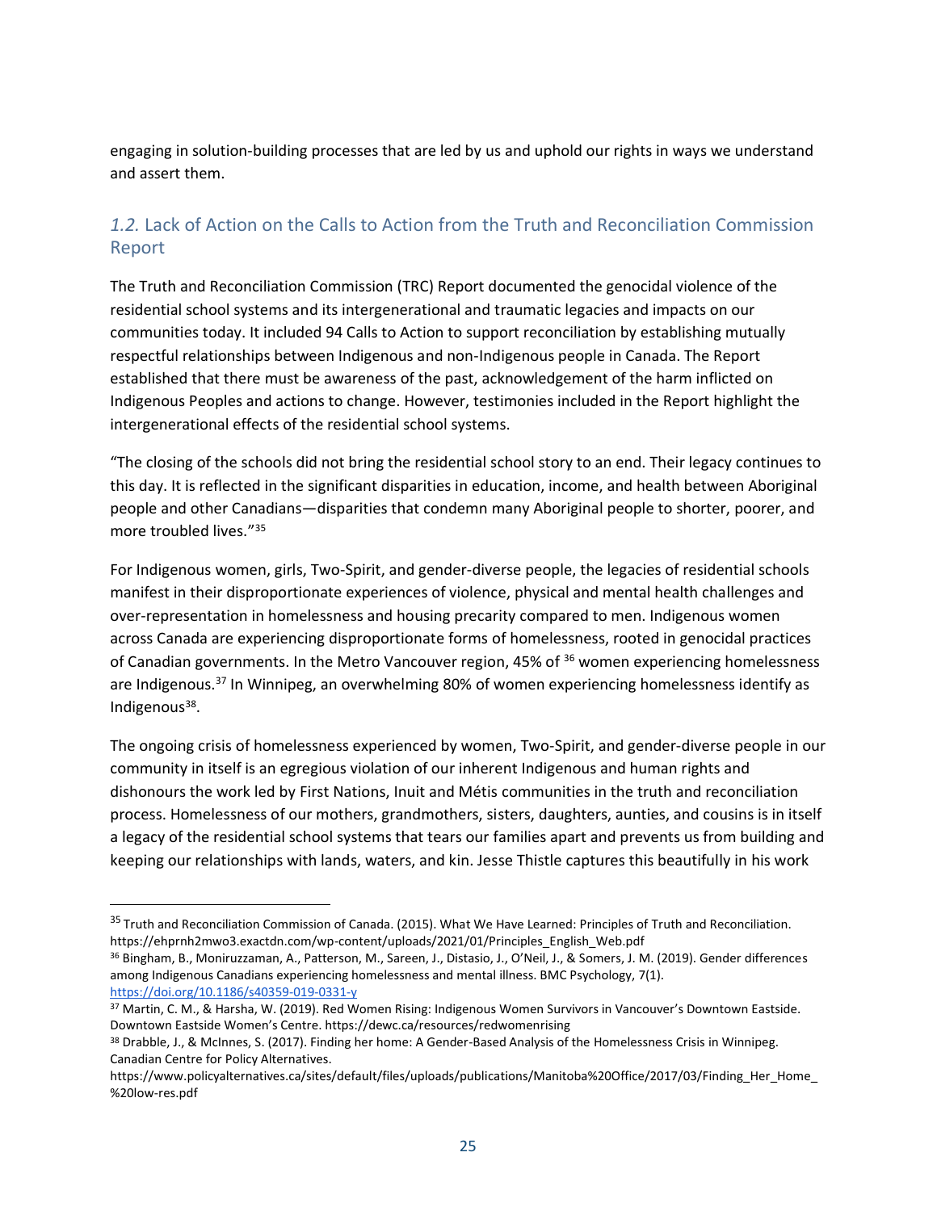engaging in solution-building processes that are led by us and uphold our rights in ways we understand and assert them.

## *1.2.* Lack of Action on the Calls to Action from the Truth and Reconciliation Commission Report

The Truth and Reconciliation Commission (TRC) Report documented the genocidal violence of the residential school systems and its intergenerational and traumatic legacies and impacts on our communities today. It included 94 Calls to Action to support reconciliation by establishing mutually respectful relationships between Indigenous and non-Indigenous people in Canada. The Report established that there must be awareness of the past, acknowledgement of the harm inflicted on Indigenous Peoples and actions to change. However, testimonies included in the Report highlight the intergenerational effects of the residential school systems.

"The closing of the schools did not bring the residential school story to an end. Their legacy continues to this day. It is reflected in the significant disparities in education, income, and health between Aboriginal people and other Canadians—disparities that condemn many Aboriginal people to shorter, poorer, and more troubled lives."[35]

For Indigenous women, girls, Two-Spirit, and gender-diverse people, the legacies of residential schools manifest in their disproportionate experiences of violence, physical and mental health challenges and over-representation in homelessness and housing precarity compared to men. Indigenous women across Canada are experiencing disproportionate forms of homelessness, rooted in genocidal practices of Canadian governments. In the Metro Vancouver region, 45% of [36] women experiencing homelessness are Indigenous.[37] In Winnipeg, an overwhelming 80% of women experiencing homelessness identify as Indigenous[38].

The ongoing crisis of homelessness experienced by women, Two-Spirit, and gender-diverse people in our community in itself is an egregious violation of our inherent Indigenous and human rights and dishonours the work led by First Nations, Inuit and Métis communities in the truth and reconciliation process. Homelessness of our mothers, grandmothers, sisters, daughters, aunties, and cousins is in itself a legacy of the residential school systems that tears our families apart and prevents us from building and keeping our relationships with lands, waters, and kin. Jesse Thistle captures this beautifully in his work

---

[35] Truth and Reconciliation Commission of Canada. (2015). What We Have Learned: Principles of Truth and Reconciliation. https://ehprnh2mwo3.exactdn.com/wp-content/uploads/2021/01/Principles_English_Web.pdf

[36] Bingham, B., Moniruzzaman, A., Patterson, M., Sareen, J., Distasio, J., O'Neil, J., & Somers, J. M. (2019). Gender differences among Indigenous Canadians experiencing homelessness and mental illness. BMC Psychology, 7(1). https://doi.org/10.1186/s40359-019-0331-y

[37] Martin, C. M., & Harsha, W. (2019). Red Women Rising: Indigenous Women Survivors in Vancouver's Downtown Eastside. Downtown Eastside Women's Centre. https://dewc.ca/resources/redwomenrising

[38] Drabble, J., & McInnes, S. (2017). Finding her home: A Gender-Based Analysis of the Homelessness Crisis in Winnipeg. Canadian Centre for Policy Alternatives. https://www.policyalternatives.ca/sites/default/files/uploads/publications/Manitoba%20Office/2017/03/Finding_Her_Home_%20low-res.pdf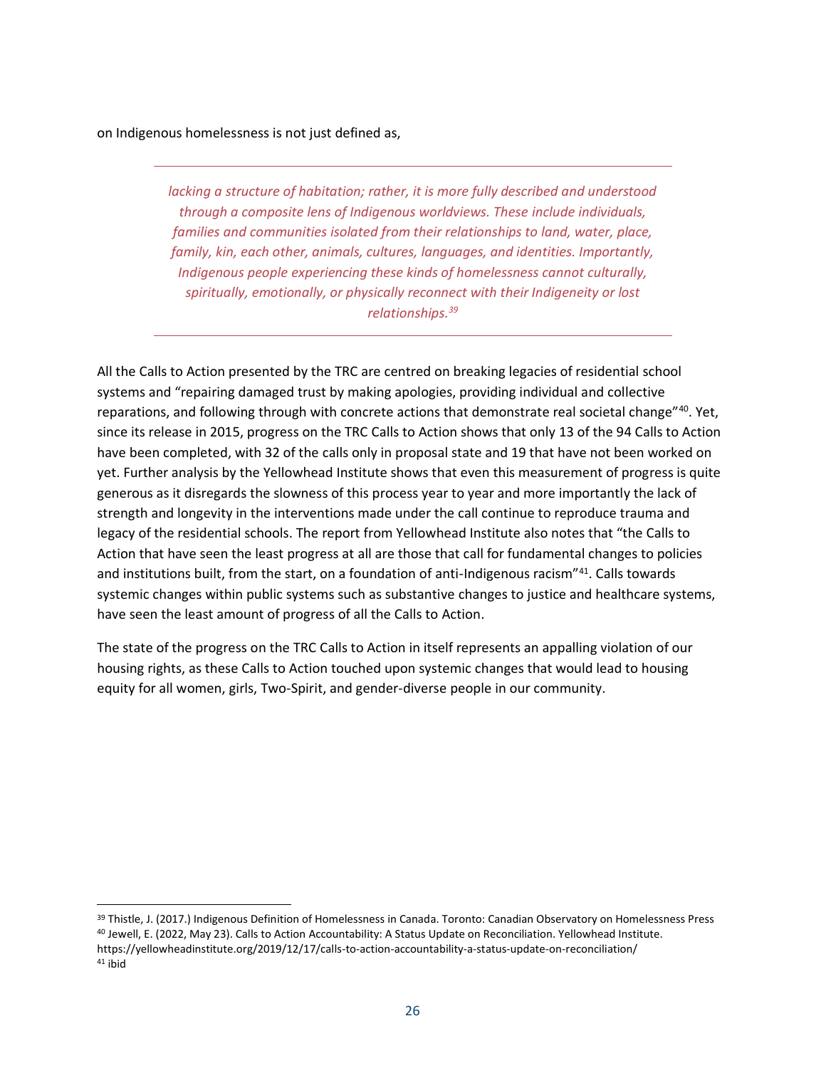on Indigenous homelessness is not just defined as,

> *lacking a structure of habitation; rather, it is more fully described and understood through a composite lens of Indigenous worldviews. These include individuals, families and communities isolated from their relationships to land, water, place, family, kin, each other, animals, cultures, languages, and identities. Importantly, Indigenous people experiencing these kinds of homelessness cannot culturally, spiritually, emotionally, or physically reconnect with their Indigeneity or lost relationships.*[39]

All the Calls to Action presented by the TRC are centred on breaking legacies of residential school systems and "repairing damaged trust by making apologies, providing individual and collective reparations, and following through with concrete actions that demonstrate real societal change"[40]. Yet, since its release in 2015, progress on the TRC Calls to Action shows that only 13 of the 94 Calls to Action have been completed, with 32 of the calls only in proposal state and 19 that have not been worked on yet. Further analysis by the Yellowhead Institute shows that even this measurement of progress is quite generous as it disregards the slowness of this process year to year and more importantly the lack of strength and longevity in the interventions made under the call continue to reproduce trauma and legacy of the residential schools. The report from Yellowhead Institute also notes that "the Calls to Action that have seen the least progress at all are those that call for fundamental changes to policies and institutions built, from the start, on a foundation of anti-Indigenous racism"[41]. Calls towards systemic changes within public systems such as substantive changes to justice and healthcare systems, have seen the least amount of progress of all the Calls to Action.

The state of the progress on the TRC Calls to Action in itself represents an appalling violation of our housing rights, as these Calls to Action touched upon systemic changes that would lead to housing equity for all women, girls, Two-Spirit, and gender-diverse people in our community.

---

[39] Thistle, J. (2017.) Indigenous Definition of Homelessness in Canada. Toronto: Canadian Observatory on Homelessness Press

[40] Jewell, E. (2022, May 23). Calls to Action Accountability: A Status Update on Reconciliation. Yellowhead Institute. https://yellowheadinstitute.org/2019/12/17/calls-to-action-accountability-a-status-update-on-reconciliation/

[41] ibid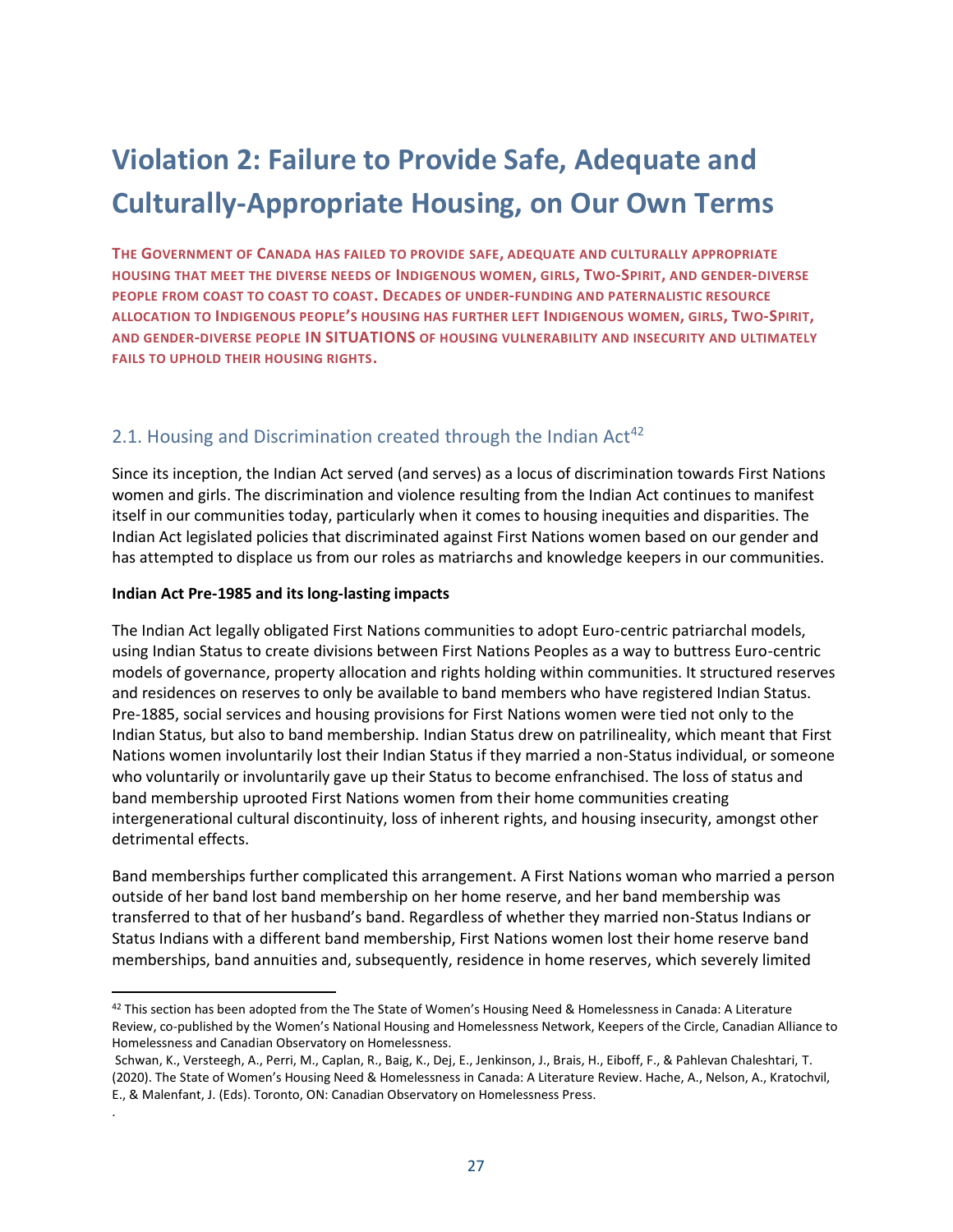# Violation 2: Failure to Provide Safe, Adequate and Culturally-Appropriate Housing, on Our Own Terms

**THE GOVERNMENT OF CANADA HAS FAILED TO PROVIDE SAFE, ADEQUATE AND CULTURALLY APPROPRIATE HOUSING THAT MEET THE DIVERSE NEEDS OF INDIGENOUS WOMEN, GIRLS, TWO-SPIRIT, AND GENDER-DIVERSE PEOPLE FROM COAST TO COAST TO COAST. DECADES OF UNDER-FUNDING AND PATERNALISTIC RESOURCE ALLOCATION TO INDIGENOUS PEOPLE'S HOUSING HAS FURTHER LEFT INDIGENOUS WOMEN, GIRLS, TWO-SPIRIT, AND GENDER-DIVERSE PEOPLE IN SITUATIONS OF HOUSING VULNERABILITY AND INSECURITY AND ULTIMATELY FAILS TO UPHOLD THEIR HOUSING RIGHTS.**

## 2.1. Housing and Discrimination created through the Indian Act[42]

Since its inception, the Indian Act served (and serves) as a locus of discrimination towards First Nations women and girls. The discrimination and violence resulting from the Indian Act continues to manifest itself in our communities today, particularly when it comes to housing inequities and disparities. The Indian Act legislated policies that discriminated against First Nations women based on our gender and has attempted to displace us from our roles as matriarchs and knowledge keepers in our communities.

**Indian Act Pre-1985 and its long-lasting impacts**

The Indian Act legally obligated First Nations communities to adopt Euro-centric patriarchal models, using Indian Status to create divisions between First Nations Peoples as a way to buttress Euro-centric models of governance, property allocation and rights holding within communities. It structured reserves and residences on reserves to only be available to band members who have registered Indian Status. Pre-1885, social services and housing provisions for First Nations women were tied not only to the Indian Status, but also to band membership. Indian Status drew on patrilineality, which meant that First Nations women involuntarily lost their Indian Status if they married a non-Status individual, or someone who voluntarily or involuntarily gave up their Status to become enfranchised. The loss of status and band membership uprooted First Nations women from their home communities creating intergenerational cultural discontinuity, loss of inherent rights, and housing insecurity, amongst other detrimental effects.

Band memberships further complicated this arrangement. A First Nations woman who married a person outside of her band lost band membership on her home reserve, and her band membership was transferred to that of her husband's band. Regardless of whether they married non-Status Indians or Status Indians with a different band membership, First Nations women lost their home reserve band memberships, band annuities and, subsequently, residence in home reserves, which severely limited

---

[42] This section has been adopted from the The State of Women's Housing Need & Homelessness in Canada: A Literature Review, co-published by the Women's National Housing and Homelessness Network, Keepers of the Circle, Canadian Alliance to Homelessness and Canadian Observatory on Homelessness.

Schwan, K., Versteegh, A., Perri, M., Caplan, R., Baig, K., Dej, E., Jenkinson, J., Brais, H., Eiboff, F., & Pahlevan Chaleshtari, T. (2020). The State of Women's Housing Need & Homelessness in Canada: A Literature Review. Hache, A., Nelson, A., Kratochvil, E., & Malenfant, J. (Eds). Toronto, ON: Canadian Observatory on Homelessness Press.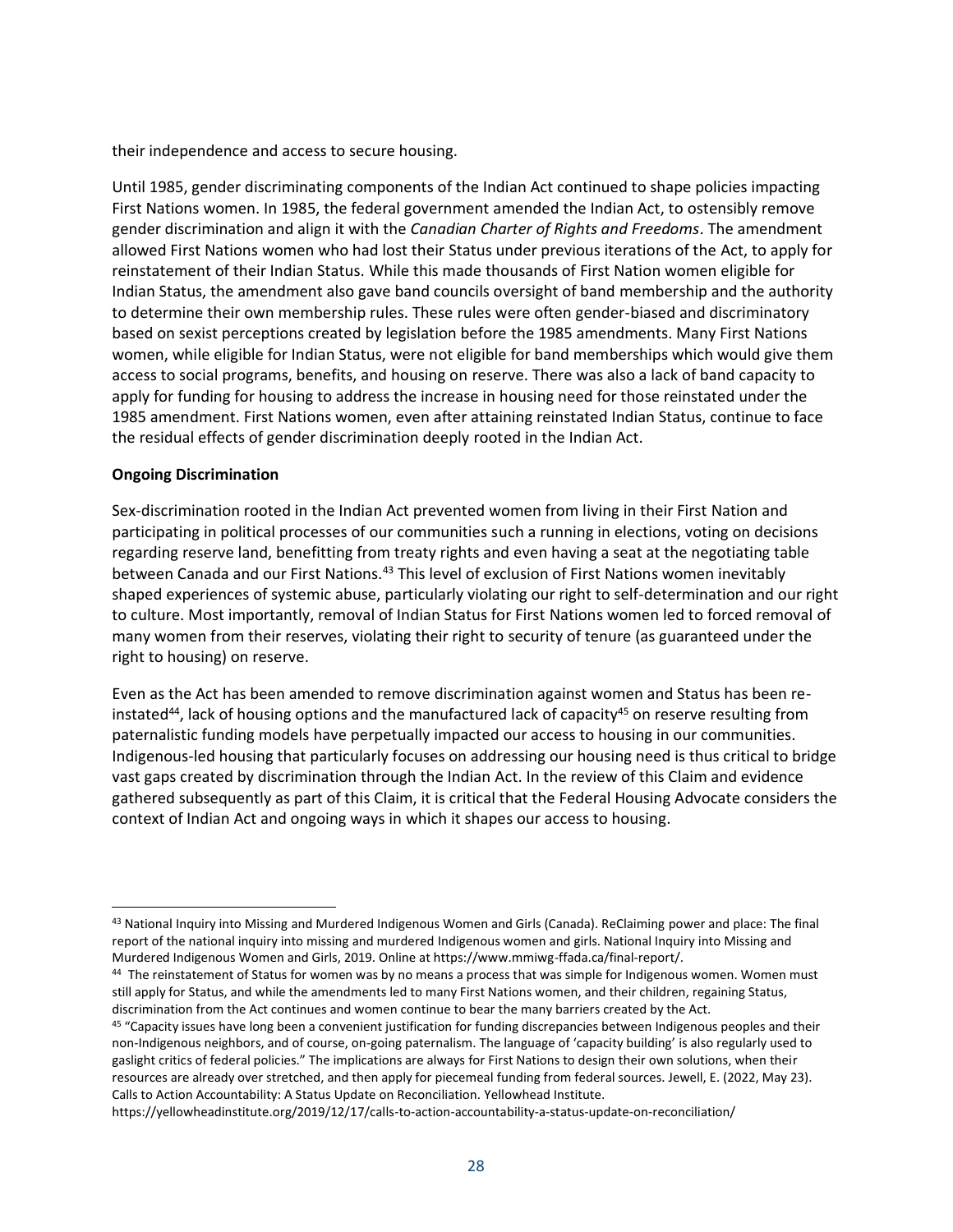their independence and access to secure housing.

Until 1985, gender discriminating components of the Indian Act continued to shape policies impacting First Nations women. In 1985, the federal government amended the Indian Act, to ostensibly remove gender discrimination and align it with the *Canadian Charter of Rights and Freedoms*. The amendment allowed First Nations women who had lost their Status under previous iterations of the Act, to apply for reinstatement of their Indian Status. While this made thousands of First Nation women eligible for Indian Status, the amendment also gave band councils oversight of band membership and the authority to determine their own membership rules. These rules were often gender-biased and discriminatory based on sexist perceptions created by legislation before the 1985 amendments. Many First Nations women, while eligible for Indian Status, were not eligible for band memberships which would give them access to social programs, benefits, and housing on reserve. There was also a lack of band capacity to apply for funding for housing to address the increase in housing need for those reinstated under the 1985 amendment. First Nations women, even after attaining reinstated Indian Status, continue to face the residual effects of gender discrimination deeply rooted in the Indian Act.

**Ongoing Discrimination**

Sex-discrimination rooted in the Indian Act prevented women from living in their First Nation and participating in political processes of our communities such a running in elections, voting on decisions regarding reserve land, benefitting from treaty rights and even having a seat at the negotiating table between Canada and our First Nations.[43] This level of exclusion of First Nations women inevitably shaped experiences of systemic abuse, particularly violating our right to self-determination and our right to culture. Most importantly, removal of Indian Status for First Nations women led to forced removal of many women from their reserves, violating their right to security of tenure (as guaranteed under the right to housing) on reserve.

Even as the Act has been amended to remove discrimination against women and Status has been re-instated[44], lack of housing options and the manufactured lack of capacity[45] on reserve resulting from paternalistic funding models have perpetually impacted our access to housing in our communities. Indigenous-led housing that particularly focuses on addressing our housing need is thus critical to bridge vast gaps created by discrimination through the Indian Act. In the review of this Claim and evidence gathered subsequently as part of this Claim, it is critical that the Federal Housing Advocate considers the context of Indian Act and ongoing ways in which it shapes our access to housing.

---

[43] National Inquiry into Missing and Murdered Indigenous Women and Girls (Canada). ReClaiming power and place: The final report of the national inquiry into missing and murdered Indigenous women and girls. National Inquiry into Missing and Murdered Indigenous Women and Girls, 2019. Online at https://www.mmiwg-ffada.ca/final-report/.

[44] The reinstatement of Status for women was by no means a process that was simple for Indigenous women. Women must still apply for Status, and while the amendments led to many First Nations women, and their children, regaining Status, discrimination from the Act continues and women continue to bear the many barriers created by the Act.

[45] "Capacity issues have long been a convenient justification for funding discrepancies between Indigenous peoples and their non-Indigenous neighbors, and of course, on-going paternalism. The language of 'capacity building' is also regularly used to gaslight critics of federal policies." The implications are always for First Nations to design their own solutions, when their resources are already over stretched, and then apply for piecemeal funding from federal sources. Jewell, E. (2022, May 23). Calls to Action Accountability: A Status Update on Reconciliation. Yellowhead Institute. https://yellowheadinstitute.org/2019/12/17/calls-to-action-accountability-a-status-update-on-reconciliation/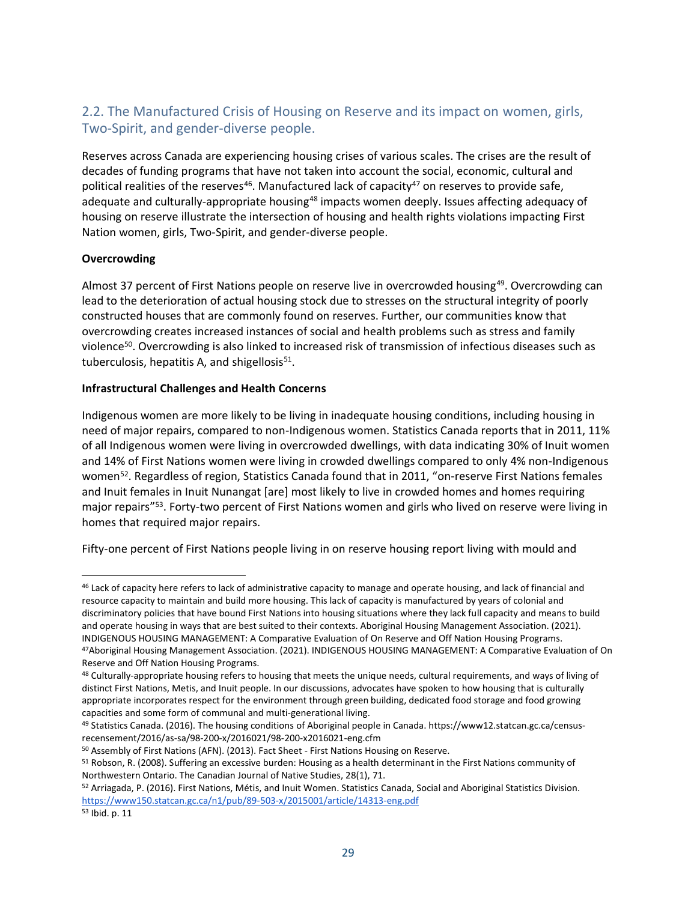## 2.2. The Manufactured Crisis of Housing on Reserve and its impact on women, girls, Two-Spirit, and gender-diverse people.

Reserves across Canada are experiencing housing crises of various scales. The crises are the result of decades of funding programs that have not taken into account the social, economic, cultural and political realities of the reserves[46]. Manufactured lack of capacity[47] on reserves to provide safe, adequate and culturally-appropriate housing[48] impacts women deeply. Issues affecting adequacy of housing on reserve illustrate the intersection of housing and health rights violations impacting First Nation women, girls, Two-Spirit, and gender-diverse people.

**Overcrowding**

Almost 37 percent of First Nations people on reserve live in overcrowded housing[49]. Overcrowding can lead to the deterioration of actual housing stock due to stresses on the structural integrity of poorly constructed houses that are commonly found on reserves. Further, our communities know that overcrowding creates increased instances of social and health problems such as stress and family violence[50]. Overcrowding is also linked to increased risk of transmission of infectious diseases such as tuberculosis, hepatitis A, and shigellosis[51].

**Infrastructural Challenges and Health Concerns**

Indigenous women are more likely to be living in inadequate housing conditions, including housing in need of major repairs, compared to non-Indigenous women. Statistics Canada reports that in 2011, 11% of all Indigenous women were living in overcrowded dwellings, with data indicating 30% of Inuit women and 14% of First Nations women were living in crowded dwellings compared to only 4% non-Indigenous women[52]. Regardless of region, Statistics Canada found that in 2011, "on-reserve First Nations females and Inuit females in Inuit Nunangat [are] most likely to live in crowded homes and homes requiring major repairs"[53]. Forty-two percent of First Nations women and girls who lived on reserve were living in homes that required major repairs.

Fifty-one percent of First Nations people living in on reserve housing report living with mould and

---

[46] Lack of capacity here refers to lack of administrative capacity to manage and operate housing, and lack of financial and resource capacity to maintain and build more housing. This lack of capacity is manufactured by years of colonial and discriminatory policies that have bound First Nations into housing situations where they lack full capacity and means to build and operate housing in ways that are best suited to their contexts. Aboriginal Housing Management Association. (2021). INDIGENOUS HOUSING MANAGEMENT: A Comparative Evaluation of On Reserve and Off Nation Housing Programs.

[47] Aboriginal Housing Management Association. (2021). INDIGENOUS HOUSING MANAGEMENT: A Comparative Evaluation of On Reserve and Off Nation Housing Programs.

[48] Culturally-appropriate housing refers to housing that meets the unique needs, cultural requirements, and ways of living of distinct First Nations, Metis, and Inuit people. In our discussions, advocates have spoken to how housing that is culturally appropriate incorporates respect for the environment through green building, dedicated food storage and food growing capacities and some form of communal and multi-generational living.

[49] Statistics Canada. (2016). The housing conditions of Aboriginal people in Canada. https://www12.statcan.gc.ca/census-recensement/2016/as-sa/98-200-x/2016021/98-200-x2016021-eng.cfm

[50] Assembly of First Nations (AFN). (2013). Fact Sheet - First Nations Housing on Reserve.

[51] Robson, R. (2008). Suffering an excessive burden: Housing as a health determinant in the First Nations community of Northwestern Ontario. The Canadian Journal of Native Studies, 28(1), 71.

[52] Arriagada, P. (2016). First Nations, Métis, and Inuit Women. Statistics Canada, Social and Aboriginal Statistics Division. https://www150.statcan.gc.ca/n1/pub/89-503-x/2015001/article/14313-eng.pdf

[53] Ibid. p. 11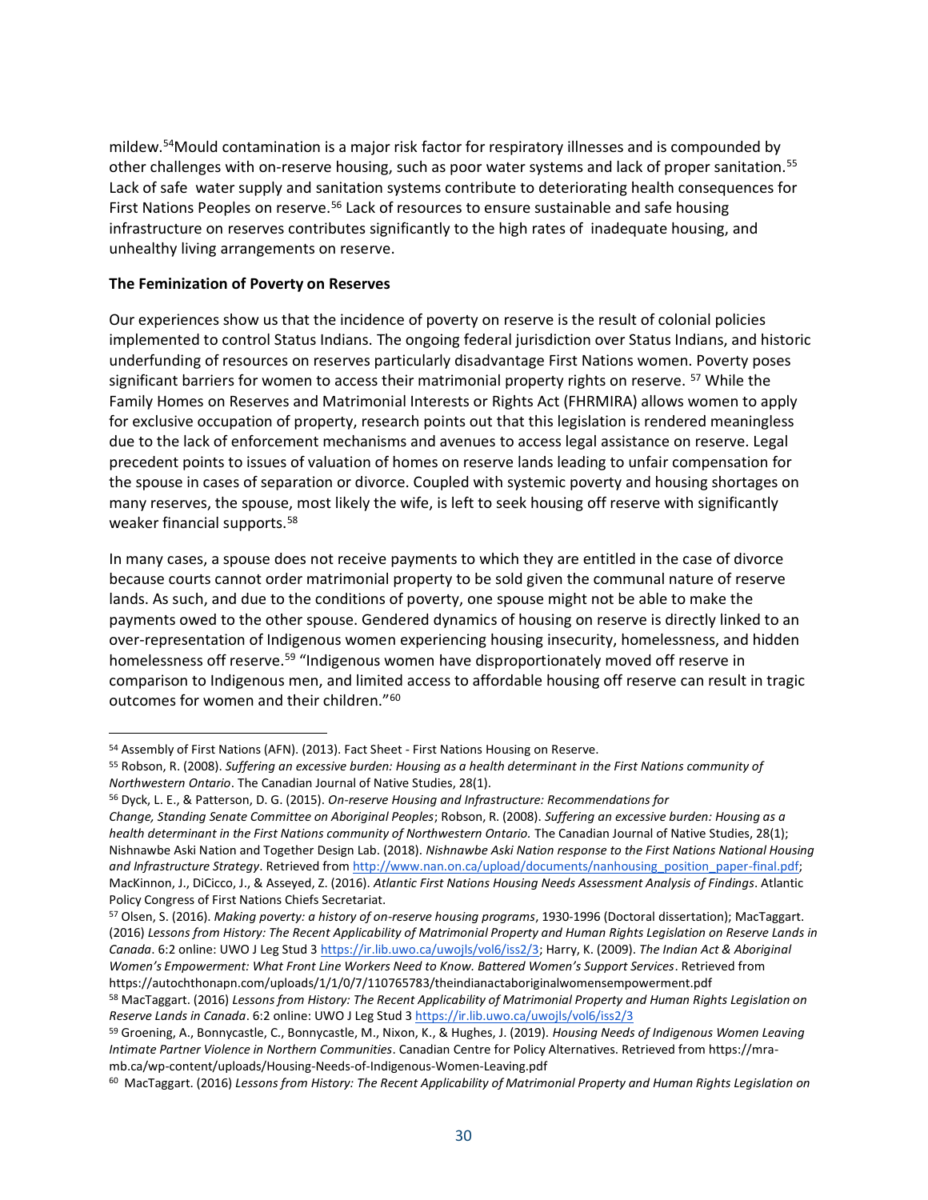mildew.[54]Mould contamination is a major risk factor for respiratory illnesses and is compounded by other challenges with on-reserve housing, such as poor water systems and lack of proper sanitation.[55] Lack of safe water supply and sanitation systems contribute to deteriorating health consequences for First Nations Peoples on reserve.[56] Lack of resources to ensure sustainable and safe housing infrastructure on reserves contributes significantly to the high rates of inadequate housing, and unhealthy living arrangements on reserve.

**The Feminization of Poverty on Reserves**

Our experiences show us that the incidence of poverty on reserve is the result of colonial policies implemented to control Status Indians. The ongoing federal jurisdiction over Status Indians, and historic underfunding of resources on reserves particularly disadvantage First Nations women. Poverty poses significant barriers for women to access their matrimonial property rights on reserve. [57] While the Family Homes on Reserves and Matrimonial Interests or Rights Act (FHRMIRA) allows women to apply for exclusive occupation of property, research points out that this legislation is rendered meaningless due to the lack of enforcement mechanisms and avenues to access legal assistance on reserve. Legal precedent points to issues of valuation of homes on reserve lands leading to unfair compensation for the spouse in cases of separation or divorce. Coupled with systemic poverty and housing shortages on many reserves, the spouse, most likely the wife, is left to seek housing off reserve with significantly weaker financial supports.[58]

In many cases, a spouse does not receive payments to which they are entitled in the case of divorce because courts cannot order matrimonial property to be sold given the communal nature of reserve lands. As such, and due to the conditions of poverty, one spouse might not be able to make the payments owed to the other spouse. Gendered dynamics of housing on reserve is directly linked to an over-representation of Indigenous women experiencing housing insecurity, homelessness, and hidden homelessness off reserve.[59] "Indigenous women have disproportionately moved off reserve in comparison to Indigenous men, and limited access to affordable housing off reserve can result in tragic outcomes for women and their children."[60]

---

[54] Assembly of First Nations (AFN). (2013). Fact Sheet - First Nations Housing on Reserve.

[55] Robson, R. (2008). *Suffering an excessive burden: Housing as a health determinant in the First Nations community of Northwestern Ontario*. The Canadian Journal of Native Studies, 28(1).

[56] Dyck, L. E., & Patterson, D. G. (2015). *On-reserve Housing and Infrastructure: Recommendations for Change, Standing Senate Committee on Aboriginal Peoples*; Robson, R. (2008). *Suffering an excessive burden: Housing as a health determinant in the First Nations community of Northwestern Ontario.* The Canadian Journal of Native Studies, 28(1); Nishnawbe Aski Nation and Together Design Lab. (2018). *Nishnawbe Aski Nation response to the First Nations National Housing and Infrastructure Strategy*. Retrieved from http://www.nan.on.ca/upload/documents/nanhousing_position_paper-final.pdf; MacKinnon, J., DiCicco, J., & Asseyed, Z. (2016). *Atlantic First Nations Housing Needs Assessment Analysis of Findings*. Atlantic Policy Congress of First Nations Chiefs Secretariat.

[57] Olsen, S. (2016). *Making poverty: a history of on-reserve housing programs*, 1930-1996 (Doctoral dissertation); MacTaggart. (2016) *Lessons from History: The Recent Applicability of Matrimonial Property and Human Rights Legislation on Reserve Lands in Canada*. 6:2 online: UWO J Leg Stud 3 https://ir.lib.uwo.ca/uwojls/vol6/iss2/3; Harry, K. (2009). *The Indian Act & Aboriginal Women's Empowerment: What Front Line Workers Need to Know. Battered Women's Support Services*. Retrieved from https://autochthonapn.com/uploads/1/1/0/7/110765783/theindianactaboriginalwomensempowerment.pdf

[58] MacTaggart. (2016) *Lessons from History: The Recent Applicability of Matrimonial Property and Human Rights Legislation on Reserve Lands in Canada*. 6:2 online: UWO J Leg Stud 3 https://ir.lib.uwo.ca/uwojls/vol6/iss2/3

[59] Groening, A., Bonnycastle, C., Bonnycastle, M., Nixon, K., & Hughes, J. (2019). *Housing Needs of Indigenous Women Leaving Intimate Partner Violence in Northern Communities*. Canadian Centre for Policy Alternatives. Retrieved from https://mra-mb.ca/wp-content/uploads/Housing-Needs-of-Indigenous-Women-Leaving.pdf

[60] MacTaggart. (2016) *Lessons from History: The Recent Applicability of Matrimonial Property and Human Rights Legislation on*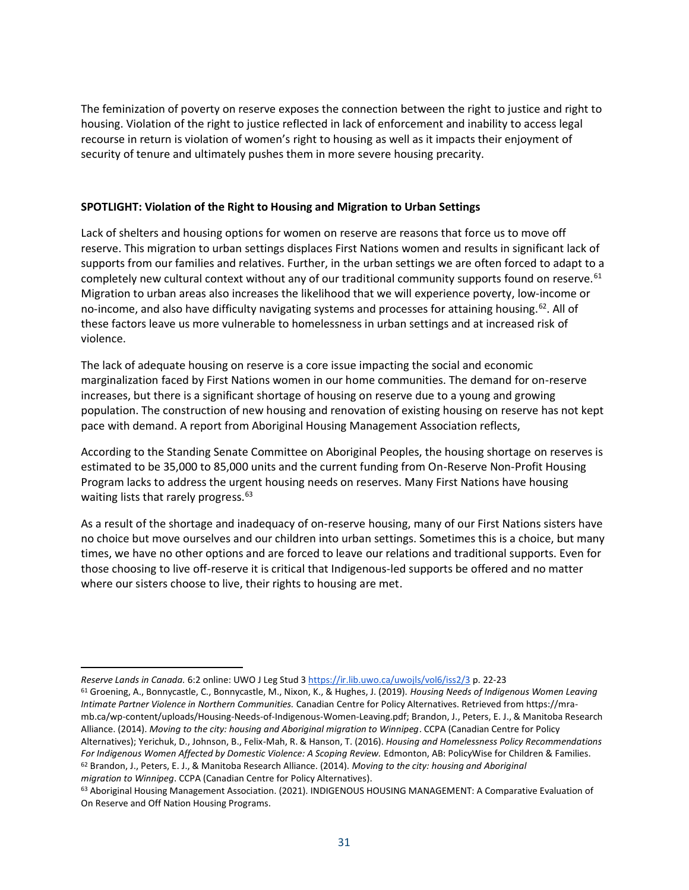The feminization of poverty on reserve exposes the connection between the right to justice and right to housing. Violation of the right to justice reflected in lack of enforcement and inability to access legal recourse in return is violation of women's right to housing as well as it impacts their enjoyment of security of tenure and ultimately pushes them in more severe housing precarity.

**SPOTLIGHT: Violation of the Right to Housing and Migration to Urban Settings**

Lack of shelters and housing options for women on reserve are reasons that force us to move off reserve. This migration to urban settings displaces First Nations women and results in significant lack of supports from our families and relatives. Further, in the urban settings we are often forced to adapt to a completely new cultural context without any of our traditional community supports found on reserve.[61] Migration to urban areas also increases the likelihood that we will experience poverty, low-income or no-income, and also have difficulty navigating systems and processes for attaining housing.[62]. All of these factors leave us more vulnerable to homelessness in urban settings and at increased risk of violence.

The lack of adequate housing on reserve is a core issue impacting the social and economic marginalization faced by First Nations women in our home communities. The demand for on-reserve increases, but there is a significant shortage of housing on reserve due to a young and growing population. The construction of new housing and renovation of existing housing on reserve has not kept pace with demand. A report from Aboriginal Housing Management Association reflects,

According to the Standing Senate Committee on Aboriginal Peoples, the housing shortage on reserves is estimated to be 35,000 to 85,000 units and the current funding from On-Reserve Non-Profit Housing Program lacks to address the urgent housing needs on reserves. Many First Nations have housing waiting lists that rarely progress.[63]

As a result of the shortage and inadequacy of on-reserve housing, many of our First Nations sisters have no choice but move ourselves and our children into urban settings. Sometimes this is a choice, but many times, we have no other options and are forced to leave our relations and traditional supports. Even for those choosing to live off-reserve it is critical that Indigenous-led supports be offered and no matter where our sisters choose to live, their rights to housing are met.

---

*Reserve Lands in Canada.* 6:2 online: UWO J Leg Stud 3 https://ir.lib.uwo.ca/uwojls/vol6/iss2/3 p. 22-23

[61] Groening, A., Bonnycastle, C., Bonnycastle, M., Nixon, K., & Hughes, J. (2019). *Housing Needs of Indigenous Women Leaving Intimate Partner Violence in Northern Communities.* Canadian Centre for Policy Alternatives. Retrieved from https://mra-mb.ca/wp-content/uploads/Housing-Needs-of-Indigenous-Women-Leaving.pdf; Brandon, J., Peters, E. J., & Manitoba Research Alliance. (2014). *Moving to the city: housing and Aboriginal migration to Winnipeg*. CCPA (Canadian Centre for Policy Alternatives); Yerichuk, D., Johnson, B., Felix-Mah, R. & Hanson, T. (2016). *Housing and Homelessness Policy Recommendations For Indigenous Women Affected by Domestic Violence: A Scoping Review.* Edmonton, AB: PolicyWise for Children & Families.

[62] Brandon, J., Peters, E. J., & Manitoba Research Alliance. (2014). *Moving to the city: housing and Aboriginal migration to Winnipeg*. CCPA (Canadian Centre for Policy Alternatives).

[63] Aboriginal Housing Management Association. (2021). INDIGENOUS HOUSING MANAGEMENT: A Comparative Evaluation of On Reserve and Off Nation Housing Programs.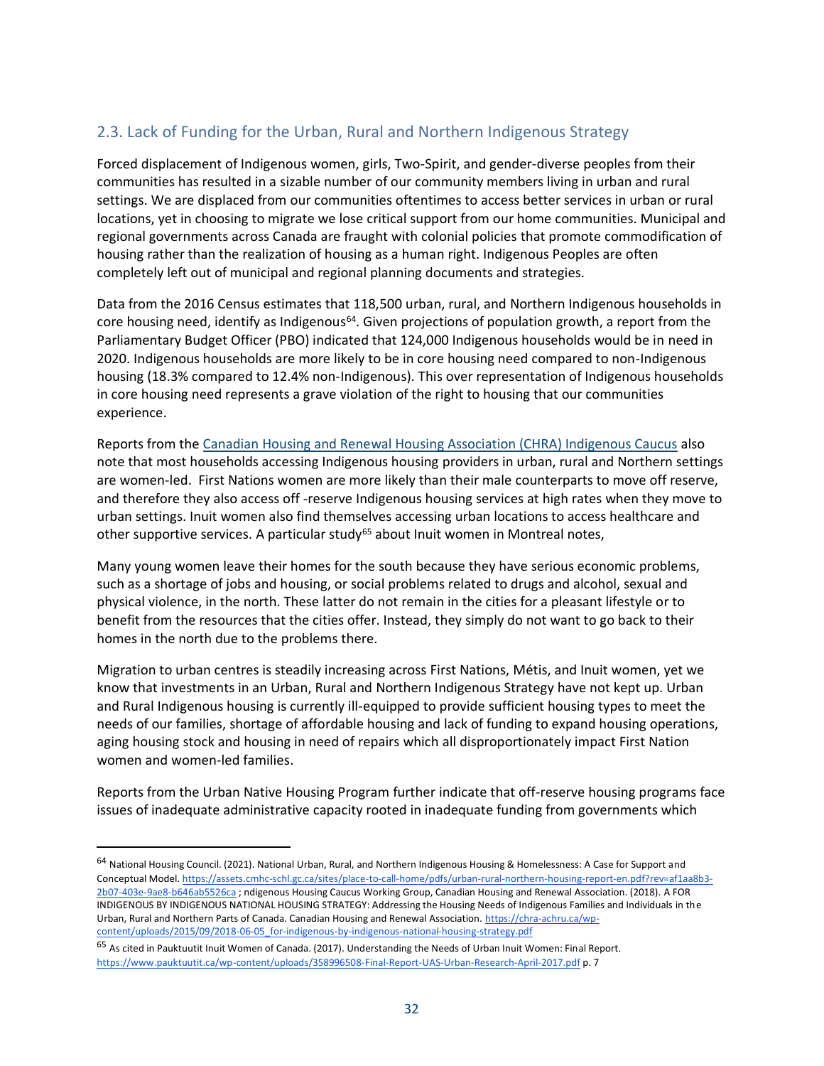## 2.3. Lack of Funding for the Urban, Rural and Northern Indigenous Strategy

Forced displacement of Indigenous women, girls, Two-Spirit, and gender-diverse peoples from their communities has resulted in a sizable number of our community members living in urban and rural settings. We are displaced from our communities oftentimes to access better services in urban or rural locations, yet in choosing to migrate we lose critical support from our home communities. Municipal and regional governments across Canada are fraught with colonial policies that promote commodification of housing rather than the realization of housing as a human right. Indigenous Peoples are often completely left out of municipal and regional planning documents and strategies.

Data from the 2016 Census estimates that 118,500 urban, rural, and Northern Indigenous households in core housing need, identify as Indigenous[64]. Given projections of population growth, a report from the Parliamentary Budget Officer (PBO) indicated that 124,000 Indigenous households would be in need in 2020. Indigenous households are more likely to be in core housing need compared to non-Indigenous housing (18.3% compared to 12.4% non-Indigenous). This over representation of Indigenous households in core housing need represents a grave violation of the right to housing that our communities experience.

Reports from the [Canadian Housing and Renewal Housing Association (CHRA) Indigenous Caucus](https://chra-achru.ca) also note that most households accessing Indigenous housing providers in urban, rural and Northern settings are women-led. First Nations women are more likely than their male counterparts to move off reserve, and therefore they also access off -reserve Indigenous housing services at high rates when they move to urban settings. Inuit women also find themselves accessing urban locations to access healthcare and other supportive services. A particular study[65] about Inuit women in Montreal notes,

Many young women leave their homes for the south because they have serious economic problems, such as a shortage of jobs and housing, or social problems related to drugs and alcohol, sexual and physical violence, in the north. These latter do not remain in the cities for a pleasant lifestyle or to benefit from the resources that the cities offer. Instead, they simply do not want to go back to their homes in the north due to the problems there.

Migration to urban centres is steadily increasing across First Nations, Métis, and Inuit women, yet we know that investments in an Urban, Rural and Northern Indigenous Strategy have not kept up. Urban and Rural Indigenous housing is currently ill-equipped to provide sufficient housing types to meet the needs of our families, shortage of affordable housing and lack of funding to expand housing operations, aging housing stock and housing in need of repairs which all disproportionately impact First Nation women and women-led families.

Reports from the Urban Native Housing Program further indicate that off-reserve housing programs face issues of inadequate administrative capacity rooted in inadequate funding from governments which

---

[64] National Housing Council. (2021). National Urban, Rural, and Northern Indigenous Housing & Homelessness: A Case for Support and Conceptual Model. https://assets.cmhc-schl.gc.ca/sites/place-to-call-home/pdfs/urban-rural-northern-housing-report-en.pdf?rev=af1aa8b3-2b07-403e-9ae8-b646ab5526ca ; ndigenous Housing Caucus Working Group, Canadian Housing and Renewal Association. (2018). A FOR INDIGENOUS BY INDIGENOUS NATIONAL HOUSING STRATEGY: Addressing the Housing Needs of Indigenous Families and Individuals in the Urban, Rural and Northern Parts of Canada. Canadian Housing and Renewal Association. https://chra-achru.ca/wp-content/uploads/2015/09/2018-06-05_for-indigenous-by-indigenous-national-housing-strategy.pdf

[65] As cited in Pauktuutit Inuit Women of Canada. (2017). Understanding the Needs of Urban Inuit Women: Final Report. https://www.pauktuutit.ca/wp-content/uploads/358996508-Final-Report-UAS-Urban-Research-April-2017.pdf p. 7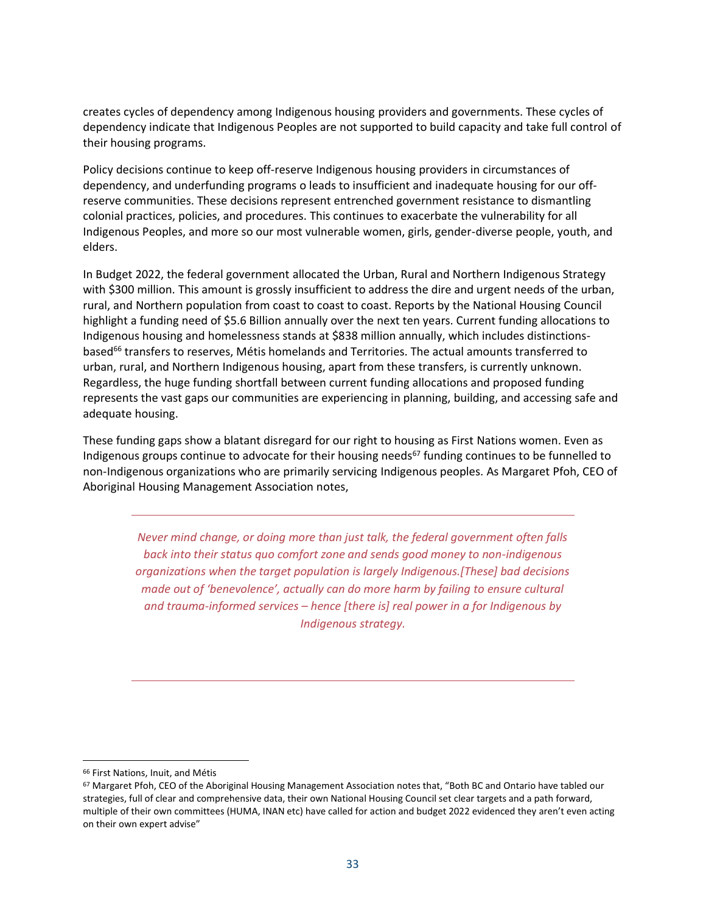creates cycles of dependency among Indigenous housing providers and governments. These cycles of dependency indicate that Indigenous Peoples are not supported to build capacity and take full control of their housing programs.

Policy decisions continue to keep off-reserve Indigenous housing providers in circumstances of dependency, and underfunding programs o leads to insufficient and inadequate housing for our off-reserve communities. These decisions represent entrenched government resistance to dismantling colonial practices, policies, and procedures. This continues to exacerbate the vulnerability for all Indigenous Peoples, and more so our most vulnerable women, girls, gender-diverse people, youth, and elders.

In Budget 2022, the federal government allocated the Urban, Rural and Northern Indigenous Strategy with $300 million. This amount is grossly insufficient to address the dire and urgent needs of the urban, rural, and Northern population from coast to coast to coast. Reports by the National Housing Council highlight a funding need of $5.6 Billion annually over the next ten years. Current funding allocations to Indigenous housing and homelessness stands at $838 million annually, which includes distinctions-based[66] transfers to reserves, Métis homelands and Territories. The actual amounts transferred to urban, rural, and Northern Indigenous housing, apart from these transfers, is currently unknown. Regardless, the huge funding shortfall between current funding allocations and proposed funding represents the vast gaps our communities are experiencing in planning, building, and accessing safe and adequate housing.

These funding gaps show a blatant disregard for our right to housing as First Nations women. Even as Indigenous groups continue to advocate for their housing needs[67] funding continues to be funnelled to non-Indigenous organizations who are primarily servicing Indigenous peoples. As Margaret Pfoh, CEO of Aboriginal Housing Management Association notes,

> *Never mind change, or doing more than just talk, the federal government often falls back into their status quo comfort zone and sends good money to non-indigenous organizations when the target population is largely Indigenous.[These] bad decisions made out of 'benevolence', actually can do more harm by failing to ensure cultural and trauma-informed services – hence [there is] real power in a for Indigenous by Indigenous strategy.*

---

[66] First Nations, Inuit, and Métis

[67] Margaret Pfoh, CEO of the Aboriginal Housing Management Association notes that, "Both BC and Ontario have tabled our strategies, full of clear and comprehensive data, their own National Housing Council set clear targets and a path forward, multiple of their own committees (HUMA, INAN etc) have called for action and budget 2022 evidenced they aren't even acting on their own expert advise"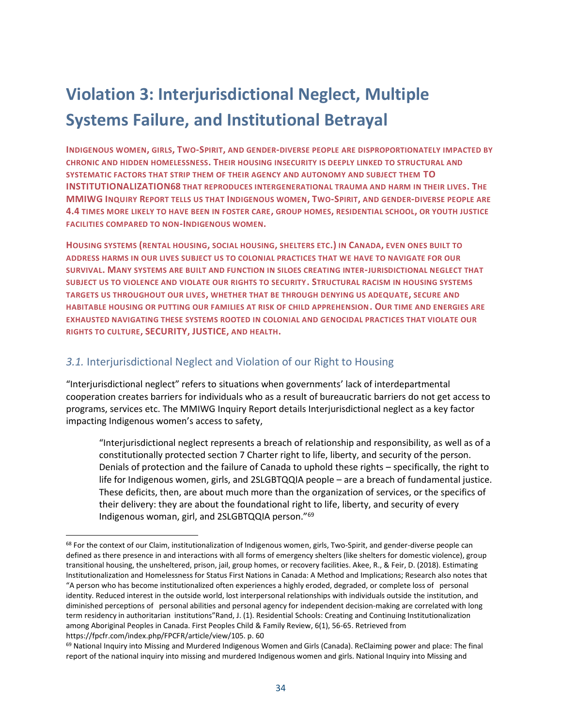# Violation 3: Interjurisdictional Neglect, Multiple Systems Failure, and Institutional Betrayal

**INDIGENOUS WOMEN, GIRLS, TWO-SPIRIT, AND GENDER-DIVERSE PEOPLE ARE DISPROPORTIONATELY IMPACTED BY CHRONIC AND HIDDEN HOMELESSNESS. THEIR HOUSING INSECURITY IS DEEPLY LINKED TO STRUCTURAL AND SYSTEMATIC FACTORS THAT STRIP THEM OF THEIR AGENCY AND AUTONOMY AND SUBJECT THEM TO INSTITUTIONALIZATION[68] THAT REPRODUCES INTERGENERATIONAL TRAUMA AND HARM IN THEIR LIVES. THE MMIWG INQUIRY REPORT TELLS US THAT INDIGENOUS WOMEN, TWO-SPIRIT, AND GENDER-DIVERSE PEOPLE ARE 4.4 TIMES MORE LIKELY TO HAVE BEEN IN FOSTER CARE, GROUP HOMES, RESIDENTIAL SCHOOL, OR YOUTH JUSTICE FACILITIES COMPARED TO NON-INDIGENOUS WOMEN.**

**HOUSING SYSTEMS (RENTAL HOUSING, SOCIAL HOUSING, SHELTERS ETC.) IN CANADA, EVEN ONES BUILT TO ADDRESS HARMS IN OUR LIVES SUBJECT US TO COLONIAL PRACTICES THAT WE HAVE TO NAVIGATE FOR OUR SURVIVAL. MANY SYSTEMS ARE BUILT AND FUNCTION IN SILOES CREATING INTER-JURISDICTIONAL NEGLECT THAT SUBJECT US TO VIOLENCE AND VIOLATE OUR RIGHTS TO SECURITY. STRUCTURAL RACISM IN HOUSING SYSTEMS TARGETS US THROUGHOUT OUR LIVES, WHETHER THAT BE THROUGH DENYING US ADEQUATE, SECURE AND HABITABLE HOUSING OR PUTTING OUR FAMILIES AT RISK OF CHILD APPREHENSION. OUR TIME AND ENERGIES ARE EXHAUSTED NAVIGATING THESE SYSTEMS ROOTED IN COLONIAL AND GENOCIDAL PRACTICES THAT VIOLATE OUR RIGHTS TO CULTURE, SECURITY, JUSTICE, AND HEALTH.**

## *3.1.* Interjurisdictional Neglect and Violation of our Right to Housing

"Interjurisdictional neglect" refers to situations when governments' lack of interdepartmental cooperation creates barriers for individuals who as a result of bureaucratic barriers do not get access to programs, services etc. The MMIWG Inquiry Report details Interjurisdictional neglect as a key factor impacting Indigenous women's access to safety,

> "Interjurisdictional neglect represents a breach of relationship and responsibility, as well as of a constitutionally protected section 7 Charter right to life, liberty, and security of the person. Denials of protection and the failure of Canada to uphold these rights – specifically, the right to life for Indigenous women, girls, and 2SLGBTQQIA people – are a breach of fundamental justice. These deficits, then, are about much more than the organization of services, or the specifics of their delivery: they are about the foundational right to life, liberty, and security of every Indigenous woman, girl, and 2SLGBTQQIA person."[69]

---

[68] For the context of our Claim, institutionalization of Indigenous women, girls, Two-Spirit, and gender-diverse people can defined as there presence in and interactions with all forms of emergency shelters (like shelters for domestic violence), group transitional housing, the unsheltered, prison, jail, group homes, or recovery facilities. Akee, R., & Feir, D. (2018). Estimating Institutionalization and Homelessness for Status First Nations in Canada: A Method and Implications; Research also notes that "A person who has become institutionalized often experiences a highly eroded, degraded, or complete loss of personal identity. Reduced interest in the outside world, lost interpersonal relationships with individuals outside the institution, and diminished perceptions of personal abilities and personal agency for independent decision-making are correlated with long term residency in authoritarian institutions"Rand, J. (1). Residential Schools: Creating and Continuing Institutionalization among Aboriginal Peoples in Canada. First Peoples Child & Family Review, 6(1), 56-65. Retrieved from https://fpcfr.com/index.php/FPCFR/article/view/105. p. 60

[69] National Inquiry into Missing and Murdered Indigenous Women and Girls (Canada). ReClaiming power and place: The final report of the national inquiry into missing and murdered Indigenous women and girls. National Inquiry into Missing and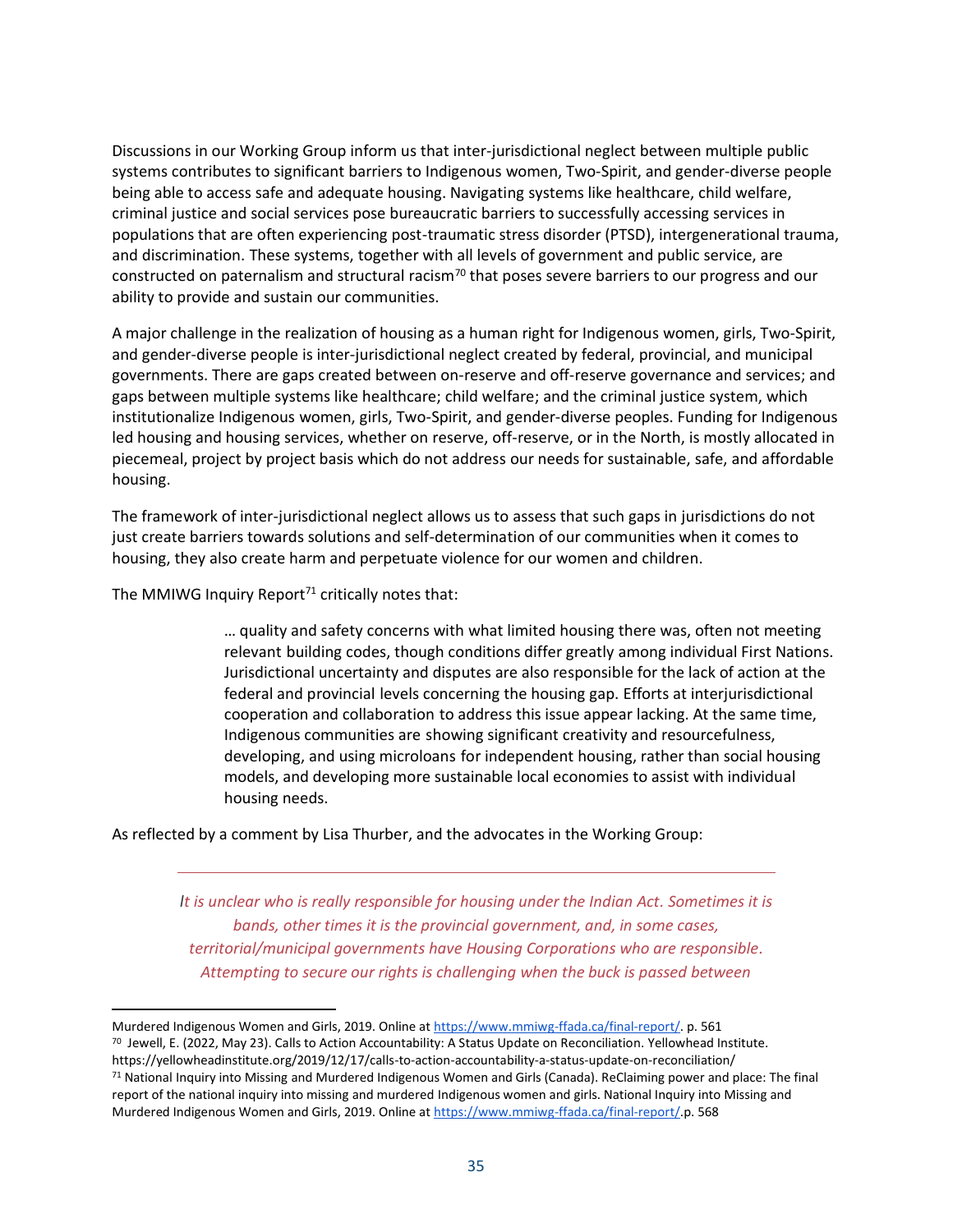Discussions in our Working Group inform us that inter-jurisdictional neglect between multiple public systems contributes to significant barriers to Indigenous women, Two-Spirit, and gender-diverse people being able to access safe and adequate housing. Navigating systems like healthcare, child welfare, criminal justice and social services pose bureaucratic barriers to successfully accessing services in populations that are often experiencing post-traumatic stress disorder (PTSD), intergenerational trauma, and discrimination. These systems, together with all levels of government and public service, are constructed on paternalism and structural racism[70] that poses severe barriers to our progress and our ability to provide and sustain our communities.

A major challenge in the realization of housing as a human right for Indigenous women, girls, Two-Spirit, and gender-diverse people is inter-jurisdictional neglect created by federal, provincial, and municipal governments. There are gaps created between on-reserve and off-reserve governance and services; and gaps between multiple systems like healthcare; child welfare; and the criminal justice system, which institutionalize Indigenous women, girls, Two-Spirit, and gender-diverse peoples. Funding for Indigenous led housing and housing services, whether on reserve, off-reserve, or in the North, is mostly allocated in piecemeal, project by project basis which do not address our needs for sustainable, safe, and affordable housing.

The framework of inter-jurisdictional neglect allows us to assess that such gaps in jurisdictions do not just create barriers towards solutions and self-determination of our communities when it comes to housing, they also create harm and perpetuate violence for our women and children.

The MMIWG Inquiry Report[71] critically notes that:

> … quality and safety concerns with what limited housing there was, often not meeting relevant building codes, though conditions differ greatly among individual First Nations. Jurisdictional uncertainty and disputes are also responsible for the lack of action at the federal and provincial levels concerning the housing gap. Efforts at interjurisdictional cooperation and collaboration to address this issue appear lacking. At the same time, Indigenous communities are showing significant creativity and resourcefulness, developing, and using microloans for independent housing, rather than social housing models, and developing more sustainable local economies to assist with individual housing needs.

As reflected by a comment by Lisa Thurber, and the advocates in the Working Group:

---

*It is unclear who is really responsible for housing under the Indian Act. Sometimes it is bands, other times it is the provincial government, and, in some cases, territorial/municipal governments have Housing Corporations who are responsible. Attempting to secure our rights is challenging when the buck is passed between*

---

Murdered Indigenous Women and Girls, 2019. Online at https://www.mmiwg-ffada.ca/final-report/. p. 561

[70] Jewell, E. (2022, May 23). Calls to Action Accountability: A Status Update on Reconciliation. Yellowhead Institute. https://yellowheadinstitute.org/2019/12/17/calls-to-action-accountability-a-status-update-on-reconciliation/

[71] National Inquiry into Missing and Murdered Indigenous Women and Girls (Canada). ReClaiming power and place: The final report of the national inquiry into missing and murdered Indigenous women and girls. National Inquiry into Missing and Murdered Indigenous Women and Girls, 2019. Online at https://www.mmiwg-ffada.ca/final-report/.p. 568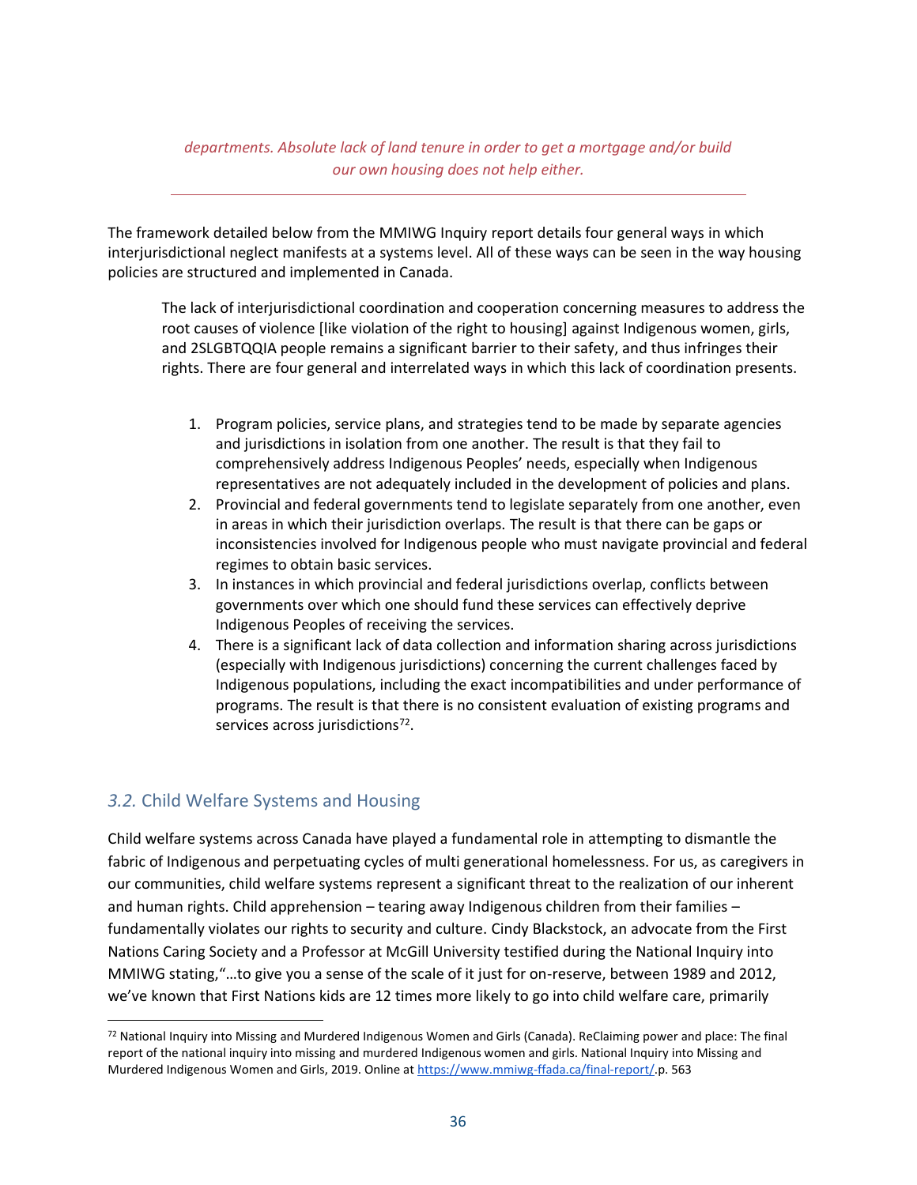*departments. Absolute lack of land tenure in order to get a mortgage and/or build our own housing does not help either.*

---

The framework detailed below from the MMIWG Inquiry report details four general ways in which interjurisdictional neglect manifests at a systems level. All of these ways can be seen in the way housing policies are structured and implemented in Canada.

> The lack of interjurisdictional coordination and cooperation concerning measures to address the root causes of violence [like violation of the right to housing] against Indigenous women, girls, and 2SLGBTQQIA people remains a significant barrier to their safety, and thus infringes their rights. There are four general and interrelated ways in which this lack of coordination presents.
>
> 1. Program policies, service plans, and strategies tend to be made by separate agencies and jurisdictions in isolation from one another. The result is that they fail to comprehensively address Indigenous Peoples' needs, especially when Indigenous representatives are not adequately included in the development of policies and plans.
> 2. Provincial and federal governments tend to legislate separately from one another, even in areas in which their jurisdiction overlaps. The result is that there can be gaps or inconsistencies involved for Indigenous people who must navigate provincial and federal regimes to obtain basic services.
> 3. In instances in which provincial and federal jurisdictions overlap, conflicts between governments over which one should fund these services can effectively deprive Indigenous Peoples of receiving the services.
> 4. There is a significant lack of data collection and information sharing across jurisdictions (especially with Indigenous jurisdictions) concerning the current challenges faced by Indigenous populations, including the exact incompatibilities and under performance of programs. The result is that there is no consistent evaluation of existing programs and services across jurisdictions[72].

## *3.2.* Child Welfare Systems and Housing

Child welfare systems across Canada have played a fundamental role in attempting to dismantle the fabric of Indigenous and perpetuating cycles of multi generational homelessness. For us, as caregivers in our communities, child welfare systems represent a significant threat to the realization of our inherent and human rights. Child apprehension – tearing away Indigenous children from their families – fundamentally violates our rights to security and culture. Cindy Blackstock, an advocate from the First Nations Caring Society and a Professor at McGill University testified during the National Inquiry into MMIWG stating,"…to give you a sense of the scale of it just for on-reserve, between 1989 and 2012, we've known that First Nations kids are 12 times more likely to go into child welfare care, primarily

---

[72] National Inquiry into Missing and Murdered Indigenous Women and Girls (Canada). ReClaiming power and place: The final report of the national inquiry into missing and murdered Indigenous women and girls. National Inquiry into Missing and Murdered Indigenous Women and Girls, 2019. Online at https://www.mmiwg-ffada.ca/final-report/.p. 563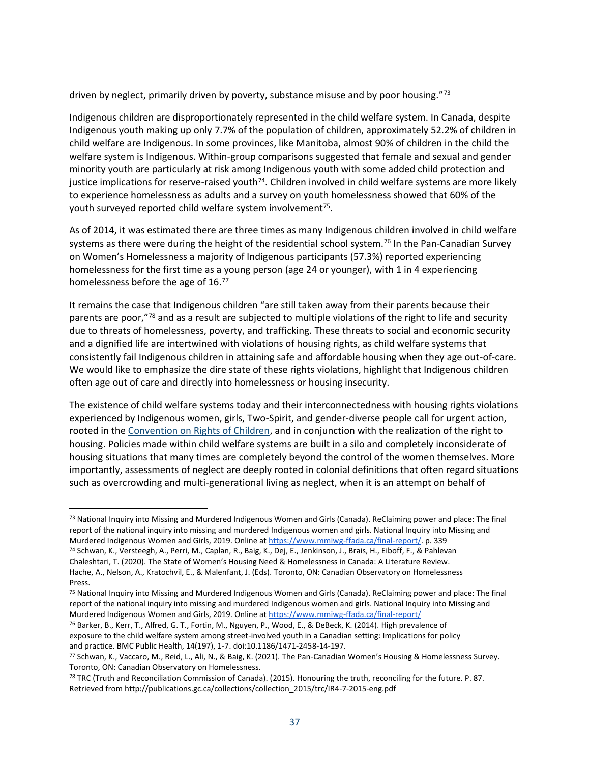driven by neglect, primarily driven by poverty, substance misuse and by poor housing."[73]

Indigenous children are disproportionately represented in the child welfare system. In Canada, despite Indigenous youth making up only 7.7% of the population of children, approximately 52.2% of children in child welfare are Indigenous. In some provinces, like Manitoba, almost 90% of children in the child the welfare system is Indigenous. Within-group comparisons suggested that female and sexual and gender minority youth are particularly at risk among Indigenous youth with some added child protection and justice implications for reserve-raised youth[74]. Children involved in child welfare systems are more likely to experience homelessness as adults and a survey on youth homelessness showed that 60% of the youth surveyed reported child welfare system involvement[75].

As of 2014, it was estimated there are three times as many Indigenous children involved in child welfare systems as there were during the height of the residential school system.[76] In the Pan-Canadian Survey on Women's Homelessness a majority of Indigenous participants (57.3%) reported experiencing homelessness for the first time as a young person (age 24 or younger), with 1 in 4 experiencing homelessness before the age of 16.[77]

It remains the case that Indigenous children "are still taken away from their parents because their parents are poor,"[78] and as a result are subjected to multiple violations of the right to life and security due to threats of homelessness, poverty, and trafficking. These threats to social and economic security and a dignified life are intertwined with violations of housing rights, as child welfare systems that consistently fail Indigenous children in attaining safe and affordable housing when they age out-of-care. We would like to emphasize the dire state of these rights violations, highlight that Indigenous children often age out of care and directly into homelessness or housing insecurity.

The existence of child welfare systems today and their interconnectedness with housing rights violations experienced by Indigenous women, girls, Two-Spirit, and gender-diverse people call for urgent action, rooted in the [Convention on Rights of Children](), and in conjunction with the realization of the right to housing. Policies made within child welfare systems are built in a silo and completely inconsiderate of housing situations that many times are completely beyond the control of the women themselves. More importantly, assessments of neglect are deeply rooted in colonial definitions that often regard situations such as overcrowding and multi-generational living as neglect, when it is an attempt on behalf of

---

[73] National Inquiry into Missing and Murdered Indigenous Women and Girls (Canada). ReClaiming power and place: The final report of the national inquiry into missing and murdered Indigenous women and girls. National Inquiry into Missing and Murdered Indigenous Women and Girls, 2019. Online at https://www.mmiwg-ffada.ca/final-report/. p. 339

[74] Schwan, K., Versteegh, A., Perri, M., Caplan, R., Baig, K., Dej, E., Jenkinson, J., Brais, H., Eiboff, F., & Pahlevan Chaleshtari, T. (2020). The State of Women's Housing Need & Homelessness in Canada: A Literature Review. Hache, A., Nelson, A., Kratochvil, E., & Malenfant, J. (Eds). Toronto, ON: Canadian Observatory on Homelessness Press.

[75] National Inquiry into Missing and Murdered Indigenous Women and Girls (Canada). ReClaiming power and place: The final report of the national inquiry into missing and murdered Indigenous women and girls. National Inquiry into Missing and Murdered Indigenous Women and Girls, 2019. Online at https://www.mmiwg-ffada.ca/final-report/

[76] Barker, B., Kerr, T., Alfred, G. T., Fortin, M., Nguyen, P., Wood, E., & DeBeck, K. (2014). High prevalence of exposure to the child welfare system among street-involved youth in a Canadian setting: Implications for policy and practice. BMC Public Health, 14(197), 1-7. doi:10.1186/1471-2458-14-197.

[77] Schwan, K., Vaccaro, M., Reid, L., Ali, N., & Baig, K. (2021). The Pan-Canadian Women's Housing & Homelessness Survey. Toronto, ON: Canadian Observatory on Homelessness.

[78] TRC (Truth and Reconciliation Commission of Canada). (2015). Honouring the truth, reconciling for the future. P. 87. Retrieved from http://publications.gc.ca/collections/collection_2015/trc/IR4-7-2015-eng.pdf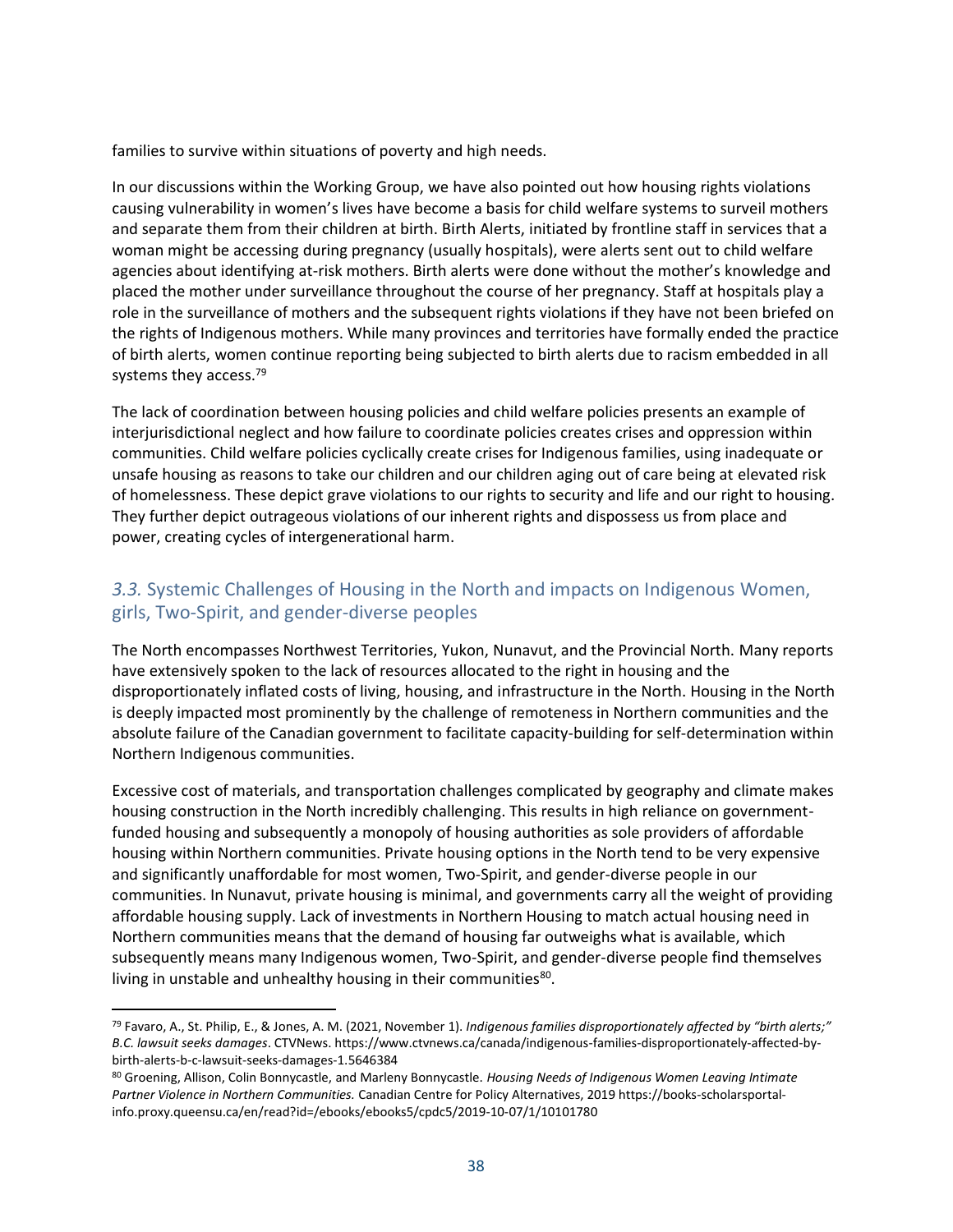families to survive within situations of poverty and high needs.

In our discussions within the Working Group, we have also pointed out how housing rights violations causing vulnerability in women's lives have become a basis for child welfare systems to surveil mothers and separate them from their children at birth. Birth Alerts, initiated by frontline staff in services that a woman might be accessing during pregnancy (usually hospitals), were alerts sent out to child welfare agencies about identifying at-risk mothers. Birth alerts were done without the mother's knowledge and placed the mother under surveillance throughout the course of her pregnancy. Staff at hospitals play a role in the surveillance of mothers and the subsequent rights violations if they have not been briefed on the rights of Indigenous mothers. While many provinces and territories have formally ended the practice of birth alerts, women continue reporting being subjected to birth alerts due to racism embedded in all systems they access.[79]

The lack of coordination between housing policies and child welfare policies presents an example of interjurisdictional neglect and how failure to coordinate policies creates crises and oppression within communities. Child welfare policies cyclically create crises for Indigenous families, using inadequate or unsafe housing as reasons to take our children and our children aging out of care being at elevated risk of homelessness. These depict grave violations to our rights to security and life and our right to housing. They further depict outrageous violations of our inherent rights and dispossess us from place and power, creating cycles of intergenerational harm.

## *3.3.* Systemic Challenges of Housing in the North and impacts on Indigenous Women, girls, Two-Spirit, and gender-diverse peoples

The North encompasses Northwest Territories, Yukon, Nunavut, and the Provincial North. Many reports have extensively spoken to the lack of resources allocated to the right in housing and the disproportionately inflated costs of living, housing, and infrastructure in the North. Housing in the North is deeply impacted most prominently by the challenge of remoteness in Northern communities and the absolute failure of the Canadian government to facilitate capacity-building for self-determination within Northern Indigenous communities.

Excessive cost of materials, and transportation challenges complicated by geography and climate makes housing construction in the North incredibly challenging. This results in high reliance on government-funded housing and subsequently a monopoly of housing authorities as sole providers of affordable housing within Northern communities. Private housing options in the North tend to be very expensive and significantly unaffordable for most women, Two-Spirit, and gender-diverse people in our communities. In Nunavut, private housing is minimal, and governments carry all the weight of providing affordable housing supply. Lack of investments in Northern Housing to match actual housing need in Northern communities means that the demand of housing far outweighs what is available, which subsequently means many Indigenous women, Two-Spirit, and gender-diverse people find themselves living in unstable and unhealthy housing in their communities[80].

---

[79] Favaro, A., St. Philip, E., & Jones, A. M. (2021, November 1). *Indigenous families disproportionately affected by "birth alerts;" B.C. lawsuit seeks damages*. CTVNews. https://www.ctvnews.ca/canada/indigenous-families-disproportionately-affected-by-birth-alerts-b-c-lawsuit-seeks-damages-1.5646384

[80] Groening, Allison, Colin Bonnycastle, and Marleny Bonnycastle. *Housing Needs of Indigenous Women Leaving Intimate Partner Violence in Northern Communities.* Canadian Centre for Policy Alternatives, 2019 https://books-scholarsportal-info.proxy.queensu.ca/en/read?id=/ebooks/ebooks5/cpdc5/2019-10-07/1/10101780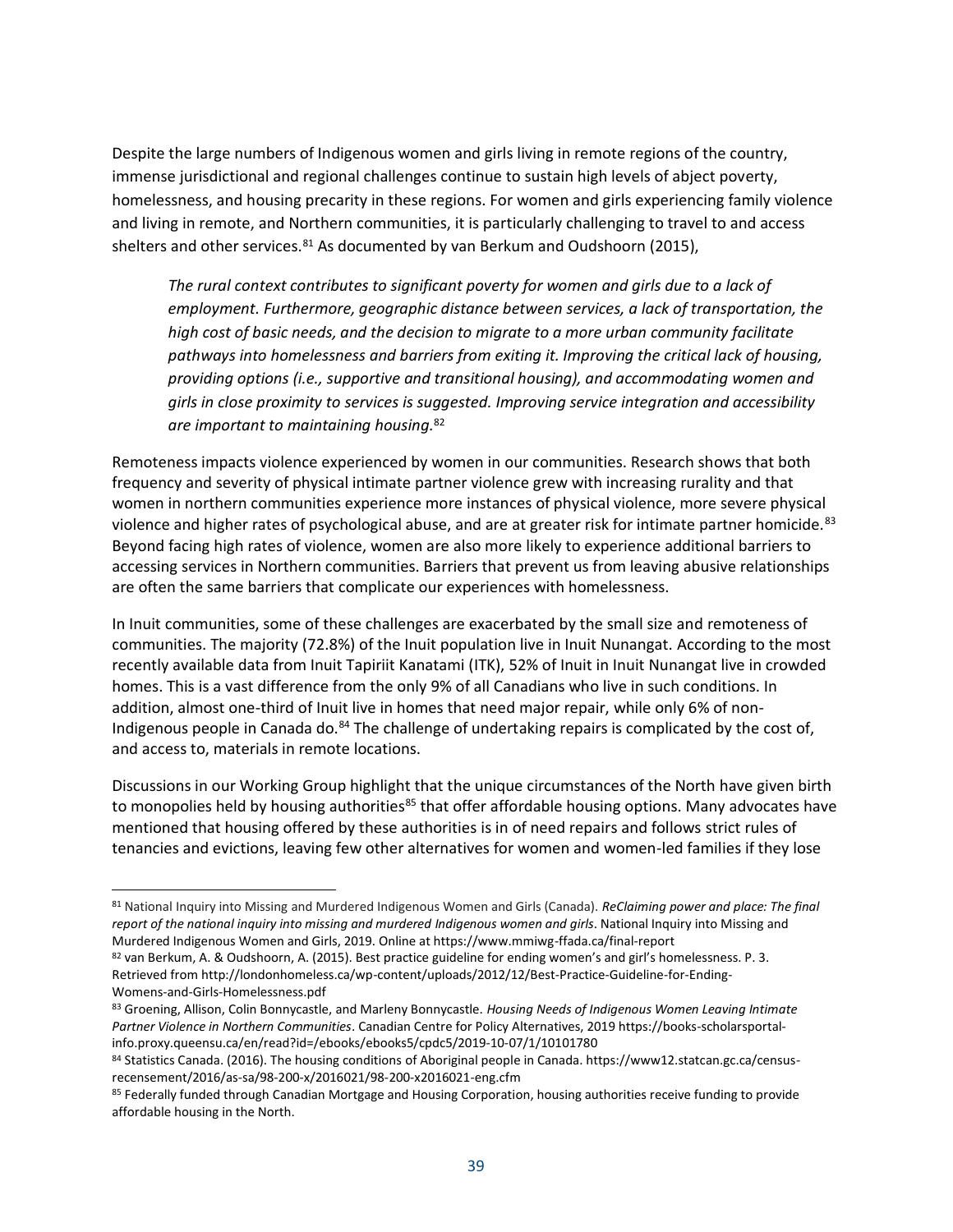Despite the large numbers of Indigenous women and girls living in remote regions of the country, immense jurisdictional and regional challenges continue to sustain high levels of abject poverty, homelessness, and housing precarity in these regions. For women and girls experiencing family violence and living in remote, and Northern communities, it is particularly challenging to travel to and access shelters and other services.[81] As documented by van Berkum and Oudshoorn (2015),

> *The rural context contributes to significant poverty for women and girls due to a lack of employment. Furthermore, geographic distance between services, a lack of transportation, the high cost of basic needs, and the decision to migrate to a more urban community facilitate pathways into homelessness and barriers from exiting it. Improving the critical lack of housing, providing options (i.e., supportive and transitional housing), and accommodating women and girls in close proximity to services is suggested. Improving service integration and accessibility are important to maintaining housing.*[82]

Remoteness impacts violence experienced by women in our communities. Research shows that both frequency and severity of physical intimate partner violence grew with increasing rurality and that women in northern communities experience more instances of physical violence, more severe physical violence and higher rates of psychological abuse, and are at greater risk for intimate partner homicide.[83] Beyond facing high rates of violence, women are also more likely to experience additional barriers to accessing services in Northern communities. Barriers that prevent us from leaving abusive relationships are often the same barriers that complicate our experiences with homelessness.

In Inuit communities, some of these challenges are exacerbated by the small size and remoteness of communities. The majority (72.8%) of the Inuit population live in Inuit Nunangat. According to the most recently available data from Inuit Tapiriit Kanatami (ITK), 52% of Inuit in Inuit Nunangat live in crowded homes. This is a vast difference from the only 9% of all Canadians who live in such conditions. In addition, almost one-third of Inuit live in homes that need major repair, while only 6% of non-Indigenous people in Canada do.[84] The challenge of undertaking repairs is complicated by the cost of, and access to, materials in remote locations.

Discussions in our Working Group highlight that the unique circumstances of the North have given birth to monopolies held by housing authorities[85] that offer affordable housing options. Many advocates have mentioned that housing offered by these authorities is in of need repairs and follows strict rules of tenancies and evictions, leaving few other alternatives for women and women-led families if they lose

---

[81] National Inquiry into Missing and Murdered Indigenous Women and Girls (Canada). *ReClaiming power and place: The final report of the national inquiry into missing and murdered Indigenous women and girls*. National Inquiry into Missing and Murdered Indigenous Women and Girls, 2019. Online at https://www.mmiwg-ffada.ca/final-report

[82] van Berkum, A. & Oudshoorn, A. (2015). Best practice guideline for ending women's and girl's homelessness. P. 3. Retrieved from http://londonhomeless.ca/wp-content/uploads/2012/12/Best-Practice-Guideline-for-Ending-Womens-and-Girls-Homelessness.pdf

[83] Groening, Allison, Colin Bonnycastle, and Marleny Bonnycastle. *Housing Needs of Indigenous Women Leaving Intimate Partner Violence in Northern Communities*. Canadian Centre for Policy Alternatives, 2019 https://books-scholarsportal-info.proxy.queensu.ca/en/read?id=/ebooks/ebooks5/cpdc5/2019-10-07/1/10101780

[84] Statistics Canada. (2016). The housing conditions of Aboriginal people in Canada. https://www12.statcan.gc.ca/census-recensement/2016/as-sa/98-200-x/2016021/98-200-x2016021-eng.cfm

[85] Federally funded through Canadian Mortgage and Housing Corporation, housing authorities receive funding to provide affordable housing in the North.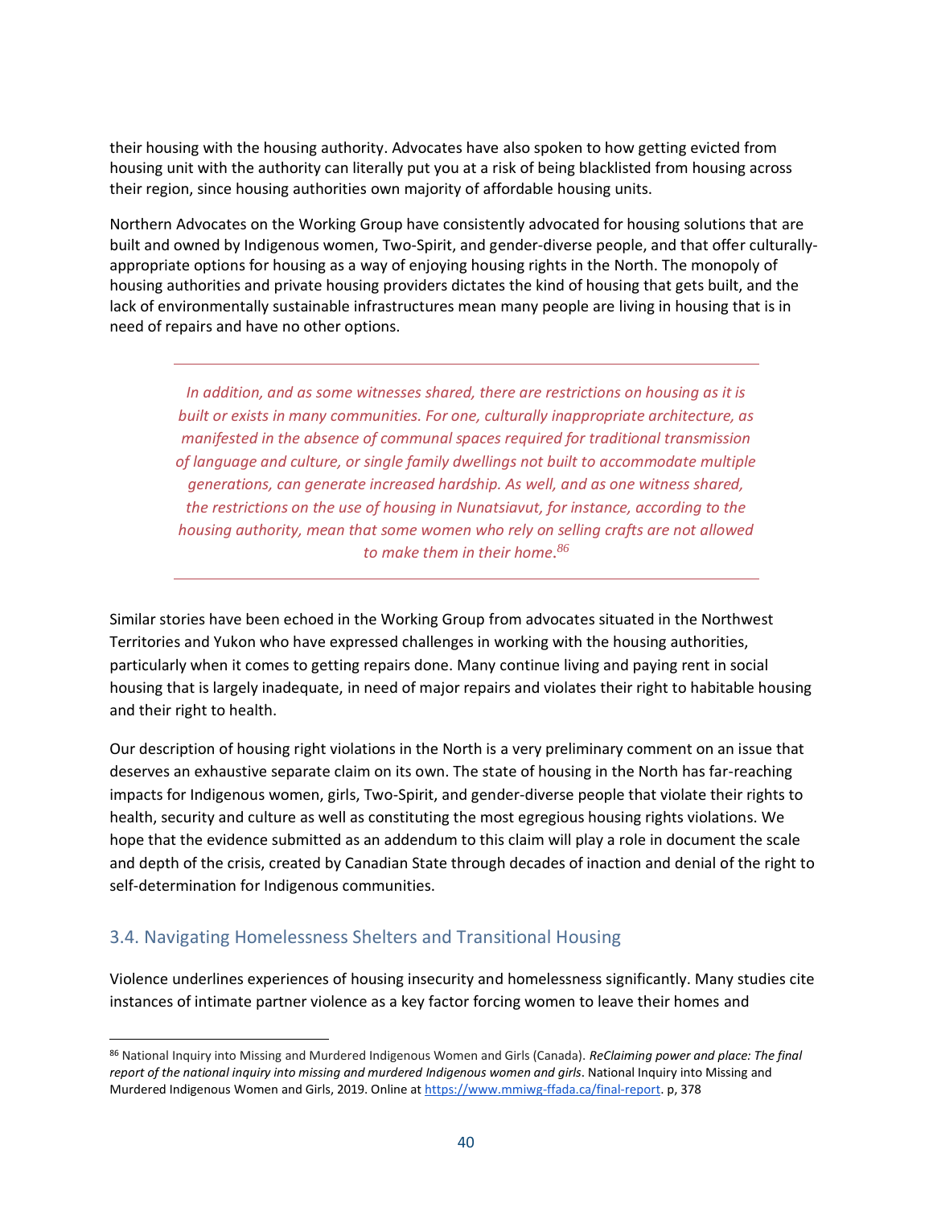their housing with the housing authority. Advocates have also spoken to how getting evicted from housing unit with the authority can literally put you at a risk of being blacklisted from housing across their region, since housing authorities own majority of affordable housing units.

Northern Advocates on the Working Group have consistently advocated for housing solutions that are built and owned by Indigenous women, Two-Spirit, and gender-diverse people, and that offer culturally-appropriate options for housing as a way of enjoying housing rights in the North. The monopoly of housing authorities and private housing providers dictates the kind of housing that gets built, and the lack of environmentally sustainable infrastructures mean many people are living in housing that is in need of repairs and have no other options.

---

> *In addition, and as some witnesses shared, there are restrictions on housing as it is built or exists in many communities. For one, culturally inappropriate architecture, as manifested in the absence of communal spaces required for traditional transmission of language and culture, or single family dwellings not built to accommodate multiple generations, can generate increased hardship. As well, and as one witness shared, the restrictions on the use of housing in Nunatsiavut, for instance, according to the housing authority, mean that some women who rely on selling crafts are not allowed to make them in their home.*[86]

---

Similar stories have been echoed in the Working Group from advocates situated in the Northwest Territories and Yukon who have expressed challenges in working with the housing authorities, particularly when it comes to getting repairs done. Many continue living and paying rent in social housing that is largely inadequate, in need of major repairs and violates their right to habitable housing and their right to health.

Our description of housing right violations in the North is a very preliminary comment on an issue that deserves an exhaustive separate claim on its own. The state of housing in the North has far-reaching impacts for Indigenous women, girls, Two-Spirit, and gender-diverse people that violate their rights to health, security and culture as well as constituting the most egregious housing rights violations. We hope that the evidence submitted as an addendum to this claim will play a role in document the scale and depth of the crisis, created by Canadian State through decades of inaction and denial of the right to self-determination for Indigenous communities.

## 3.4. Navigating Homelessness Shelters and Transitional Housing

Violence underlines experiences of housing insecurity and homelessness significantly. Many studies cite instances of intimate partner violence as a key factor forcing women to leave their homes and

---

[86] National Inquiry into Missing and Murdered Indigenous Women and Girls (Canada). *ReClaiming power and place: The final report of the national inquiry into missing and murdered Indigenous women and girls*. National Inquiry into Missing and Murdered Indigenous Women and Girls, 2019. Online at https://www.mmiwg-ffada.ca/final-report. p, 378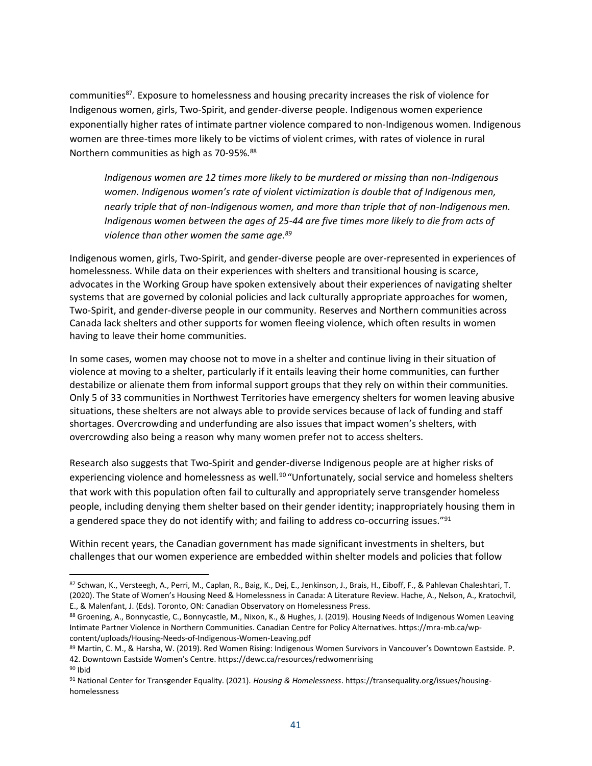communities[87]. Exposure to homelessness and housing precarity increases the risk of violence for Indigenous women, girls, Two-Spirit, and gender-diverse people. Indigenous women experience exponentially higher rates of intimate partner violence compared to non-Indigenous women. Indigenous women are three-times more likely to be victims of violent crimes, with rates of violence in rural Northern communities as high as 70-95%.[88]

> *Indigenous women are 12 times more likely to be murdered or missing than non-Indigenous women. Indigenous women's rate of violent victimization is double that of Indigenous men, nearly triple that of non-Indigenous women, and more than triple that of non-Indigenous men. Indigenous women between the ages of 25-44 are five times more likely to die from acts of violence than other women the same age.*[89]

Indigenous women, girls, Two-Spirit, and gender-diverse people are over-represented in experiences of homelessness. While data on their experiences with shelters and transitional housing is scarce, advocates in the Working Group have spoken extensively about their experiences of navigating shelter systems that are governed by colonial policies and lack culturally appropriate approaches for women, Two-Spirit, and gender-diverse people in our community. Reserves and Northern communities across Canada lack shelters and other supports for women fleeing violence, which often results in women having to leave their home communities.

In some cases, women may choose not to move in a shelter and continue living in their situation of violence at moving to a shelter, particularly if it entails leaving their home communities, can further destabilize or alienate them from informal support groups that they rely on within their communities. Only 5 of 33 communities in Northwest Territories have emergency shelters for women leaving abusive situations, these shelters are not always able to provide services because of lack of funding and staff shortages. Overcrowding and underfunding are also issues that impact women's shelters, with overcrowding also being a reason why many women prefer not to access shelters.

Research also suggests that Two-Spirit and gender-diverse Indigenous people are at higher risks of experiencing violence and homelessness as well.[90] "Unfortunately, social service and homeless shelters that work with this population often fail to culturally and appropriately serve transgender homeless people, including denying them shelter based on their gender identity; inappropriately housing them in a gendered space they do not identify with; and failing to address co-occurring issues."[91]

Within recent years, the Canadian government has made significant investments in shelters, but challenges that our women experience are embedded within shelter models and policies that follow

---

[87] Schwan, K., Versteegh, A., Perri, M., Caplan, R., Baig, K., Dej, E., Jenkinson, J., Brais, H., Eiboff, F., & Pahlevan Chaleshtari, T. (2020). The State of Women's Housing Need & Homelessness in Canada: A Literature Review. Hache, A., Nelson, A., Kratochvil, E., & Malenfant, J. (Eds). Toronto, ON: Canadian Observatory on Homelessness Press.

[88] Groening, A., Bonnycastle, C., Bonnycastle, M., Nixon, K., & Hughes, J. (2019). Housing Needs of Indigenous Women Leaving Intimate Partner Violence in Northern Communities. Canadian Centre for Policy Alternatives. https://mra-mb.ca/wp-content/uploads/Housing-Needs-of-Indigenous-Women-Leaving.pdf

[89] Martin, C. M., & Harsha, W. (2019). Red Women Rising: Indigenous Women Survivors in Vancouver's Downtown Eastside. P. 42. Downtown Eastside Women's Centre. https://dewc.ca/resources/redwomenrising

[90] Ibid

[91] National Center for Transgender Equality. (2021). *Housing & Homelessness*. https://transequality.org/issues/housing-homelessness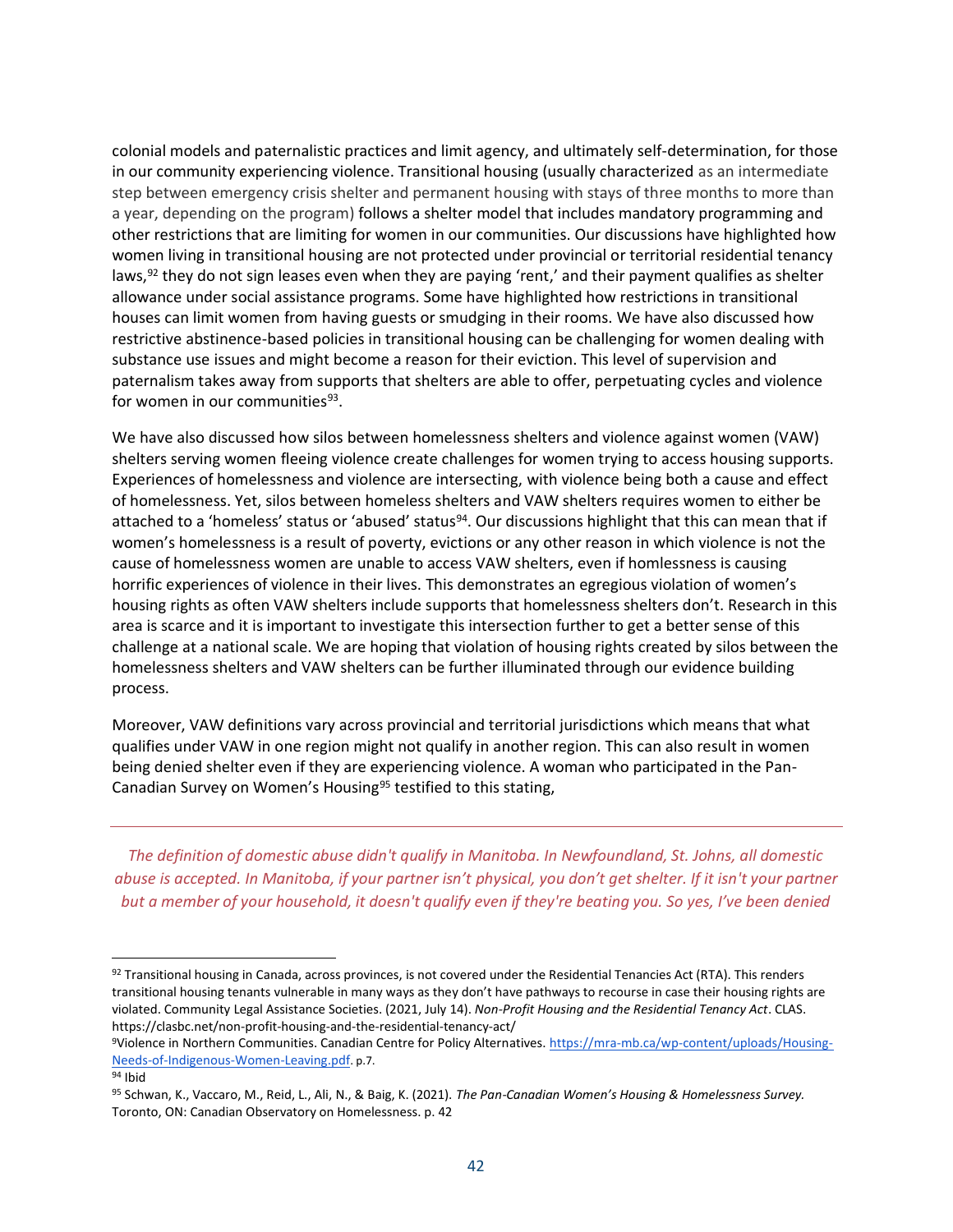colonial models and paternalistic practices and limit agency, and ultimately self-determination, for those in our community experiencing violence. Transitional housing (usually characterized as an intermediate step between emergency crisis shelter and permanent housing with stays of three months to more than a year, depending on the program) follows a shelter model that includes mandatory programming and other restrictions that are limiting for women in our communities. Our discussions have highlighted how women living in transitional housing are not protected under provincial or territorial residential tenancy laws,[92] they do not sign leases even when they are paying 'rent,' and their payment qualifies as shelter allowance under social assistance programs. Some have highlighted how restrictions in transitional houses can limit women from having guests or smudging in their rooms. We have also discussed how restrictive abstinence-based policies in transitional housing can be challenging for women dealing with substance use issues and might become a reason for their eviction. This level of supervision and paternalism takes away from supports that shelters are able to offer, perpetuating cycles and violence for women in our communities[93].

We have also discussed how silos between homelessness shelters and violence against women (VAW) shelters serving women fleeing violence create challenges for women trying to access housing supports. Experiences of homelessness and violence are intersecting, with violence being both a cause and effect of homelessness. Yet, silos between homeless shelters and VAW shelters requires women to either be attached to a 'homeless' status or 'abused' status[94]. Our discussions highlight that this can mean that if women's homelessness is a result of poverty, evictions or any other reason in which violence is not the cause of homelessness women are unable to access VAW shelters, even if homlessness is causing horrific experiences of violence in their lives. This demonstrates an egregious violation of women's housing rights as often VAW shelters include supports that homelessness shelters don't. Research in this area is scarce and it is important to investigate this intersection further to get a better sense of this challenge at a national scale. We are hoping that violation of housing rights created by silos between the homelessness shelters and VAW shelters can be further illuminated through our evidence building process.

Moreover, VAW definitions vary across provincial and territorial jurisdictions which means that what qualifies under VAW in one region might not qualify in another region. This can also result in women being denied shelter even if they are experiencing violence. A woman who participated in the Pan-Canadian Survey on Women's Housing[95] testified to this stating,

*The definition of domestic abuse didn't qualify in Manitoba. In Newfoundland, St. Johns, all domestic abuse is accepted. In Manitoba, if your partner isn't physical, you don't get shelter. If it isn't your partner but a member of your household, it doesn't qualify even if they're beating you. So yes, I've been denied*

---

[92] Transitional housing in Canada, across provinces, is not covered under the Residential Tenancies Act (RTA). This renders transitional housing tenants vulnerable in many ways as they don't have pathways to recourse in case their housing rights are violated. Community Legal Assistance Societies. (2021, July 14). *Non-Profit Housing and the Residential Tenancy Act*. CLAS. https://clasbc.net/non-profit-housing-and-the-residential-tenancy-act/

[9]Violence in Northern Communities. Canadian Centre for Policy Alternatives. [https://mra-mb.ca/wp-content/uploads/Housing-Needs-of-Indigenous-Women-Leaving.pdf](https://mra-mb.ca/wp-content/uploads/Housing-Needs-of-Indigenous-Women-Leaving.pdf). p.7.

[94] Ibid

[95] Schwan, K., Vaccaro, M., Reid, L., Ali, N., & Baig, K. (2021). *The Pan-Canadian Women's Housing & Homelessness Survey.* Toronto, ON: Canadian Observatory on Homelessness. p. 42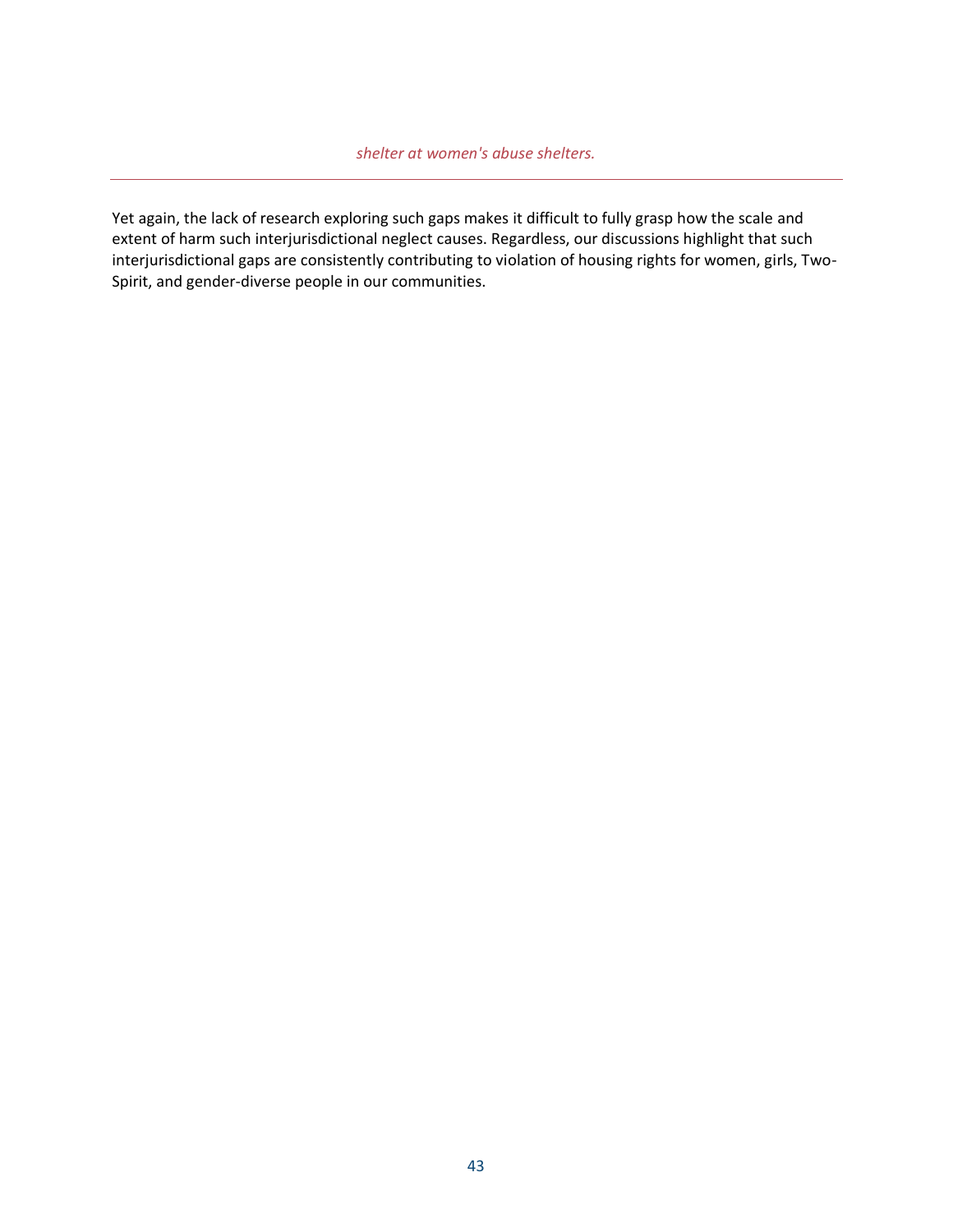*shelter at women's abuse shelters.*

---

Yet again, the lack of research exploring such gaps makes it difficult to fully grasp how the scale and extent of harm such interjurisdictional neglect causes. Regardless, our discussions highlight that such interjurisdictional gaps are consistently contributing to violation of housing rights for women, girls, Two-Spirit, and gender-diverse people in our communities.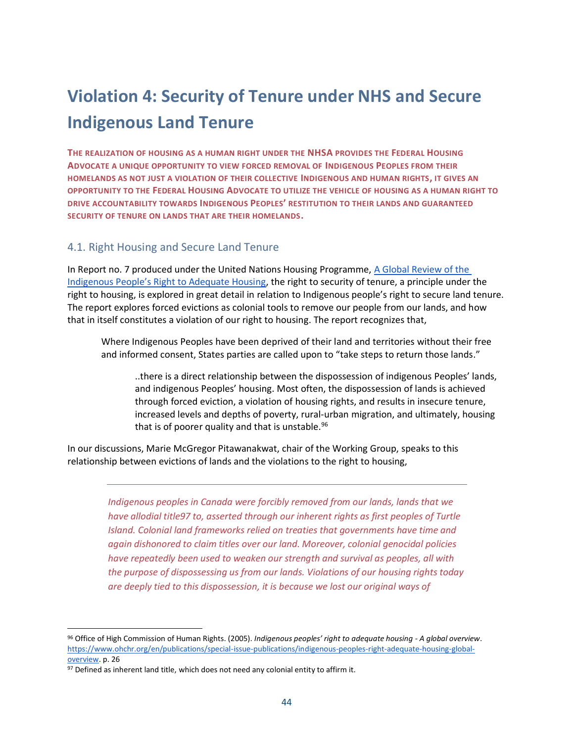# Violation 4: Security of Tenure under NHS and Secure Indigenous Land Tenure

**THE REALIZATION OF HOUSING AS A HUMAN RIGHT UNDER THE NHSA PROVIDES THE FEDERAL HOUSING ADVOCATE A UNIQUE OPPORTUNITY TO VIEW FORCED REMOVAL OF INDIGENOUS PEOPLES FROM THEIR HOMELANDS AS NOT JUST A VIOLATION OF THEIR COLLECTIVE INDIGENOUS AND HUMAN RIGHTS, IT GIVES AN OPPORTUNITY TO THE FEDERAL HOUSING ADVOCATE TO UTILIZE THE VEHICLE OF HOUSING AS A HUMAN RIGHT TO DRIVE ACCOUNTABILITY TOWARDS INDIGENOUS PEOPLES' RESTITUTION TO THEIR LANDS AND GUARANTEED SECURITY OF TENURE ON LANDS THAT ARE THEIR HOMELANDS.**

## 4.1. Right Housing and Secure Land Tenure

In Report no. 7 produced under the United Nations Housing Programme, [A Global Review of the Indigenous People's Right to Adequate Housing](https://www.ohchr.org/en/publications/special-issue-publications/indigenous-peoples-right-adequate-housing-global-overview), the right to security of tenure, a principle under the right to housing, is explored in great detail in relation to Indigenous people's right to secure land tenure. The report explores forced evictions as colonial tools to remove our people from our lands, and how that in itself constitutes a violation of our right to housing. The report recognizes that,

> Where Indigenous Peoples have been deprived of their land and territories without their free and informed consent, States parties are called upon to "take steps to return those lands."
>
> > ..there is a direct relationship between the dispossession of indigenous Peoples' lands, and indigenous Peoples' housing. Most often, the dispossession of lands is achieved through forced eviction, a violation of housing rights, and results in insecure tenure, increased levels and depths of poverty, rural-urban migration, and ultimately, housing that is of poorer quality and that is unstable.[96]

In our discussions, Marie McGregor Pitawanakwat, chair of the Working Group, speaks to this relationship between evictions of lands and the violations to the right to housing,

---

> *Indigenous peoples in Canada were forcibly removed from our lands, lands that we have allodial title97 to, asserted through our inherent rights as first peoples of Turtle Island. Colonial land frameworks relied on treaties that governments have time and again dishonored to claim titles over our land. Moreover, colonial genocidal policies have repeatedly been used to weaken our strength and survival as peoples, all with the purpose of dispossessing us from our lands. Violations of our housing rights today are deeply tied to this dispossession, it is because we lost our original ways of*

---

[96] Office of High Commission of Human Rights. (2005). *Indigenous peoples' right to adequate housing - A global overview*. https://www.ohchr.org/en/publications/special-issue-publications/indigenous-peoples-right-adequate-housing-global-overview. p. 26

[97] Defined as inherent land title, which does not need any colonial entity to affirm it.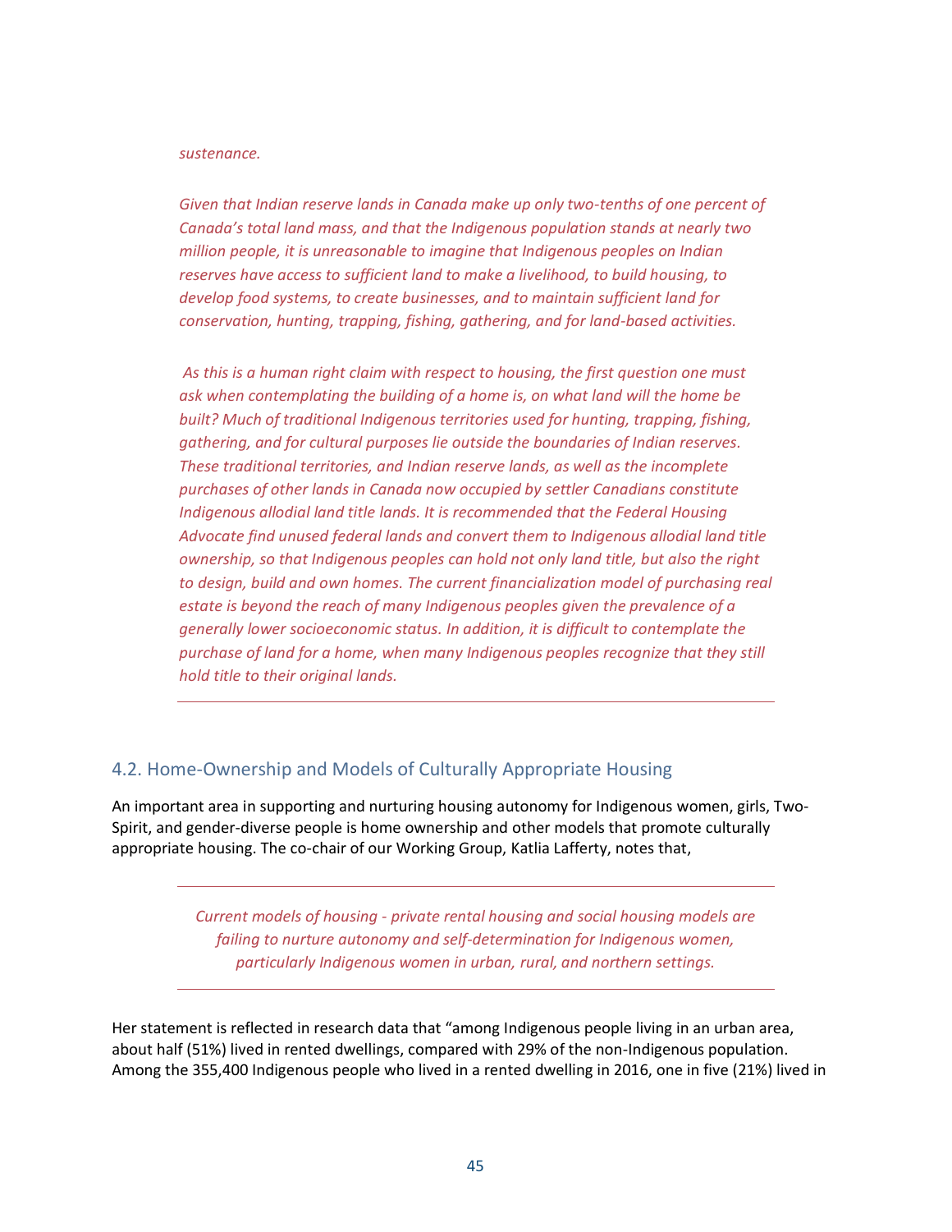*sustenance.*

*Given that Indian reserve lands in Canada make up only two-tenths of one percent of Canada's total land mass, and that the Indigenous population stands at nearly two million people, it is unreasonable to imagine that Indigenous peoples on Indian reserves have access to sufficient land to make a livelihood, to build housing, to develop food systems, to create businesses, and to maintain sufficient land for conservation, hunting, trapping, fishing, gathering, and for land-based activities.*

*As this is a human right claim with respect to housing, the first question one must ask when contemplating the building of a home is, on what land will the home be built? Much of traditional Indigenous territories used for hunting, trapping, fishing, gathering, and for cultural purposes lie outside the boundaries of Indian reserves. These traditional territories, and Indian reserve lands, as well as the incomplete purchases of other lands in Canada now occupied by settler Canadians constitute Indigenous allodial land title lands. It is recommended that the Federal Housing Advocate find unused federal lands and convert them to Indigenous allodial land title ownership, so that Indigenous peoples can hold not only land title, but also the right to design, build and own homes. The current financialization model of purchasing real estate is beyond the reach of many Indigenous peoples given the prevalence of a generally lower socioeconomic status. In addition, it is difficult to contemplate the purchase of land for a home, when many Indigenous peoples recognize that they still hold title to their original lands.*

## 4.2. Home-Ownership and Models of Culturally Appropriate Housing

An important area in supporting and nurturing housing autonomy for Indigenous women, girls, Two-Spirit, and gender-diverse people is home ownership and other models that promote culturally appropriate housing. The co-chair of our Working Group, Katlia Lafferty, notes that,

*Current models of housing - private rental housing and social housing models are failing to nurture autonomy and self-determination for Indigenous women, particularly Indigenous women in urban, rural, and northern settings.*

Her statement is reflected in research data that "among Indigenous people living in an urban area, about half (51%) lived in rented dwellings, compared with 29% of the non-Indigenous population. Among the 355,400 Indigenous people who lived in a rented dwelling in 2016, one in five (21%) lived in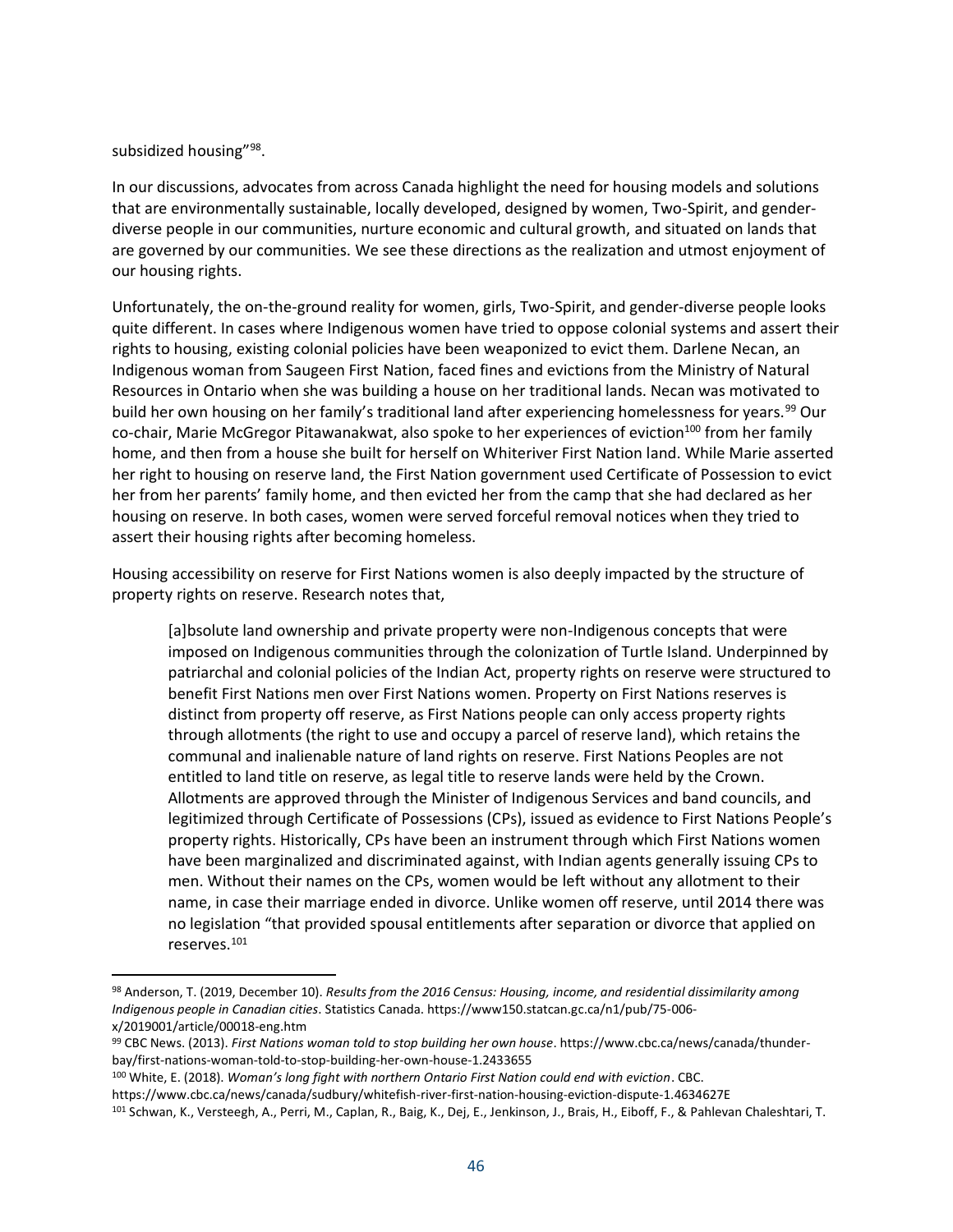subsidized housing"[98].

In our discussions, advocates from across Canada highlight the need for housing models and solutions that are environmentally sustainable, locally developed, designed by women, Two-Spirit, and gender-diverse people in our communities, nurture economic and cultural growth, and situated on lands that are governed by our communities. We see these directions as the realization and utmost enjoyment of our housing rights.

Unfortunately, the on-the-ground reality for women, girls, Two-Spirit, and gender-diverse people looks quite different. In cases where Indigenous women have tried to oppose colonial systems and assert their rights to housing, existing colonial policies have been weaponized to evict them. Darlene Necan, an Indigenous woman from Saugeen First Nation, faced fines and evictions from the Ministry of Natural Resources in Ontario when she was building a house on her traditional lands. Necan was motivated to build her own housing on her family's traditional land after experiencing homelessness for years.[99] Our co-chair, Marie McGregor Pitawanakwat, also spoke to her experiences of eviction[100] from her family home, and then from a house she built for herself on Whiteriver First Nation land. While Marie asserted her right to housing on reserve land, the First Nation government used Certificate of Possession to evict her from her parents' family home, and then evicted her from the camp that she had declared as her housing on reserve. In both cases, women were served forceful removal notices when they tried to assert their housing rights after becoming homeless.

Housing accessibility on reserve for First Nations women is also deeply impacted by the structure of property rights on reserve. Research notes that,

> [a]bsolute land ownership and private property were non-Indigenous concepts that were imposed on Indigenous communities through the colonization of Turtle Island. Underpinned by patriarchal and colonial policies of the Indian Act, property rights on reserve were structured to benefit First Nations men over First Nations women. Property on First Nations reserves is distinct from property off reserve, as First Nations people can only access property rights through allotments (the right to use and occupy a parcel of reserve land), which retains the communal and inalienable nature of land rights on reserve. First Nations Peoples are not entitled to land title on reserve, as legal title to reserve lands were held by the Crown. Allotments are approved through the Minister of Indigenous Services and band councils, and legitimized through Certificate of Possessions (CPs), issued as evidence to First Nations People's property rights. Historically, CPs have been an instrument through which First Nations women have been marginalized and discriminated against, with Indian agents generally issuing CPs to men. Without their names on the CPs, women would be left without any allotment to their name, in case their marriage ended in divorce. Unlike women off reserve, until 2014 there was no legislation "that provided spousal entitlements after separation or divorce that applied on reserves.[101]

---

[98] Anderson, T. (2019, December 10). *Results from the 2016 Census: Housing, income, and residential dissimilarity among Indigenous people in Canadian cities*. Statistics Canada. https://www150.statcan.gc.ca/n1/pub/75-006-x/2019001/article/00018-eng.htm

[99] CBC News. (2013). *First Nations woman told to stop building her own house*. https://www.cbc.ca/news/canada/thunder-bay/first-nations-woman-told-to-stop-building-her-own-house-1.2433655

[100] White, E. (2018). *Woman's long fight with northern Ontario First Nation could end with eviction*. CBC. https://www.cbc.ca/news/canada/sudbury/whitefish-river-first-nation-housing-eviction-dispute-1.4634627E

[101] Schwan, K., Versteegh, A., Perri, M., Caplan, R., Baig, K., Dej, E., Jenkinson, J., Brais, H., Eiboff, F., & Pahlevan Chaleshtari, T.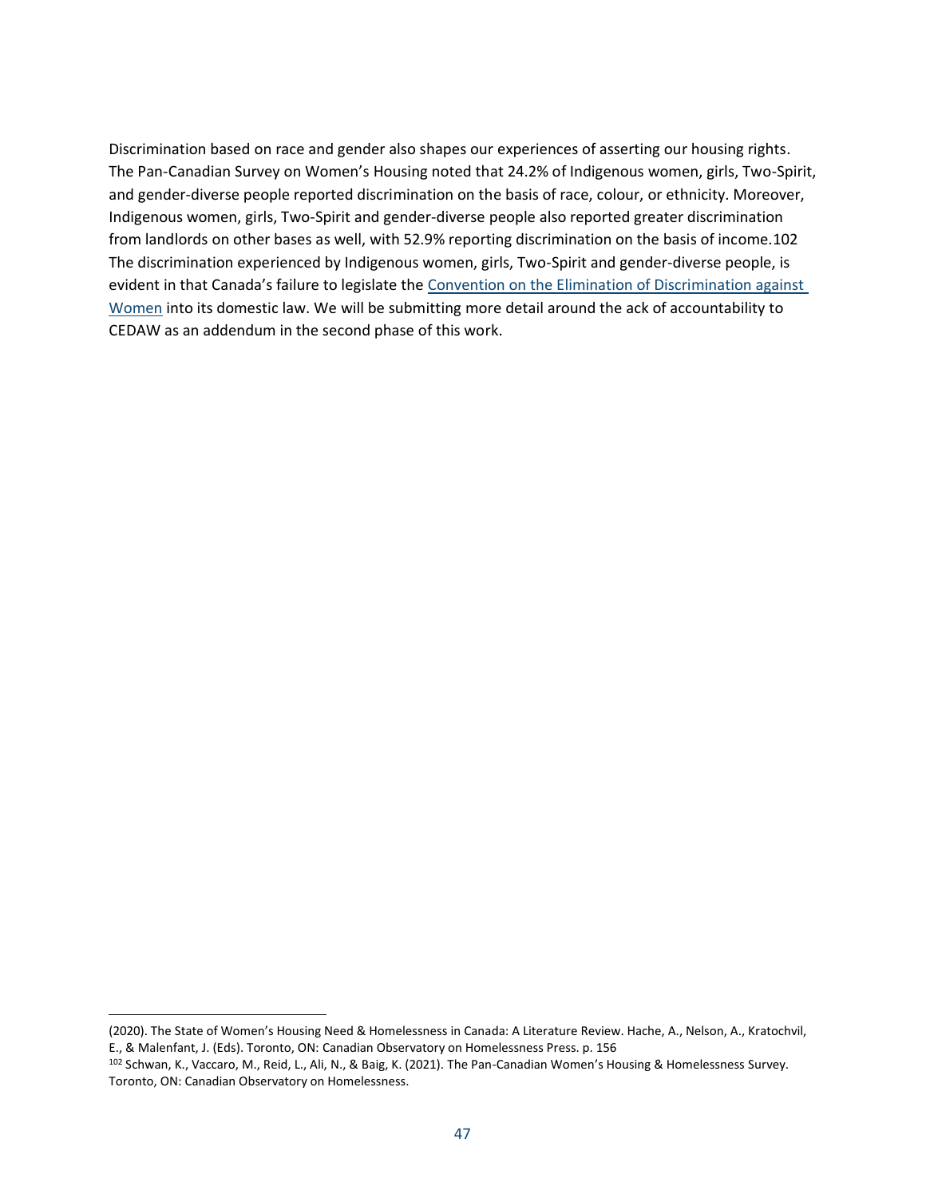Discrimination based on race and gender also shapes our experiences of asserting our housing rights. The Pan-Canadian Survey on Women's Housing noted that 24.2% of Indigenous women, girls, Two-Spirit, and gender-diverse people reported discrimination on the basis of race, colour, or ethnicity. Moreover, Indigenous women, girls, Two-Spirit and gender-diverse people also reported greater discrimination from landlords on other bases as well, with 52.9% reporting discrimination on the basis of income.102 The discrimination experienced by Indigenous women, girls, Two-Spirit and gender-diverse people, is evident in that Canada's failure to legislate the [Convention on the Elimination of Discrimination against Women] into its domestic law. We will be submitting more detail around the ack of accountability to CEDAW as an addendum in the second phase of this work.

---

(2020). The State of Women's Housing Need & Homelessness in Canada: A Literature Review. Hache, A., Nelson, A., Kratochvil, E., & Malenfant, J. (Eds). Toronto, ON: Canadian Observatory on Homelessness Press. p. 156

[102] Schwan, K., Vaccaro, M., Reid, L., Ali, N., & Baig, K. (2021). The Pan-Canadian Women's Housing & Homelessness Survey. Toronto, ON: Canadian Observatory on Homelessness.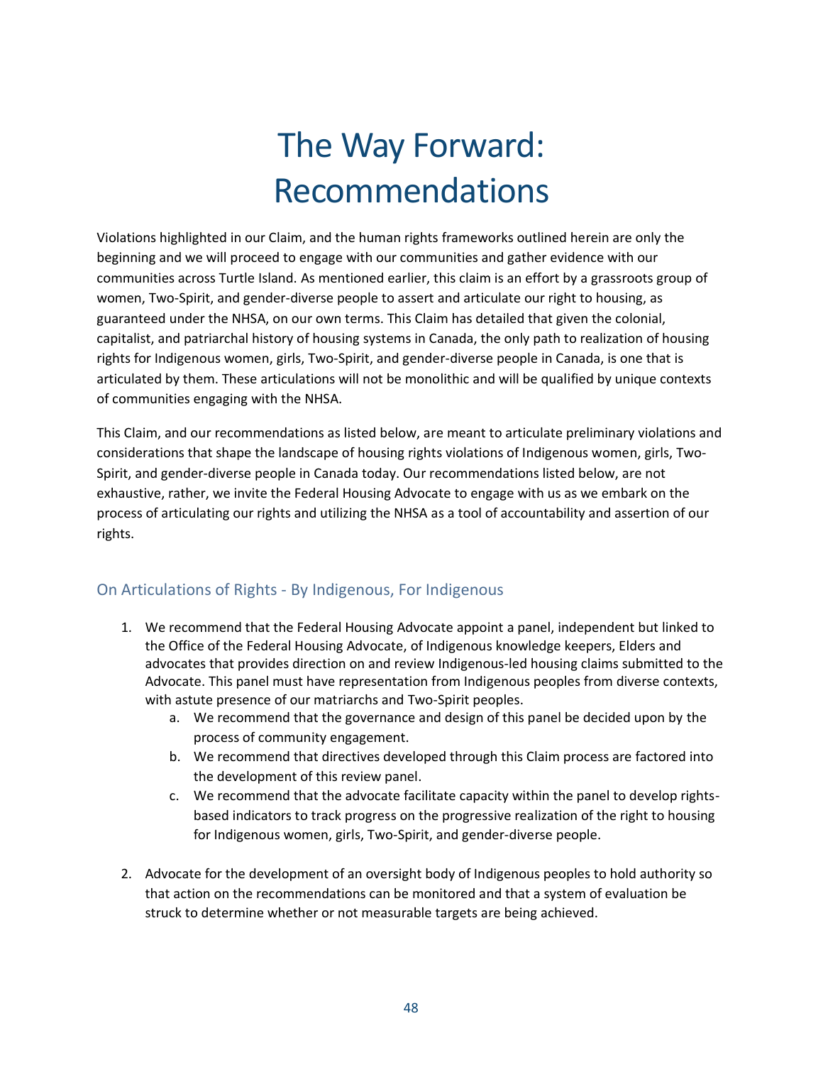# The Way Forward: Recommendations

Violations highlighted in our Claim, and the human rights frameworks outlined herein are only the beginning and we will proceed to engage with our communities and gather evidence with our communities across Turtle Island. As mentioned earlier, this claim is an effort by a grassroots group of women, Two-Spirit, and gender-diverse people to assert and articulate our right to housing, as guaranteed under the NHSA, on our own terms. This Claim has detailed that given the colonial, capitalist, and patriarchal history of housing systems in Canada, the only path to realization of housing rights for Indigenous women, girls, Two-Spirit, and gender-diverse people in Canada, is one that is articulated by them. These articulations will not be monolithic and will be qualified by unique contexts of communities engaging with the NHSA.

This Claim, and our recommendations as listed below, are meant to articulate preliminary violations and considerations that shape the landscape of housing rights violations of Indigenous women, girls, Two-Spirit, and gender-diverse people in Canada today. Our recommendations listed below, are not exhaustive, rather, we invite the Federal Housing Advocate to engage with us as we embark on the process of articulating our rights and utilizing the NHSA as a tool of accountability and assertion of our rights.

## On Articulations of Rights - By Indigenous, For Indigenous

1. We recommend that the Federal Housing Advocate appoint a panel, independent but linked to the Office of the Federal Housing Advocate, of Indigenous knowledge keepers, Elders and advocates that provides direction on and review Indigenous-led housing claims submitted to the Advocate. This panel must have representation from Indigenous peoples from diverse contexts, with astute presence of our matriarchs and Two-Spirit peoples.
   a. We recommend that the governance and design of this panel be decided upon by the process of community engagement.
   b. We recommend that directives developed through this Claim process are factored into the development of this review panel.
   c. We recommend that the advocate facilitate capacity within the panel to develop rights-based indicators to track progress on the progressive realization of the right to housing for Indigenous women, girls, Two-Spirit, and gender-diverse people.

2. Advocate for the development of an oversight body of Indigenous peoples to hold authority so that action on the recommendations can be monitored and that a system of evaluation be struck to determine whether or not measurable targets are being achieved.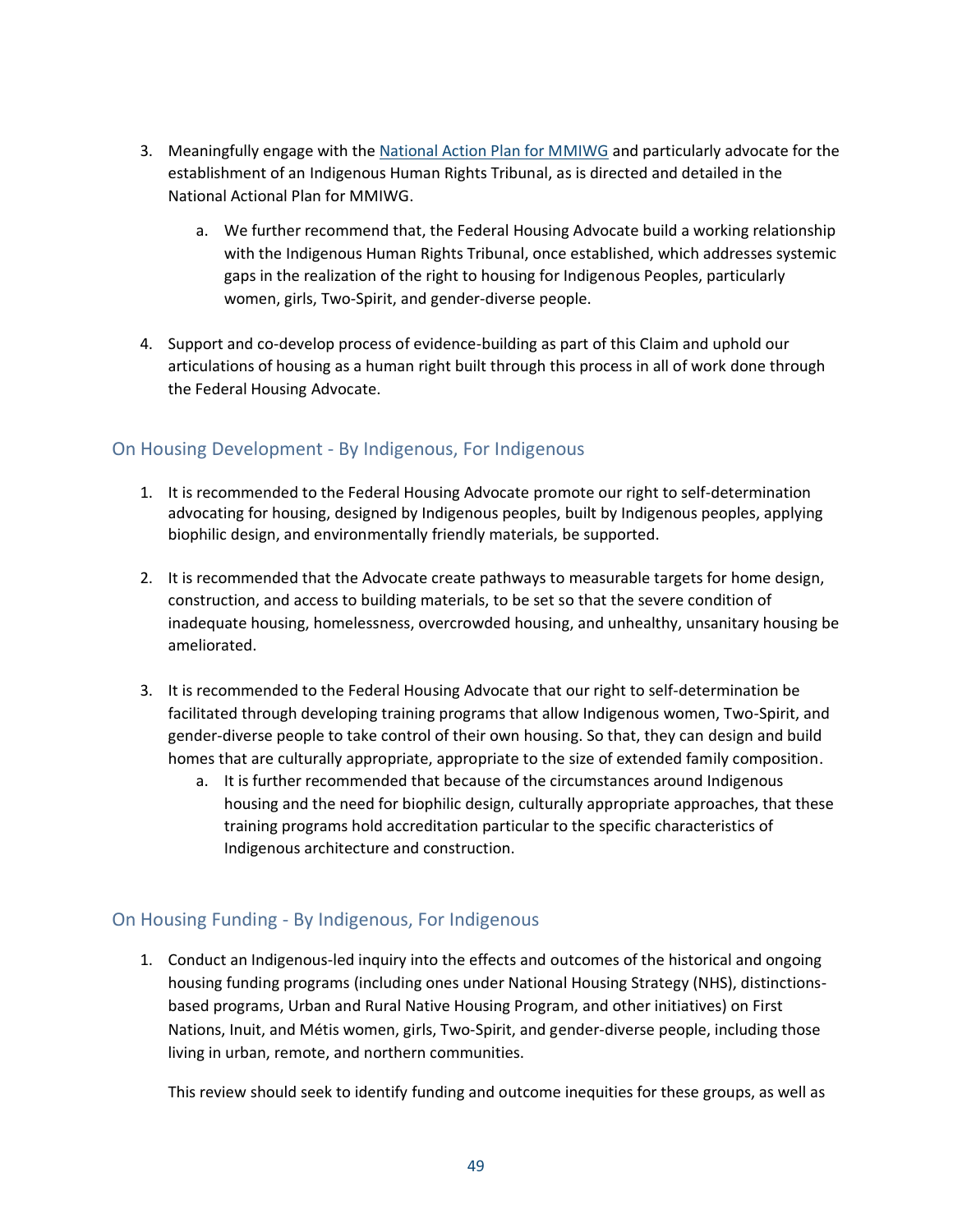3. Meaningfully engage with the [National Action Plan for MMIWG] and particularly advocate for the establishment of an Indigenous Human Rights Tribunal, as is directed and detailed in the National Actional Plan for MMIWG.

   a. We further recommend that, the Federal Housing Advocate build a working relationship with the Indigenous Human Rights Tribunal, once established, which addresses systemic gaps in the realization of the right to housing for Indigenous Peoples, particularly women, girls, Two-Spirit, and gender-diverse people.

4. Support and co-develop process of evidence-building as part of this Claim and uphold our articulations of housing as a human right built through this process in all of work done through the Federal Housing Advocate.

## On Housing Development - By Indigenous, For Indigenous

1. It is recommended to the Federal Housing Advocate promote our right to self-determination advocating for housing, designed by Indigenous peoples, built by Indigenous peoples, applying biophilic design, and environmentally friendly materials, be supported.

2. It is recommended that the Advocate create pathways to measurable targets for home design, construction, and access to building materials, to be set so that the severe condition of inadequate housing, homelessness, overcrowded housing, and unhealthy, unsanitary housing be ameliorated.

3. It is recommended to the Federal Housing Advocate that our right to self-determination be facilitated through developing training programs that allow Indigenous women, Two-Spirit, and gender-diverse people to take control of their own housing. So that, they can design and build homes that are culturally appropriate, appropriate to the size of extended family composition.
   a. It is further recommended that because of the circumstances around Indigenous housing and the need for biophilic design, culturally appropriate approaches, that these training programs hold accreditation particular to the specific characteristics of Indigenous architecture and construction.

## On Housing Funding - By Indigenous, For Indigenous

1. Conduct an Indigenous-led inquiry into the effects and outcomes of the historical and ongoing housing funding programs (including ones under National Housing Strategy (NHS), distinctions-based programs, Urban and Rural Native Housing Program, and other initiatives) on First Nations, Inuit, and Métis women, girls, Two-Spirit, and gender-diverse people, including those living in urban, remote, and northern communities.

   This review should seek to identify funding and outcome inequities for these groups, as well as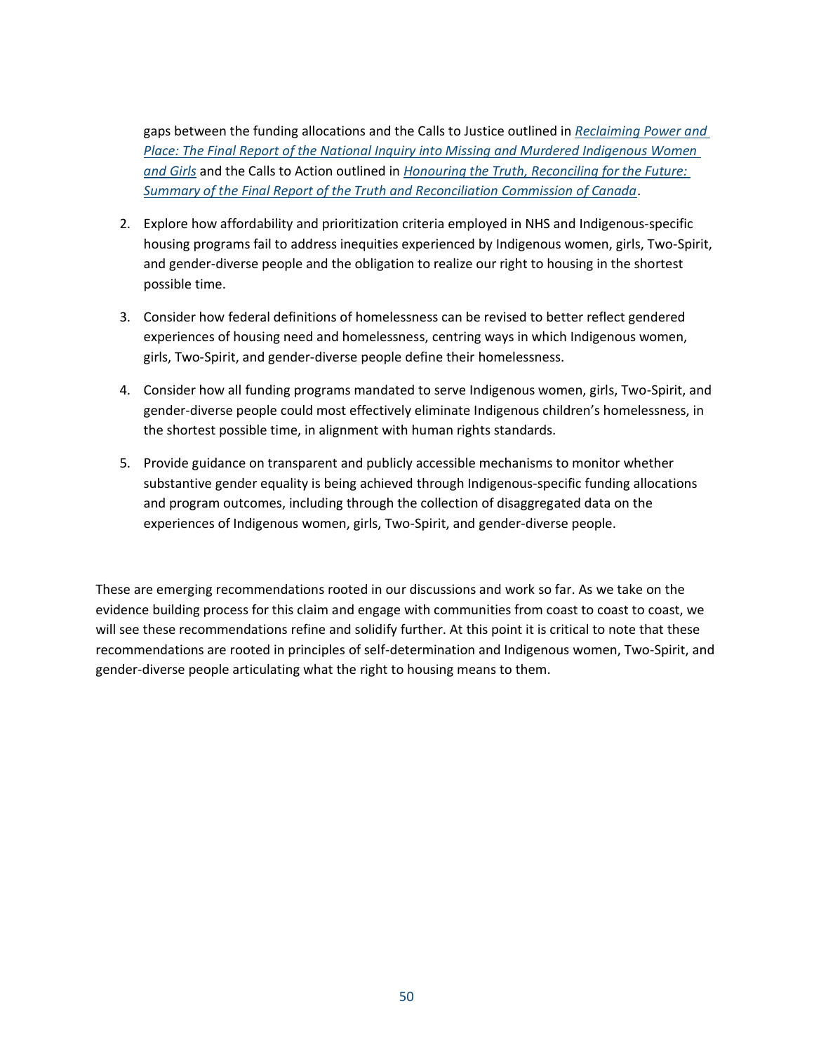gaps between the funding allocations and the Calls to Justice outlined in *Reclaiming Power and Place: The Final Report of the National Inquiry into Missing and Murdered Indigenous Women and Girls* and the Calls to Action outlined in *Honouring the Truth, Reconciling for the Future: Summary of the Final Report of the Truth and Reconciliation Commission of Canada*.

2. Explore how affordability and prioritization criteria employed in NHS and Indigenous-specific housing programs fail to address inequities experienced by Indigenous women, girls, Two-Spirit, and gender-diverse people and the obligation to realize our right to housing in the shortest possible time.

3. Consider how federal definitions of homelessness can be revised to better reflect gendered experiences of housing need and homelessness, centring ways in which Indigenous women, girls, Two-Spirit, and gender-diverse people define their homelessness.

4. Consider how all funding programs mandated to serve Indigenous women, girls, Two-Spirit, and gender-diverse people could most effectively eliminate Indigenous children's homelessness, in the shortest possible time, in alignment with human rights standards.

5. Provide guidance on transparent and publicly accessible mechanisms to monitor whether substantive gender equality is being achieved through Indigenous-specific funding allocations and program outcomes, including through the collection of disaggregated data on the experiences of Indigenous women, girls, Two-Spirit, and gender-diverse people.

These are emerging recommendations rooted in our discussions and work so far. As we take on the evidence building process for this claim and engage with communities from coast to coast to coast, we will see these recommendations refine and solidify further. At this point it is critical to note that these recommendations are rooted in principles of self-determination and Indigenous women, Two-Spirit, and gender-diverse people articulating what the right to housing means to them.